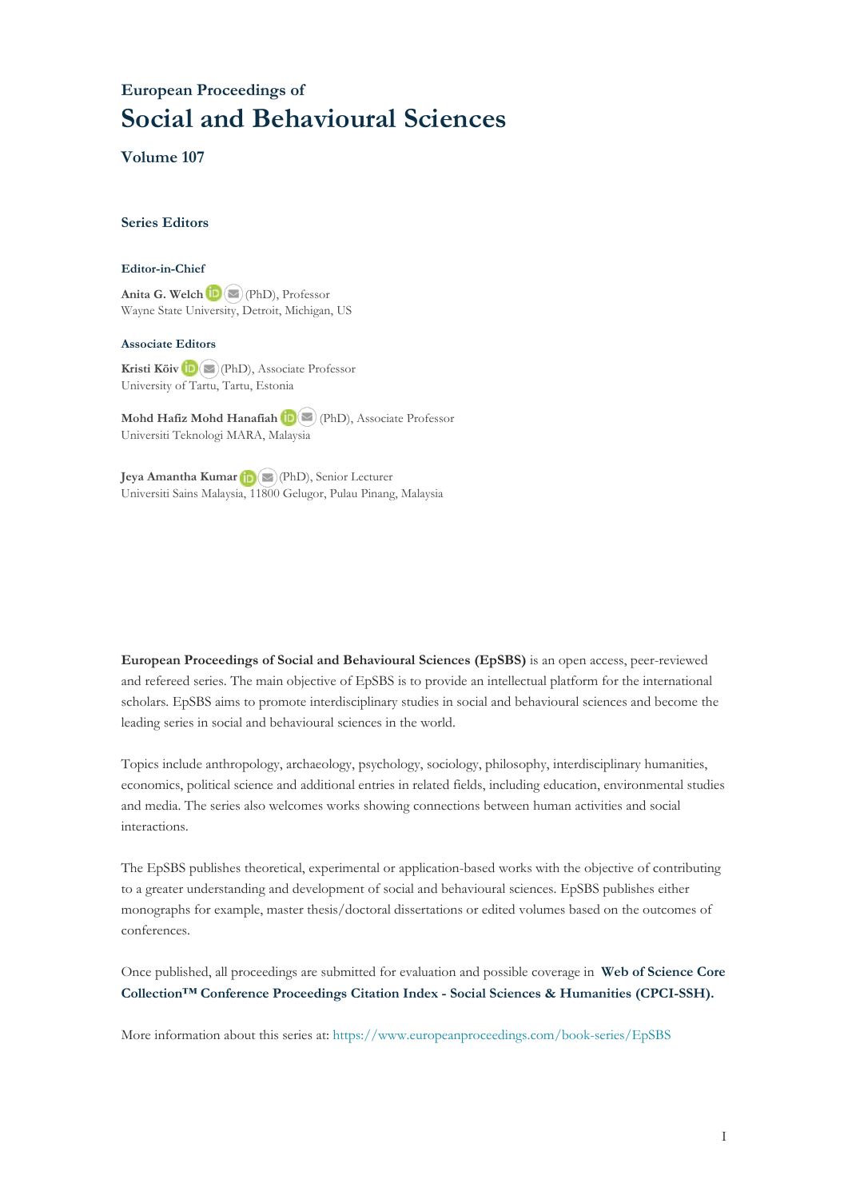### European Proceedings of

# Social and Behavioural Sciences

### Volume 107

#### Series Editors

##### Editor-in-Chief

**Anita G. Welch** (PhD), Professor
Wayne State University, Detroit, Michigan, US

##### Associate Editors

**Kristi Köiv** (PhD), Associate Professor
University of Tartu, Tartu, Estonia

**Mohd Hafiz Mohd Hanafiah** (PhD), Associate Professor
Universiti Teknologi MARA, Malaysia

**Jeya Amantha Kumar** (PhD), Senior Lecturer
Universiti Sains Malaysia, 11800 Gelugor, Pulau Pinang, Malaysia

**European Proceedings of Social and Behavioural Sciences (EpSBS)** is an open access, peer-reviewed and refereed series. The main objective of EpSBS is to provide an intellectual platform for the international scholars. EpSBS aims to promote interdisciplinary studies in social and behavioural sciences and become the leading series in social and behavioural sciences in the world.

Topics include anthropology, archaeology, psychology, sociology, philosophy, interdisciplinary humanities, economics, political science and additional entries in related fields, including education, environmental studies and media. The series also welcomes works showing connections between human activities and social interactions.

The EpSBS publishes theoretical, experimental or application-based works with the objective of contributing to a greater understanding and development of social and behavioural sciences. EpSBS publishes either monographs for example, master thesis/doctoral dissertations or edited volumes based on the outcomes of conferences.

Once published, all proceedings are submitted for evaluation and possible coverage in **Web of Science Core Collection™ Conference Proceedings Citation Index - Social Sciences & Humanities (CPCI-SSH).**

More information about this series at: https://www.europeanproceedings.com/book-series/EpSBS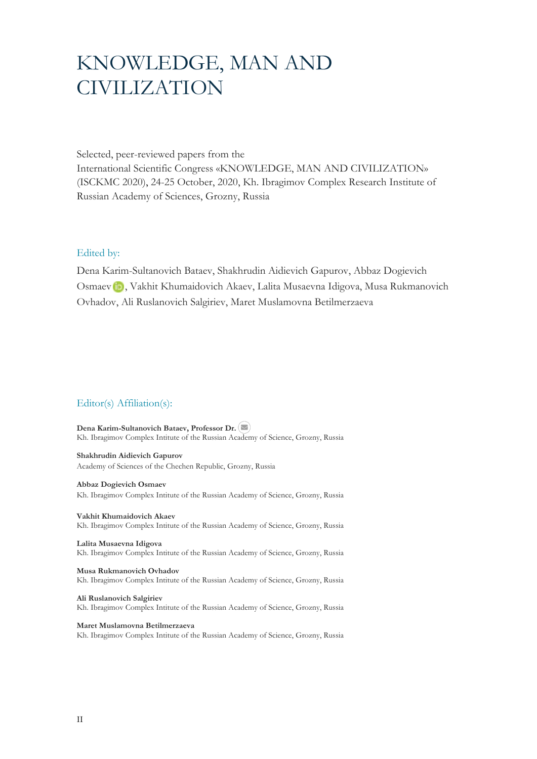# KNOWLEDGE, MAN AND CIVILIZATION

Selected, peer-reviewed papers from the
International Scientific Congress «KNOWLEDGE, MAN AND CIVILIZATION» (ISCKMC 2020), 24-25 October, 2020, Kh. Ibragimov Complex Research Institute of Russian Academy of Sciences, Grozny, Russia

## Edited by:

Dena Karim-Sultanovich Bataev, Shakhrudin Aidievich Gapurov, Abbaz Dogievich Osmaev, Vakhit Khumaidovich Akaev, Lalita Musaevna Idigova, Musa Rukmanovich Ovhadov, Ali Ruslanovich Salgiriev, Maret Muslamovna Betilmerzaeva

## Editor(s) Affiliation(s):

**Dena Karim-Sultanovich Bataev, Professor Dr.**
Kh. Ibragimov Complex Intitute of the Russian Academy of Science, Grozny, Russia

**Shakhrudin Aidievich Gapurov**
Academy of Sciences of the Chechen Republic, Grozny, Russia

**Abbaz Dogievich Osmaev**
Kh. Ibragimov Complex Intitute of the Russian Academy of Science, Grozny, Russia

**Vakhit Khumaidovich Akaev**
Kh. Ibragimov Complex Intitute of the Russian Academy of Science, Grozny, Russia

**Lalita Musaevna Idigova**
Kh. Ibragimov Complex Intitute of the Russian Academy of Science, Grozny, Russia

**Musa Rukmanovich Ovhadov**
Kh. Ibragimov Complex Intitute of the Russian Academy of Science, Grozny, Russia

**Ali Ruslanovich Salgiriev**
Kh. Ibragimov Complex Intitute of the Russian Academy of Science, Grozny, Russia

**Maret Muslamovna Betilmerzaeva**
Kh. Ibragimov Complex Intitute of the Russian Academy of Science, Grozny, Russia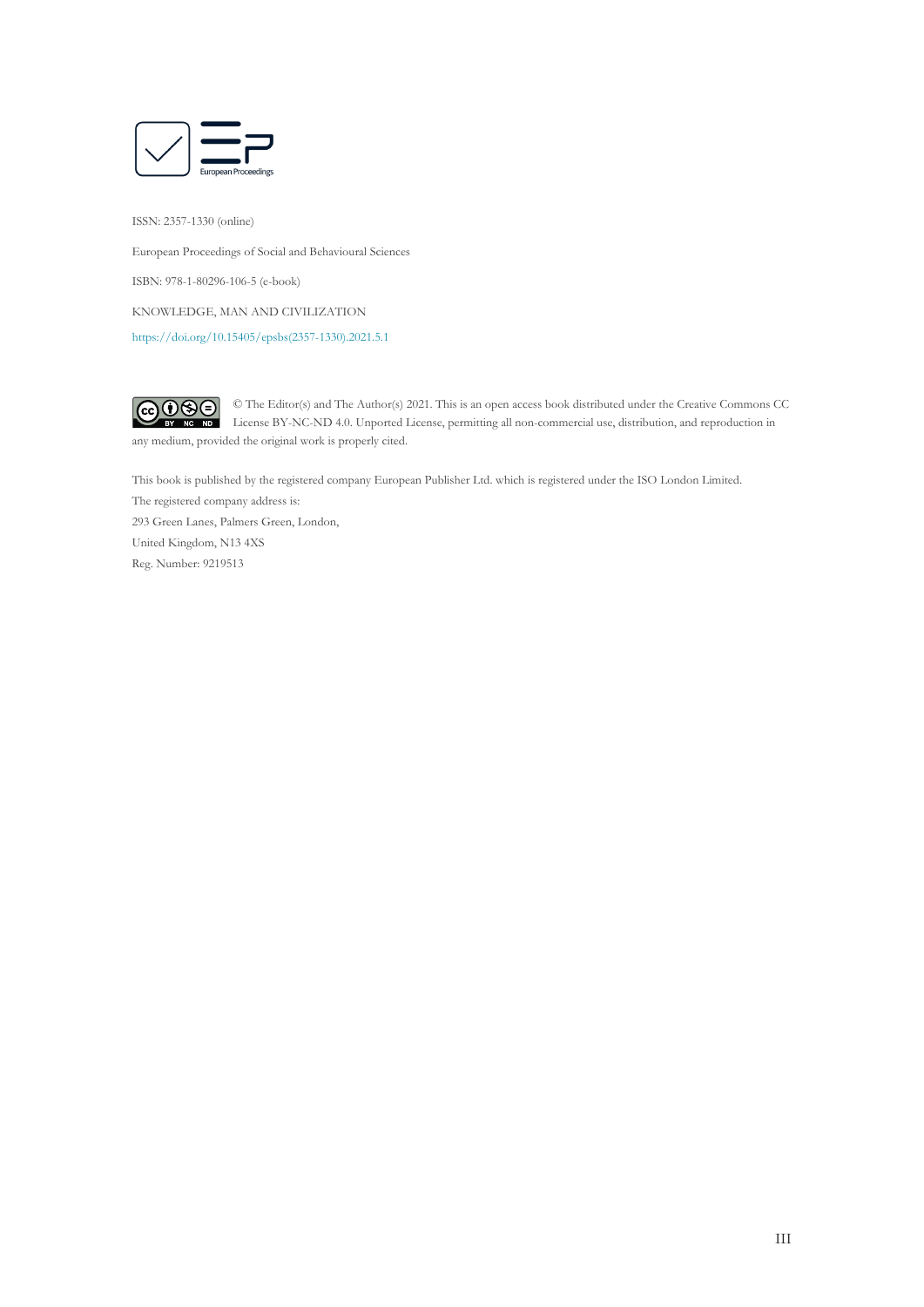ISSN: 2357-1330 (online)

European Proceedings of Social and Behavioural Sciences

ISBN: 978-1-80296-106-5 (e-book)

KNOWLEDGE, MAN AND CIVILIZATION

https://doi.org/10.15405/epsbs(2357-1330).2021.5.1

© The Editor(s) and The Author(s) 2021. This is an open access book distributed under the Creative Commons CC License BY-NC-ND 4.0. Unported License, permitting all non-commercial use, distribution, and reproduction in any medium, provided the original work is properly cited.

This book is published by the registered company European Publisher Ltd. which is registered under the ISO London Limited.

The registered company address is:

293 Green Lanes, Palmers Green, London,

United Kingdom, N13 4XS

Reg. Number: 9219513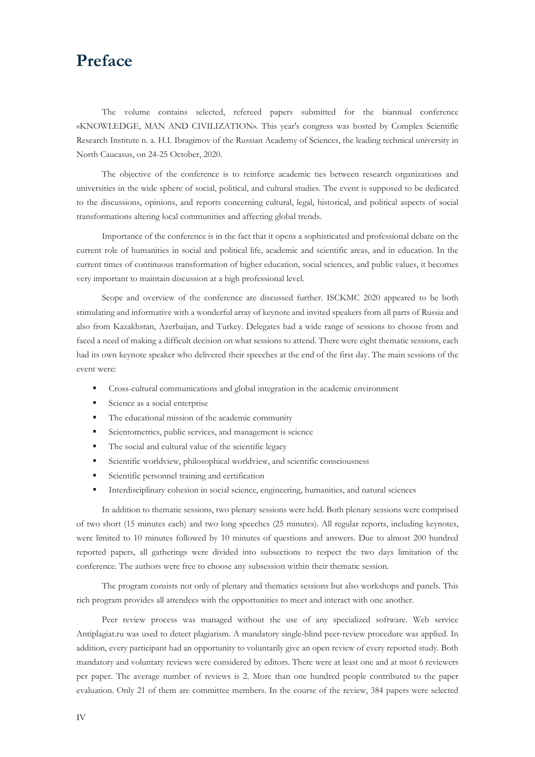# Preface

The volume contains selected, refereed papers submitted for the biannual conference «KNOWLEDGE, MAN AND CIVILIZATION». This year's congress was hosted by Complex Scientific Research Institute n. a. H.I. Ibragimov of the Russian Academy of Sciences, the leading technical university in North Caucasus, on 24-25 October, 2020.

The objective of the conference is to reinforce academic ties between research organizations and universities in the wide sphere of social, political, and cultural studies. The event is supposed to be dedicated to the discussions, opinions, and reports concerning cultural, legal, historical, and political aspects of social transformations altering local communities and affecting global trends.

Importance of the conference is in the fact that it opens a sophisticated and professional debate on the current role of humanities in social and political life, academic and scientific areas, and in education. In the current times of continuous transformation of higher education, social sciences, and public values, it becomes very important to maintain discussion at a high professional level.

Scope and overview of the conference are discussed further. ISCKMC 2020 appeared to be both stimulating and informative with a wonderful array of keynote and invited speakers from all parts of Russia and also from Kazakhstan, Azerbaijan, and Turkey. Delegates had a wide range of sessions to choose from and faced a need of making a difficult decision on what sessions to attend. There were eight thematic sessions, each had its own keynote speaker who delivered their speeches at the end of the first day. The main sessions of the event were:

- Cross-cultural communications and global integration in the academic environment
- Science as a social enterprise
- The educational mission of the academic community
- Scientometrics, public services, and management is science
- The social and cultural value of the scientific legacy
- Scientific worldview, philosophical worldview, and scientific consciousness
- Scientific personnel training and certification
- Interdisciplinary cohesion in social science, engineering, humanities, and natural sciences

In addition to thematic sessions, two plenary sessions were held. Both plenary sessions were comprised of two short (15 minutes each) and two long speeches (25 minutes). All regular reports, including keynotes, were limited to 10 minutes followed by 10 minutes of questions and answers. Due to almost 200 hundred reported papers, all gatherings were divided into subsections to respect the two days limitation of the conference. The authors were free to choose any subsession within their thematic session.

The program consists not only of plenary and thematics sessions but also workshops and panels. This rich program provides all attendees with the opportunities to meet and interact with one another.

Peer review process was managed without the use of any specialized software. Web service Antiplagiat.ru was used to detect plagiarism. A mandatory single-blind peer-review procedure was applied. In addition, every participant had an opportunity to voluntarily give an open review of every reported study. Both mandatory and voluntary reviews were considered by editors. There were at least one and at most 6 reviewers per paper. The average number of reviews is 2. More than one hundred people contributed to the paper evaluation. Only 21 of them are committee members. In the course of the review, 384 papers were selected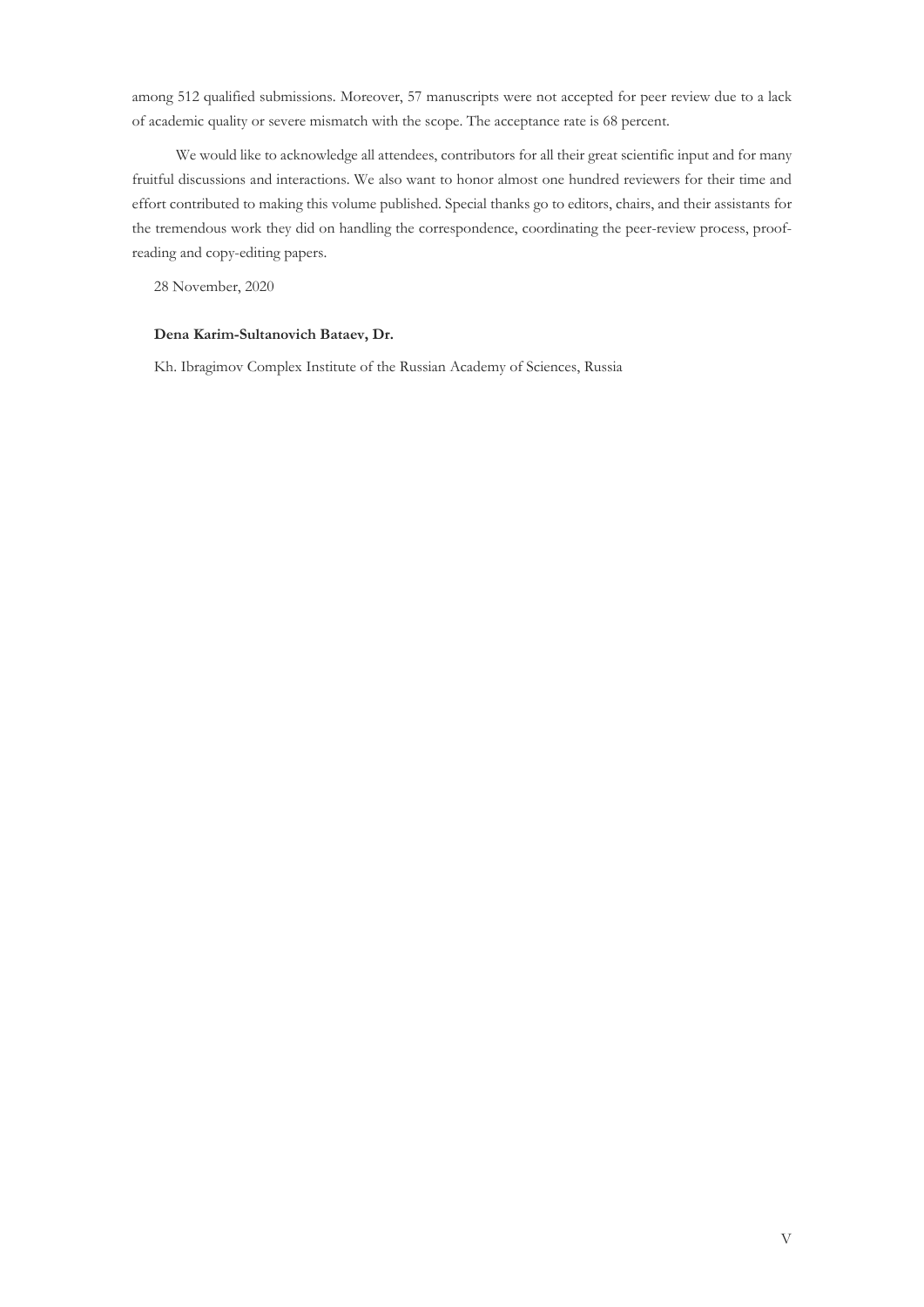among 512 qualified submissions. Moreover, 57 manuscripts were not accepted for peer review due to a lack of academic quality or severe mismatch with the scope. The acceptance rate is 68 percent.

We would like to acknowledge all attendees, contributors for all their great scientific input and for many fruitful discussions and interactions. We also want to honor almost one hundred reviewers for their time and effort contributed to making this volume published. Special thanks go to editors, chairs, and their assistants for the tremendous work they did on handling the correspondence, coordinating the peer-review process, proof-reading and copy-editing papers.

28 November, 2020

**Dena Karim-Sultanovich Bataev, Dr.**

Kh. Ibragimov Complex Institute of the Russian Academy of Sciences, Russia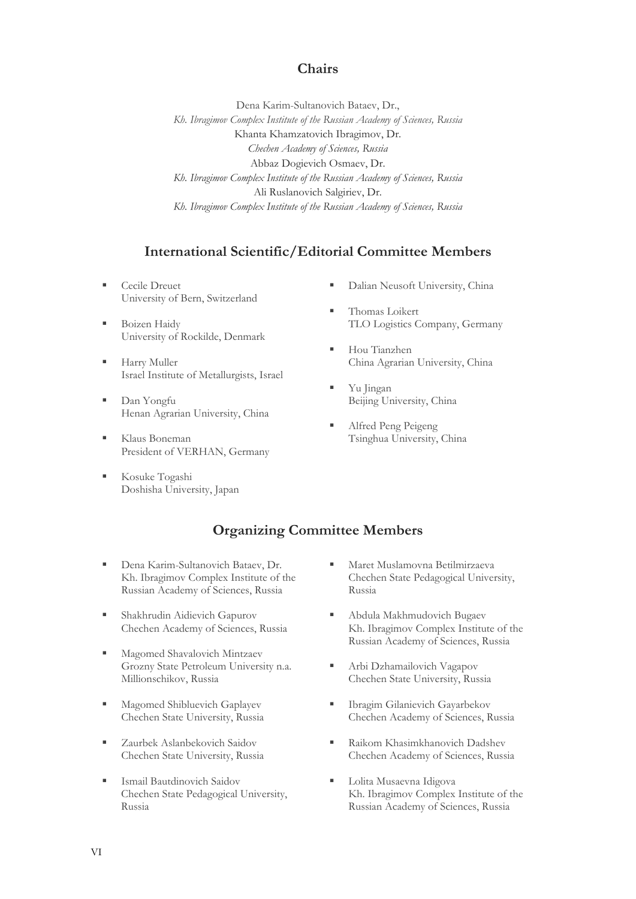## Chairs

Dena Karim-Sultanovich Bataev, Dr.,
*Kh. Ibragimov Complex Institute of the Russian Academy of Sciences, Russia*
Khanta Khamzatovich Ibragimov, Dr.
*Chechen Academy of Sciences, Russia*
Abbaz Dogievich Osmaev, Dr.
*Kh. Ibragimov Complex Institute of the Russian Academy of Sciences, Russia*
Ali Ruslanovich Salgiriev, Dr.
*Kh. Ibragimov Complex Institute of the Russian Academy of Sciences, Russia*

## International Scientific/Editorial Committee Members

- Cecile Dreuet
  University of Bern, Switzerland
- Boizen Haidy
  University of Rockilde, Denmark
- Harry Muller
  Israel Institute of Metallurgists, Israel
- Dan Yongfu
  Henan Agrarian University, China
- Klaus Boneman
  President of VERHAN, Germany
- Kosuke Togashi
  Doshisha University, Japan
- Dalian Neusoft University, China
- Thomas Loikert
  TLO Logistics Company, Germany
- Hou Tianzhen
  China Agrarian University, China
- Yu Jingan
  Beijing University, China
- Alfred Peng Peigeng
  Tsinghua University, China

## Organizing Committee Members

- Dena Karim-Sultanovich Bataev, Dr.
  Kh. Ibragimov Complex Institute of the Russian Academy of Sciences, Russia
- Shakhrudin Aidievich Gapurov
  Chechen Academy of Sciences, Russia
- Magomed Shavalovich Mintzaev
  Grozny State Petroleum University n.a. Millionschikov, Russia
- Magomed Shibluevich Gaplayev
  Chechen State University, Russia
- Zaurbek Aslanbekovich Saidov
  Chechen State University, Russia
- Ismail Bautdinovich Saidov
  Chechen State Pedagogical University, Russia
- Maret Muslamovna Betilmirzaeva
  Chechen State Pedagogical University, Russia
- Abdula Makhmudovich Bugaev
  Kh. Ibragimov Complex Institute of the Russian Academy of Sciences, Russia
- Arbi Dzhamailovich Vagapov
  Chechen State University, Russia
- Ibragim Gilanievich Gayarbekov
  Chechen Academy of Sciences, Russia
- Raikom Khasimkhanovich Dadshev
  Chechen Academy of Sciences, Russia
- Lolita Musaevna Idigova
  Kh. Ibragimov Complex Institute of the Russian Academy of Sciences, Russia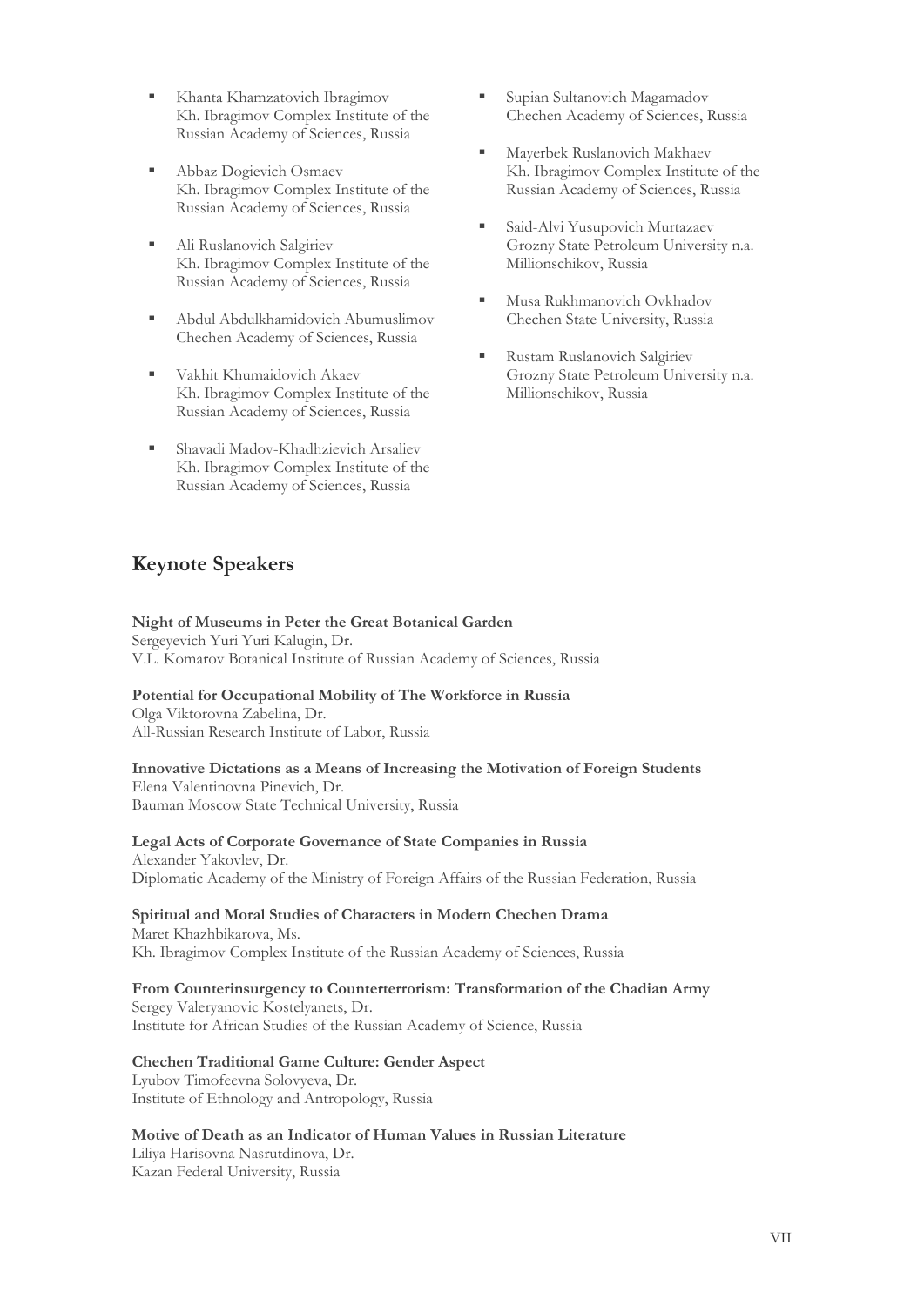- Khanta Khamzatovich Ibragimov
  Kh. Ibragimov Complex Institute of the Russian Academy of Sciences, Russia
- Abbaz Dogievich Osmaev
  Kh. Ibragimov Complex Institute of the Russian Academy of Sciences, Russia
- Ali Ruslanovich Salgiriev
  Kh. Ibragimov Complex Institute of the Russian Academy of Sciences, Russia
- Abdul Abdulkhamidovich Abumuslimov
  Chechen Academy of Sciences, Russia
- Vakhit Khumaidovich Akaev
  Kh. Ibragimov Complex Institute of the Russian Academy of Sciences, Russia
- Shavadi Madov-Khadhzievich Arsaliev
  Kh. Ibragimov Complex Institute of the Russian Academy of Sciences, Russia
- Supian Sultanovich Magamadov
  Chechen Academy of Sciences, Russia
- Mayerbek Ruslanovich Makhaev
  Kh. Ibragimov Complex Institute of the Russian Academy of Sciences, Russia
- Said-Alvi Yusupovich Murtazaev
  Grozny State Petroleum University n.a. Millionschikov, Russia
- Musa Rukhmanovich Ovkhadov
  Chechen State University, Russia
- Rustam Ruslanovich Salgiriev
  Grozny State Petroleum University n.a. Millionschikov, Russia

## Keynote Speakers

**Night of Museums in Peter the Great Botanical Garden**
Sergeyevich Yuri Yuri Kalugin, Dr.
V.L. Komarov Botanical Institute of Russian Academy of Sciences, Russia

**Potential for Occupational Mobility of The Workforce in Russia**
Olga Viktorovna Zabelina, Dr.
All-Russian Research Institute of Labor, Russia

**Innovative Dictations as a Means of Increasing the Motivation of Foreign Students**
Elena Valentinovna Pinevich, Dr.
Bauman Moscow State Technical University, Russia

**Legal Acts of Corporate Governance of State Companies in Russia**
Alexander Yakovlev, Dr.
Diplomatic Academy of the Ministry of Foreign Affairs of the Russian Federation, Russia

**Spiritual and Moral Studies of Characters in Modern Chechen Drama**
Maret Khazhbikarova, Ms.
Kh. Ibragimov Complex Institute of the Russian Academy of Sciences, Russia

**From Counterinsurgency to Counterterrorism: Transformation of the Chadian Army**
Sergey Valeryanovic Kostelyanets, Dr.
Institute for African Studies of the Russian Academy of Science, Russia

**Chechen Traditional Game Culture: Gender Aspect**
Lyubov Timofeevna Solovyeva, Dr.
Institute of Ethnology and Antropology, Russia

**Motive of Death as an Indicator of Human Values in Russian Literature**
Liliya Harisovna Nasrutdinova, Dr.
Kazan Federal University, Russia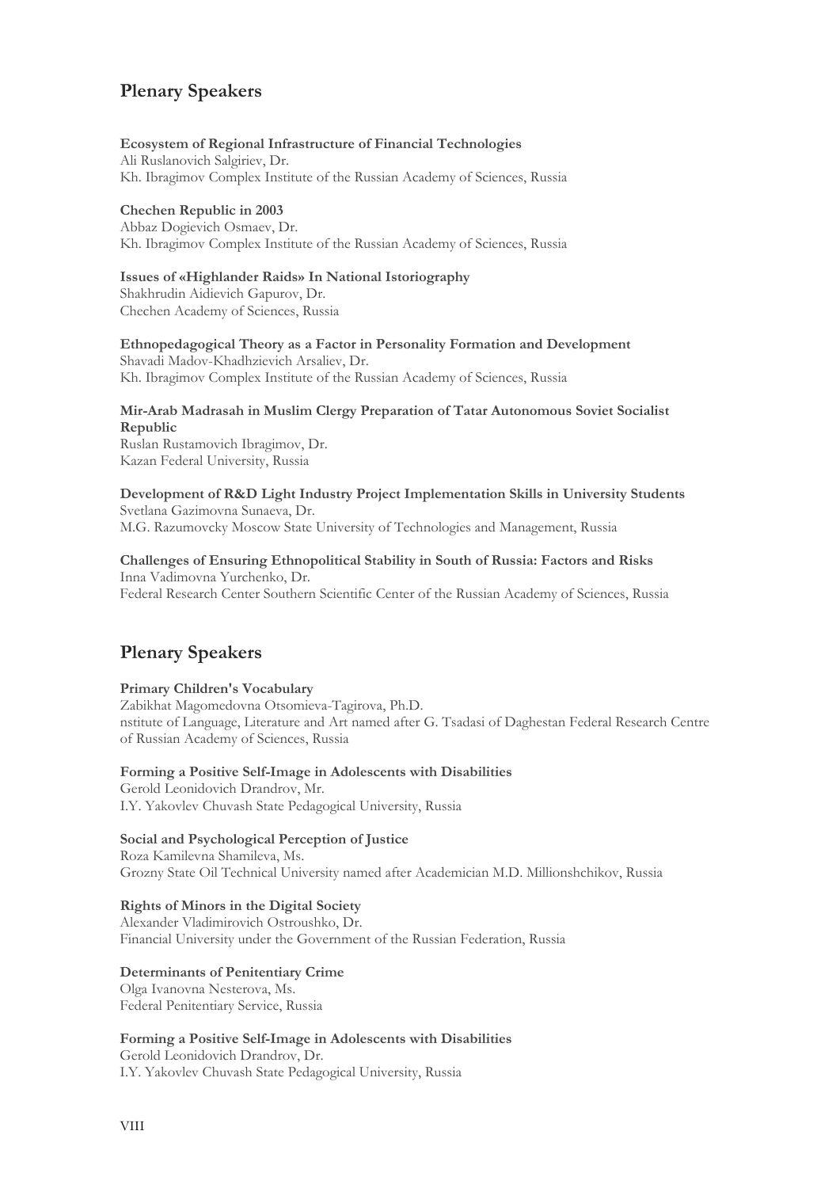## Plenary Speakers

**Ecosystem of Regional Infrastructure of Financial Technologies**
Ali Ruslanovich Salgiriev, Dr.
Kh. Ibragimov Complex Institute of the Russian Academy of Sciences, Russia

**Chechen Republic in 2003**
Abbaz Dogievich Osmaev, Dr.
Kh. Ibragimov Complex Institute of the Russian Academy of Sciences, Russia

**Issues of «Highlander Raids» In National Istoriography**
Shakhrudin Aidievich Gapurov, Dr.
Chechen Academy of Sciences, Russia

**Ethnopedagogical Theory as a Factor in Personality Formation and Development**
Shavadi Madov-Khadhzievich Arsaliev, Dr.
Kh. Ibragimov Complex Institute of the Russian Academy of Sciences, Russia

**Mir-Arab Madrasah in Muslim Clergy Preparation of Tatar Autonomous Soviet Socialist Republic**
Ruslan Rustamovich Ibragimov, Dr.
Kazan Federal University, Russia

**Development of R&D Light Industry Project Implementation Skills in University Students**
Svetlana Gazimovna Sunaeva, Dr.
M.G. Razumovcky Moscow State University of Technologies and Management, Russia

**Challenges of Ensuring Ethnopolitical Stability in South of Russia: Factors and Risks**
Inna Vadimovna Yurchenko, Dr.
Federal Research Center Southern Scientific Center of the Russian Academy of Sciences, Russia

## Plenary Speakers

**Primary Children's Vocabulary**
Zabikhat Magomedovna Otsomieva-Tagirova, Ph.D.
nstitute of Language, Literature and Art named after G. Tsadasi of Daghestan Federal Research Centre of Russian Academy of Sciences, Russia

**Forming a Positive Self-Image in Adolescents with Disabilities**
Gerold Leonidovich Drandrov, Mr.
I.Y. Yakovlev Chuvash State Pedagogical University, Russia

**Social and Psychological Perception of Justice**
Roza Kamilevna Shamileva, Ms.
Grozny State Oil Technical University named after Academician M.D. Millionshchikov, Russia

**Rights of Minors in the Digital Society**
Alexander Vladimirovich Ostroushko, Dr.
Financial University under the Government of the Russian Federation, Russia

**Determinants of Penitentiary Crime**
Olga Ivanovna Nesterova, Ms.
Federal Penitentiary Service, Russia

**Forming a Positive Self-Image in Adolescents with Disabilities**
Gerold Leonidovich Drandrov, Dr.
I.Y. Yakovlev Chuvash State Pedagogical University, Russia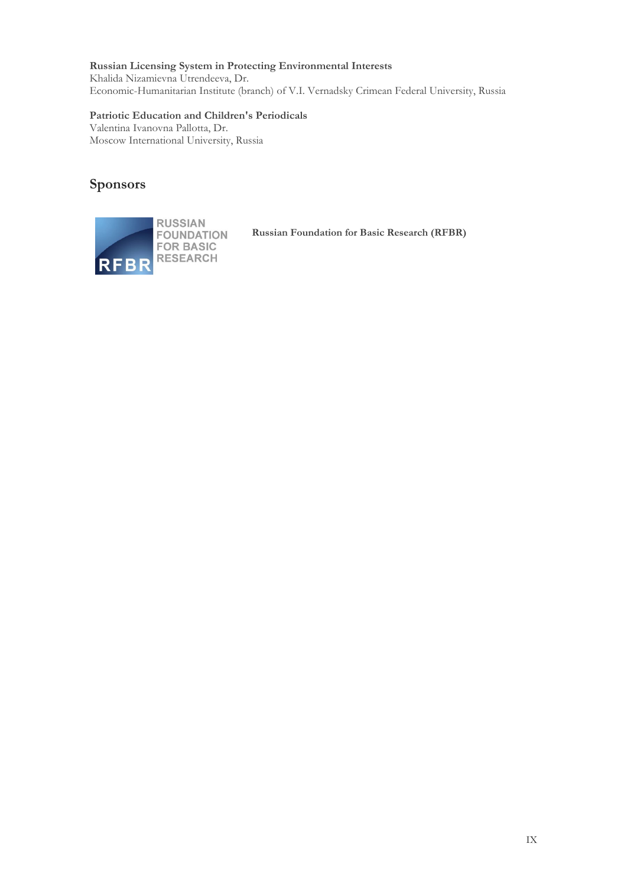**Russian Licensing System in Protecting Environmental Interests**
Khalida Nizamievna Utrendeeva, Dr.
Economic-Humanitarian Institute (branch) of V.I. Vernadsky Crimean Federal University, Russia

**Patriotic Education and Children's Periodicals**
Valentina Ivanovna Pallotta, Dr.
Moscow International University, Russia

## Sponsors

RFBR RUSSIAN FOUNDATION FOR BASIC RESEARCH

**Russian Foundation for Basic Research (RFBR)**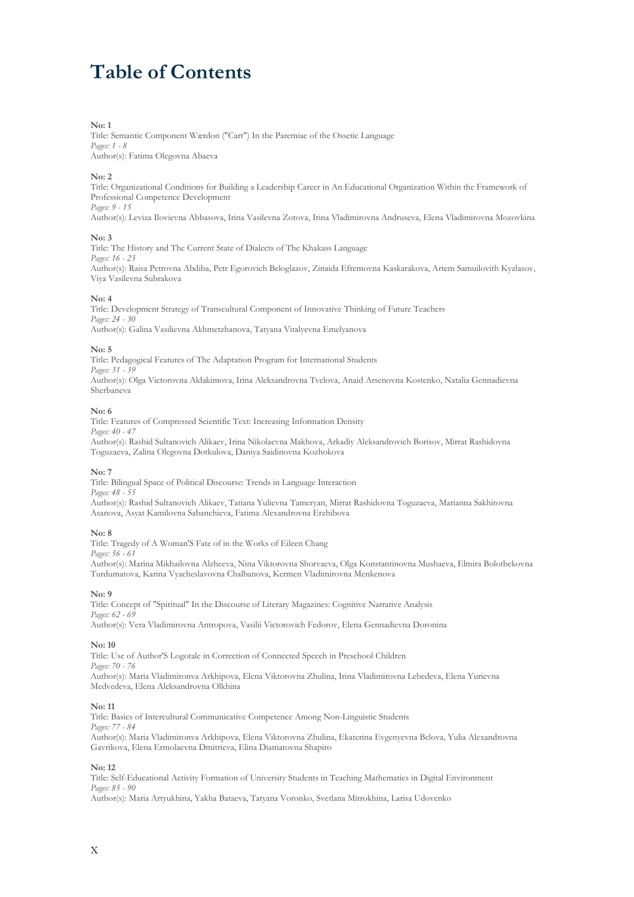# Table of Contents

**No: 1**
Title: Semantic Component Wærdon ("Cart") In the Paremiae of the Ossetic Language
*Pages: 1 - 8*
Author(s): Fatima Olegovna Abaeva

**No: 2**
Title: Organizational Conditions for Building a Leadership Career in An Educational Organization Within the Framework of Professional Competence Development
*Pages: 9 - 15*
Author(s): Leviza Ilovievna Abbasova, Irina Vasilevna Zotova, Irina Vladimirovna Andruseva, Elena Vladimirovna Mozovkina

**No: 3**
Title: The History and The Current State of Dialects of The Khakass Language
*Pages: 16 - 23*
Author(s): Raisa Petrovna Abdiba, Petr Egorovich Beloglazov, Zinaida Efremovna Kaskarakova, Artem Samuilovith Kyzlasov, Viya Vasilevna Subrakova

**No: 4**
Title: Development Strategy of Transcultural Component of Innovative Thinking of Future Teachers
*Pages: 24 - 30*
Author(s): Galina Vasilievna Akhmetzhanova, Tatyana Vitalyevna Emelyanova

**No: 5**
Title: Pedagogical Features of The Adaptation Program for International Students
*Pages: 31 - 39*
Author(s): Olga Victorovna Aldakimova, Irina Aleksandrovna Tvelova, Anaid Arsenovna Kostenko, Natalia Gennadievna Sherbaneva

**No: 6**
Title: Features of Compressed Scientific Text: Increasing Information Density
*Pages: 40 - 47*
Author(s): Rashid Sultanovich Alikaev, Irina Nikolaevna Makhova, Arkadiy Aleksandrovich Borisov, Mirrat Rashidovna Toguzaeva, Zalina Olegovna Dotkulova, Daniya Saidinovna Kozhokova

**No: 7**
Title: Bilingual Space of Political Discourse: Trends in Language Interaction
*Pages: 48 - 55*
Author(s): Rashid Sultanovich Alikaev, Tatiana Yulievna Tameryan, Mirrat Rashidovna Toguzaeva, Marianna Sakhitovna Asanova, Asyat Kamilovna Sabanchieva, Fatima Alexandrovna Erzhibova

**No: 8**
Title: Tragedy of A Woman'S Fate of in the Works of Eileen Chang
*Pages: 56 - 61*
Author(s): Marina Mikhailovna Alzheeva, Nina Viktorovna Shorvaeva, Olga Konstantinovna Mushaeva, Elmira Bolotbekovna Turdumatova, Karina Vyacheslavovna Chalbanova, Kermen Vladimirovna Menkenova

**No: 9**
Title: Concept of "Spiritual" In the Discourse of Literary Magazines: Cognitive Narrative Analysis
*Pages: 62 - 69*
Author(s): Vera Vladimirovna Antropova, Vasilii Victorovich Fedorov, Elena Gennadievna Doronina

**No: 10**
Title: Use of Author'S Logotale in Correction of Connected Speech in Preschool Children
*Pages: 70 - 76*
Author(s): Maria Vladimironva Arkhipova, Elena Viktorovna Zhulina, Irina Vladimirovna Lebedeva, Elena Yurievna Medvedeva, Elena Aleksandrovna Olkhina

**No: 11**
Title: Basics of Intercultural Communicative Competence Among Non-Linguistic Students
*Pages: 77 - 84*
Author(s): Maria Vladimironva Arkhipova, Elena Viktorovna Zhulina, Ekaterina Evgenyevna Belova, Yulia Alexandrovna Gavrikova, Elena Ermolaevna Dmitrieva, Elina Diamatovna Shapiro

**No: 12**
Title: Self-Educational Activity Formation of University Students in Teaching Mathematics in Digital Environment
*Pages: 85 - 90*
Author(s): Maria Artyukhina, Yakha Bataeva, Tatyana Voronko, Svetlana Mitrokhina, Larisa Udovenko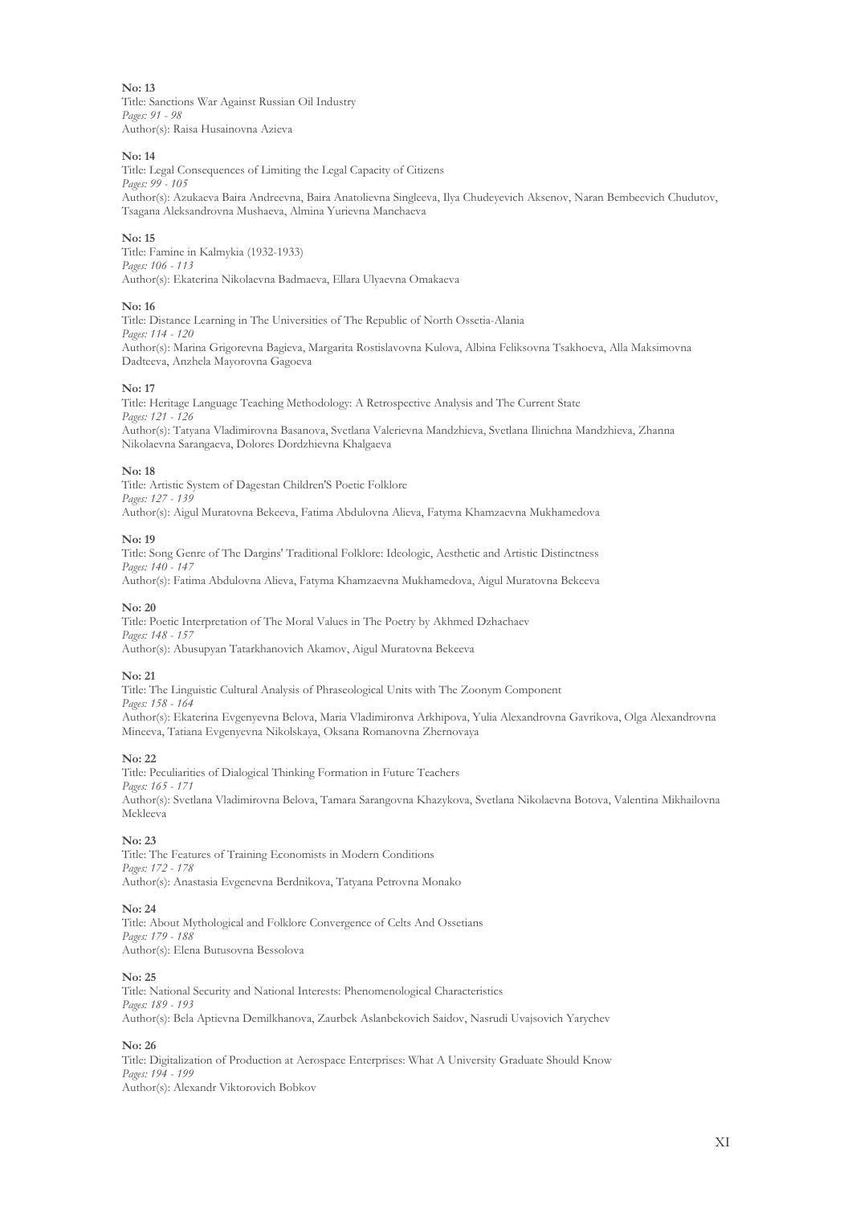**No: 13**
Title: Sanctions War Against Russian Oil Industry
*Pages: 91 - 98*
Author(s): Raisa Husainovna Azieva

**No: 14**
Title: Legal Consequences of Limiting the Legal Capacity of Citizens
*Pages: 99 - 105*
Author(s): Azukaeva Baira Andreevna, Baira Anatolievna Singleeva, Ilya Chudeyevich Aksenov, Naran Bembeevich Chudutov, Tsagana Aleksandrovna Mushaeva, Almina Yurievna Manchaeva

**No: 15**
Title: Famine in Kalmykia (1932-1933)
*Pages: 106 - 113*
Author(s): Ekaterina Nikolaevna Badmaeva, Ellara Ulyaevna Omakaeva

**No: 16**
Title: Distance Learning in The Universities of The Republic of North Ossetia-Alania
*Pages: 114 - 120*
Author(s): Marina Grigorevna Bagieva, Margarita Rostislavovna Kulova, Albina Feliksovna Tsakhoeva, Alla Maksimovna Dadteeva, Anzhela Mayorovna Gagoeva

**No: 17**
Title: Heritage Language Teaching Methodology: A Retrospective Analysis and The Current State
*Pages: 121 - 126*
Author(s): Tatyana Vladimirovna Basanova, Svetlana Valerievna Mandzhieva, Svetlana Ilinichna Mandzhieva, Zhanna Nikolaevna Sarangaeva, Dolores Dordzhievna Khalgaeva

**No: 18**
Title: Artistic System of Dagestan Children'S Poetic Folklore
*Pages: 127 - 139*
Author(s): Aigul Muratovna Bekeeva, Fatima Abdulovna Alieva, Fatyma Khamzaevna Mukhamedova

**No: 19**
Title: Song Genre of The Dargins' Traditional Folklore: Ideologic, Aesthetic and Artistic Distinctness
*Pages: 140 - 147*
Author(s): Fatima Abdulovna Alieva, Fatyma Khamzaevna Mukhamedova, Aigul Muratovna Bekeeva

**No: 20**
Title: Poetic Interpretation of The Moral Values in The Poetry by Akhmed Dzhachaev
*Pages: 148 - 157*
Author(s): Abusupyan Tatarkhanovich Akamov, Aigul Muratovna Bekeeva

**No: 21**
Title: The Linguistic Cultural Analysis of Phraseological Units with The Zoonym Component
*Pages: 158 - 164*
Author(s): Ekaterina Evgenyevna Belova, Maria Vladimironva Arkhipova, Yulia Alexandrovna Gavrikova, Olga Alexandrovna Mineeva, Tatiana Evgenyevna Nikolskaya, Oksana Romanovna Zhernovaya

**No: 22**
Title: Peculiarities of Dialogical Thinking Formation in Future Teachers
*Pages: 165 - 171*
Author(s): Svetlana Vladimirovna Belova, Tamara Sarangovna Khazykova, Svetlana Nikolaevna Botova, Valentina Mikhailovna Mekleeva

**No: 23**
Title: The Features of Training Economists in Modern Conditions
*Pages: 172 - 178*
Author(s): Anastasia Evgenevna Berdnikova, Tatyana Petrovna Monako

**No: 24**
Title: About Mythological and Folklore Convergence of Celts And Ossetians
*Pages: 179 - 188*
Author(s): Elena Butusovna Bessolova

**No: 25**
Title: National Security and National Interests: Phenomenological Characteristics
*Pages: 189 - 193*
Author(s): Bela Aptievna Demilkhanova, Zaurbek Aslanbekovich Saidov, Nasrudi Uvajsovich Yarychev

**No: 26**
Title: Digitalization of Production at Aerospace Enterprises: What A University Graduate Should Know
*Pages: 194 - 199*
Author(s): Alexandr Viktorovich Bobkov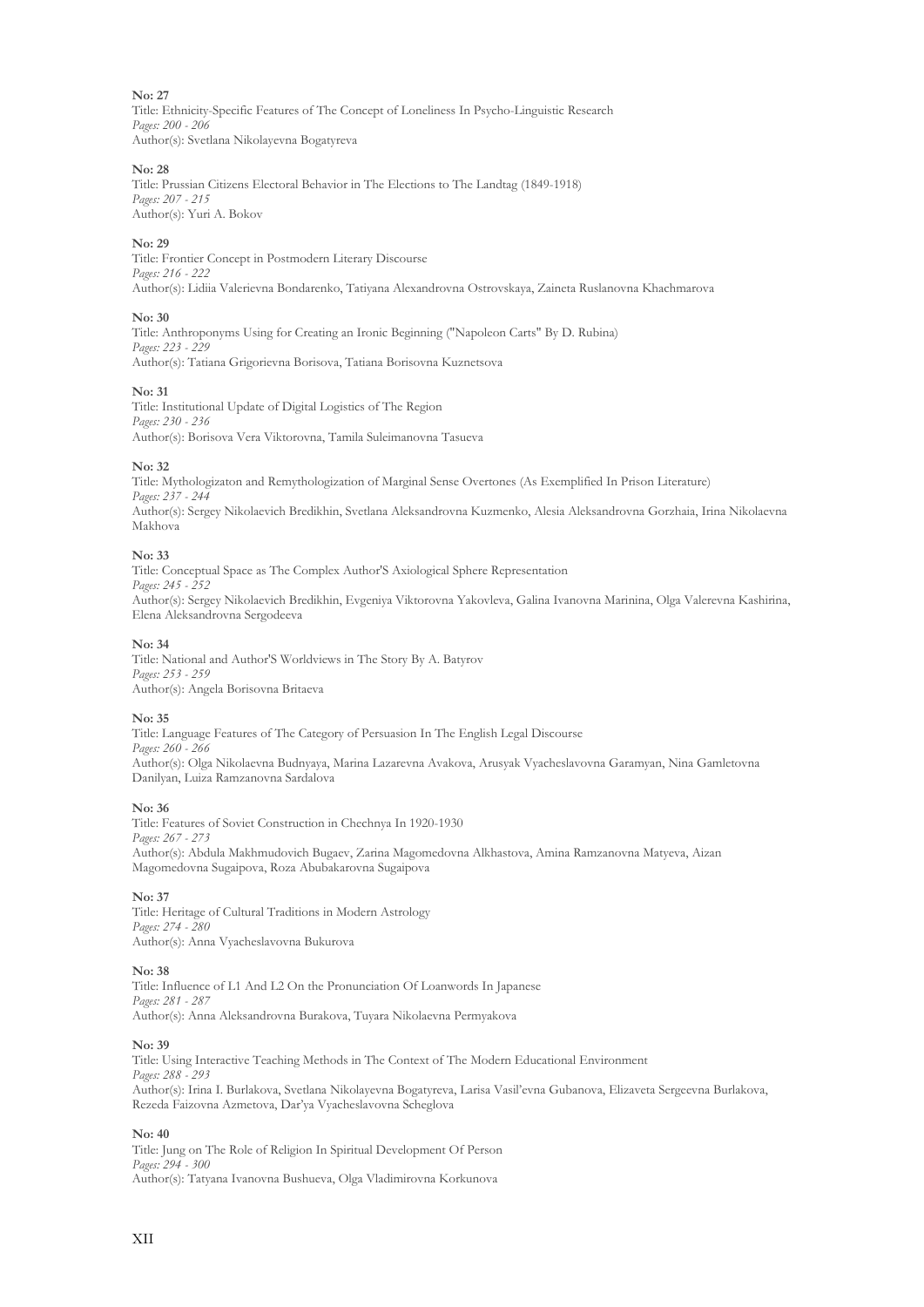**No: 27**
Title: Ethnicity-Specific Features of The Concept of Loneliness In Psycho-Linguistic Research
*Pages: 200 - 206*
Author(s): Svetlana Nikolayevna Bogatyreva

**No: 28**
Title: Prussian Citizens Electoral Behavior in The Elections to The Landtag (1849-1918)
*Pages: 207 - 215*
Author(s): Yuri A. Bokov

**No: 29**
Title: Frontier Concept in Postmodern Literary Discourse
*Pages: 216 - 222*
Author(s): Lidiia Valerievna Bondarenko, Tatiyana Alexandrovna Ostrovskaya, Zaineta Ruslanovna Khachmarova

**No: 30**
Title: Anthroponyms Using for Creating an Ironic Beginning ("Napoleon Carts" By D. Rubina)
*Pages: 223 - 229*
Author(s): Tatiana Grigorievna Borisova, Tatiana Borisovna Kuznetsova

**No: 31**
Title: Institutional Update of Digital Logistics of The Region
*Pages: 230 - 236*
Author(s): Borisova Vera Viktorovna, Tamila Suleimanovna Tasueva

**No: 32**
Title: Mythologizaton and Remythologization of Marginal Sense Overtones (As Exemplified In Prison Literature)
*Pages: 237 - 244*
Author(s): Sergey Nikolaevich Bredikhin, Svetlana Aleksandrovna Kuzmenko, Alesia Aleksandrovna Gorzhaia, Irina Nikolaevna Makhova

**No: 33**
Title: Conceptual Space as The Complex Author'S Axiological Sphere Representation
*Pages: 245 - 252*
Author(s): Sergey Nikolaevich Bredikhin, Evgeniya Viktorovna Yakovleva, Galina Ivanovna Marinina, Olga Valerevna Kashirina, Elena Aleksandrovna Sergodeeva

**No: 34**
Title: National and Author'S Worldviews in The Story By A. Batyrov
*Pages: 253 - 259*
Author(s): Angela Borisovna Britaeva

**No: 35**
Title: Language Features of The Category of Persuasion In The English Legal Discourse
*Pages: 260 - 266*
Author(s): Olga Nikolaevna Budnyaya, Marina Lazarevna Avakova, Arusyak Vyacheslavovna Garamyan, Nina Gamletovna Danilyan, Luiza Ramzanovna Sardalova

**No: 36**
Title: Features of Soviet Construction in Chechnya In 1920-1930
*Pages: 267 - 273*
Author(s): Abdula Makhmudovich Bugaev, Zarina Magomedovna Alkhastova, Amina Ramzanovna Matyeva, Aizan Magomedovna Sugaipova, Roza Abubakarovna Sugaipova

**No: 37**
Title: Heritage of Cultural Traditions in Modern Astrology
*Pages: 274 - 280*
Author(s): Anna Vyacheslavovna Bukurova

**No: 38**
Title: Influence of L1 And L2 On the Pronunciation Of Loanwords In Japanese
*Pages: 281 - 287*
Author(s): Anna Aleksandrovna Burakova, Tuyara Nikolaevna Permyakova

**No: 39**
Title: Using Interactive Teaching Methods in The Context of The Modern Educational Environment
*Pages: 288 - 293*
Author(s): Irina I. Burlakova, Svetlana Nikolayevna Bogatyreva, Larisa Vasil'evna Gubanova, Elizaveta Sergeevna Burlakova, Rezeda Faizovna Azmetova, Dar'ya Vyacheslavovna Scheglova

**No: 40**
Title: Jung on The Role of Religion In Spiritual Development Of Person
*Pages: 294 - 300*
Author(s): Tatyana Ivanovna Bushueva, Olga Vladimirovna Korkunova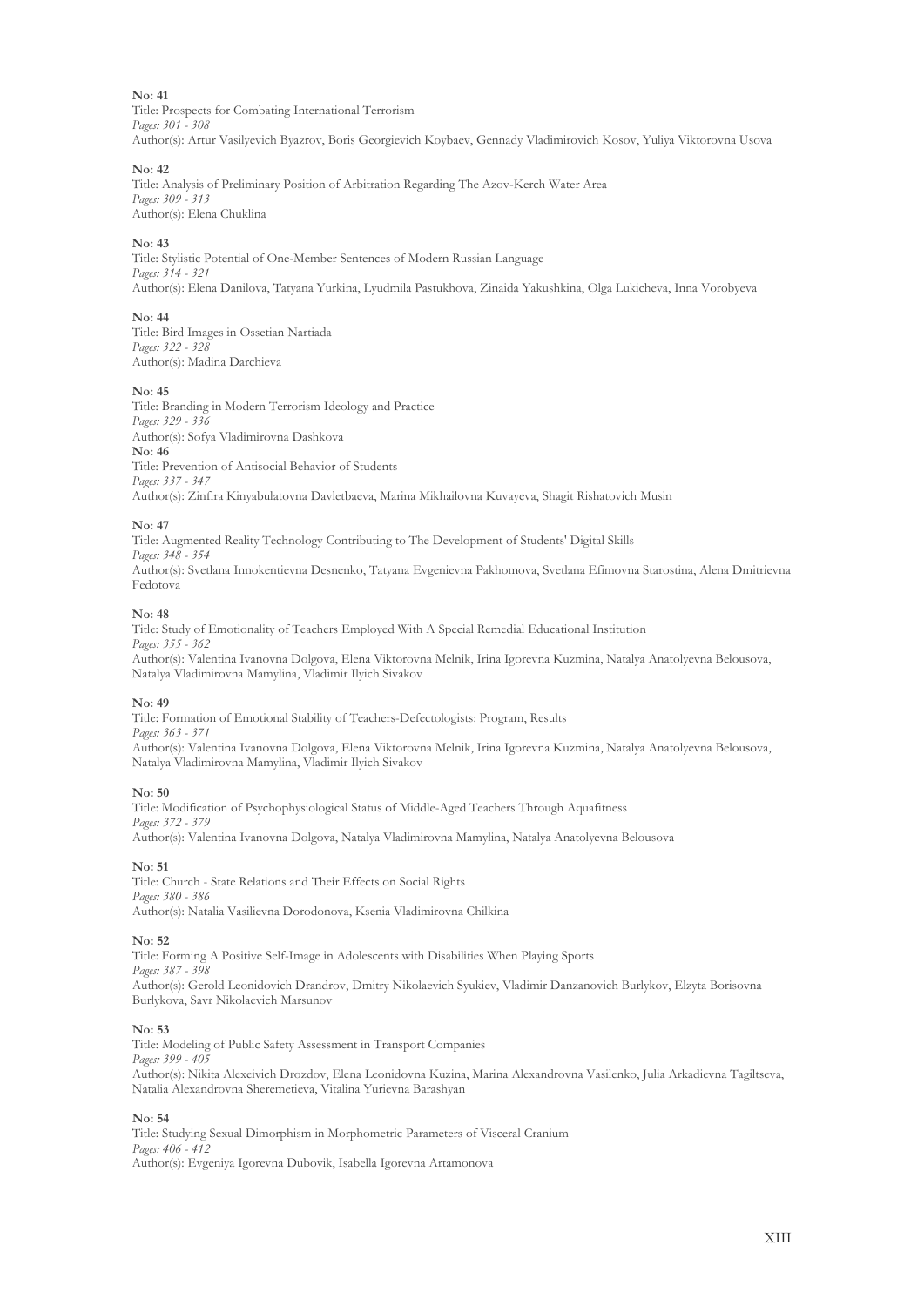**No: 41**

Title: Prospects for Combating International Terrorism

*Pages: 301 - 308*

Author(s): Artur Vasilyevich Byazrov, Boris Georgievich Koybaev, Gennady Vladimirovich Kosov, Yuliya Viktorovna Usova

**No: 42**

Title: Analysis of Preliminary Position of Arbitration Regarding The Azov-Kerch Water Area

*Pages: 309 - 313*

Author(s): Elena Chuklina

**No: 43**

Title: Stylistic Potential of One-Member Sentences of Modern Russian Language

*Pages: 314 - 321*

Author(s): Elena Danilova, Tatyana Yurkina, Lyudmila Pastukhova, Zinaida Yakushkina, Olga Lukicheva, Inna Vorobyeva

**No: 44**

Title: Bird Images in Ossetian Nartiada

*Pages: 322 - 328*

Author(s): Madina Darchieva

**No: 45**

Title: Branding in Modern Terrorism Ideology and Practice

*Pages: 329 - 336*

Author(s): Sofya Vladimirovna Dashkova

**No: 46**

Title: Prevention of Antisocial Behavior of Students

*Pages: 337 - 347*

Author(s): Zinfira Kinyabulatovna Davletbaeva, Marina Mikhailovna Kuvayeva, Shagit Rishatovich Musin

**No: 47**

Title: Augmented Reality Technology Contributing to The Development of Students' Digital Skills

*Pages: 348 - 354*

Author(s): Svetlana Innokentievna Desnenko, Tatyana Evgenievna Pakhomova, Svetlana Efimovna Starostina, Alena Dmitrievna Fedotova

**No: 48**

Title: Study of Emotionality of Teachers Employed With A Special Remedial Educational Institution

*Pages: 355 - 362*

Author(s): Valentina Ivanovna Dolgova, Elena Viktorovna Melnik, Irina Igorevna Kuzmina, Natalya Anatolyevna Belousova, Natalya Vladimirovna Mamylina, Vladimir Ilyich Sivakov

**No: 49**

Title: Formation of Emotional Stability of Teachers-Defectologists: Program, Results

*Pages: 363 - 371*

Author(s): Valentina Ivanovna Dolgova, Elena Viktorovna Melnik, Irina Igorevna Kuzmina, Natalya Anatolyevna Belousova, Natalya Vladimirovna Mamylina, Vladimir Ilyich Sivakov

**No: 50**

Title: Modification of Psychophysiological Status of Middle-Aged Teachers Through Aquafitness

*Pages: 372 - 379*

Author(s): Valentina Ivanovna Dolgova, Natalya Vladimirovna Mamylina, Natalya Anatolyevna Belousova

**No: 51**

Title: Church - State Relations and Their Effects on Social Rights

*Pages: 380 - 386*

Author(s): Natalia Vasilievna Dorodonova, Ksenia Vladimirovna Chilkina

**No: 52**

Title: Forming A Positive Self-Image in Adolescents with Disabilities When Playing Sports

*Pages: 387 - 398*

Author(s): Gerold Leonidovich Drandrov, Dmitry Nikolaevich Syukiev, Vladimir Danzanovich Burlykov, Elzyta Borisovna Burlykova, Savr Nikolaevich Marsunov

**No: 53**

Title: Modeling of Public Safety Assessment in Transport Companies

*Pages: 399 - 405*

Author(s): Nikita Alexeivich Drozdov, Elena Leonidovna Kuzina, Marina Alexandrovna Vasilenko, Julia Arkadievna Tagiltseva, Natalia Alexandrovna Sheremetieva, Vitalina Yurievna Barashyan

**No: 54**

Title: Studying Sexual Dimorphism in Morphometric Parameters of Visceral Cranium

*Pages: 406 - 412*

Author(s): Evgeniya Igorevna Dubovik, Isabella Igorevna Artamonova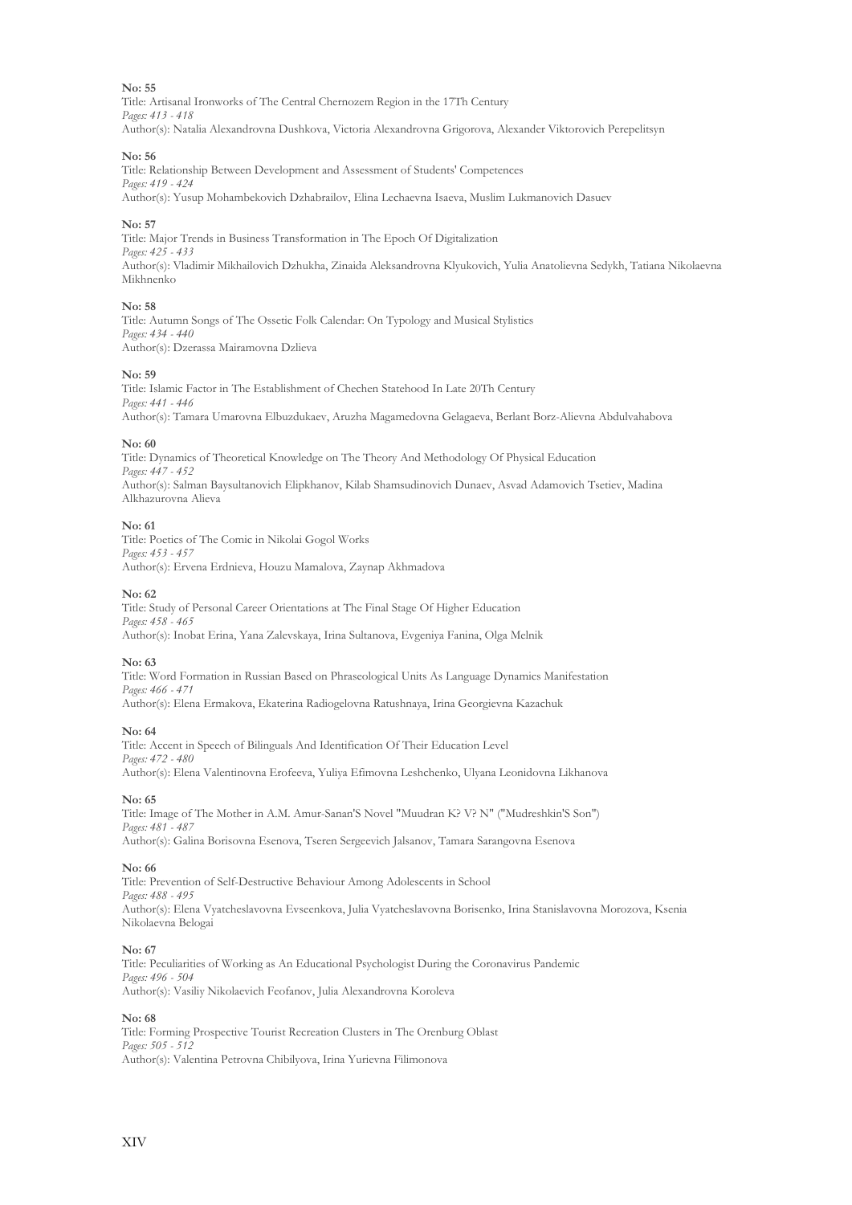**No: 55**
Title: Artisanal Ironworks of The Central Chernozem Region in the 17Th Century
*Pages: 413 - 418*
Author(s): Natalia Alexandrovna Dushkova, Victoria Alexandrovna Grigorova, Alexander Viktorovich Perepelitsyn

**No: 56**
Title: Relationship Between Development and Assessment of Students' Competences
*Pages: 419 - 424*
Author(s): Yusup Mohambekovich Dzhabrailov, Elina Lechaevna Isaeva, Muslim Lukmanovich Dasuev

**No: 57**
Title: Major Trends in Business Transformation in The Epoch Of Digitalization
*Pages: 425 - 433*
Author(s): Vladimir Mikhailovich Dzhukha, Zinaida Aleksandrovna Klyukovich, Yulia Anatolievna Sedykh, Tatiana Nikolaevna Mikhnenko

**No: 58**
Title: Autumn Songs of The Ossetic Folk Calendar: On Typology and Musical Stylistics
*Pages: 434 - 440*
Author(s): Dzerassa Mairamovna Dzlieva

**No: 59**
Title: Islamic Factor in The Establishment of Chechen Statehood In Late 20Th Century
*Pages: 441 - 446*
Author(s): Tamara Umarovna Elbuzdukaev, Aruzha Magamedovna Gelagaeva, Berlant Borz-Alievna Abdulvahabova

**No: 60**
Title: Dynamics of Theoretical Knowledge on The Theory And Methodology Of Physical Education
*Pages: 447 - 452*
Author(s): Salman Baysultanovich Elipkhanov, Kilab Shamsudinovich Dunaev, Asvad Adamovich Tsetiev, Madina Alkhazurovna Alieva

**No: 61**
Title: Poetics of The Comic in Nikolai Gogol Works
*Pages: 453 - 457*
Author(s): Ervena Erdnieva, Houzu Mamalova, Zaynap Akhmadova

**No: 62**
Title: Study of Personal Career Orientations at The Final Stage Of Higher Education
*Pages: 458 - 465*
Author(s): Inobat Erina, Yana Zalevskaya, Irina Sultanova, Evgeniya Fanina, Olga Melnik

**No: 63**
Title: Word Formation in Russian Based on Phraseological Units As Language Dynamics Manifestation
*Pages: 466 - 471*
Author(s): Elena Ermakova, Ekaterina Radiogelovna Ratushnaya, Irina Georgievna Kazachuk

**No: 64**
Title: Accent in Speech of Bilinguals And Identification Of Their Education Level
*Pages: 472 - 480*
Author(s): Elena Valentinovna Erofeeva, Yuliya Efimovna Leshchenko, Ulyana Leonidovna Likhanova

**No: 65**
Title: Image of The Mother in A.M. Amur-Sanan'S Novel "Muudran K? V? N" ("Mudreshkin'S Son")
*Pages: 481 - 487*
Author(s): Galina Borisovna Esenova, Tseren Sergeevich Jalsanov, Tamara Sarangovna Esenova

**No: 66**
Title: Prevention of Self-Destructive Behaviour Among Adolescents in School
*Pages: 488 - 495*
Author(s): Elena Vyatcheslavovna Evseenkova, Julia Vyatcheslavovna Borisenko, Irina Stanislavovna Morozova, Ksenia Nikolaevna Belogai

**No: 67**
Title: Peculiarities of Working as An Educational Psychologist During the Coronavirus Pandemic
*Pages: 496 - 504*
Author(s): Vasiliy Nikolaevich Feofanov, Julia Alexandrovna Koroleva

**No: 68**
Title: Forming Prospective Tourist Recreation Clusters in The Orenburg Oblast
*Pages: 505 - 512*
Author(s): Valentina Petrovna Chibilyova, Irina Yurievna Filimonova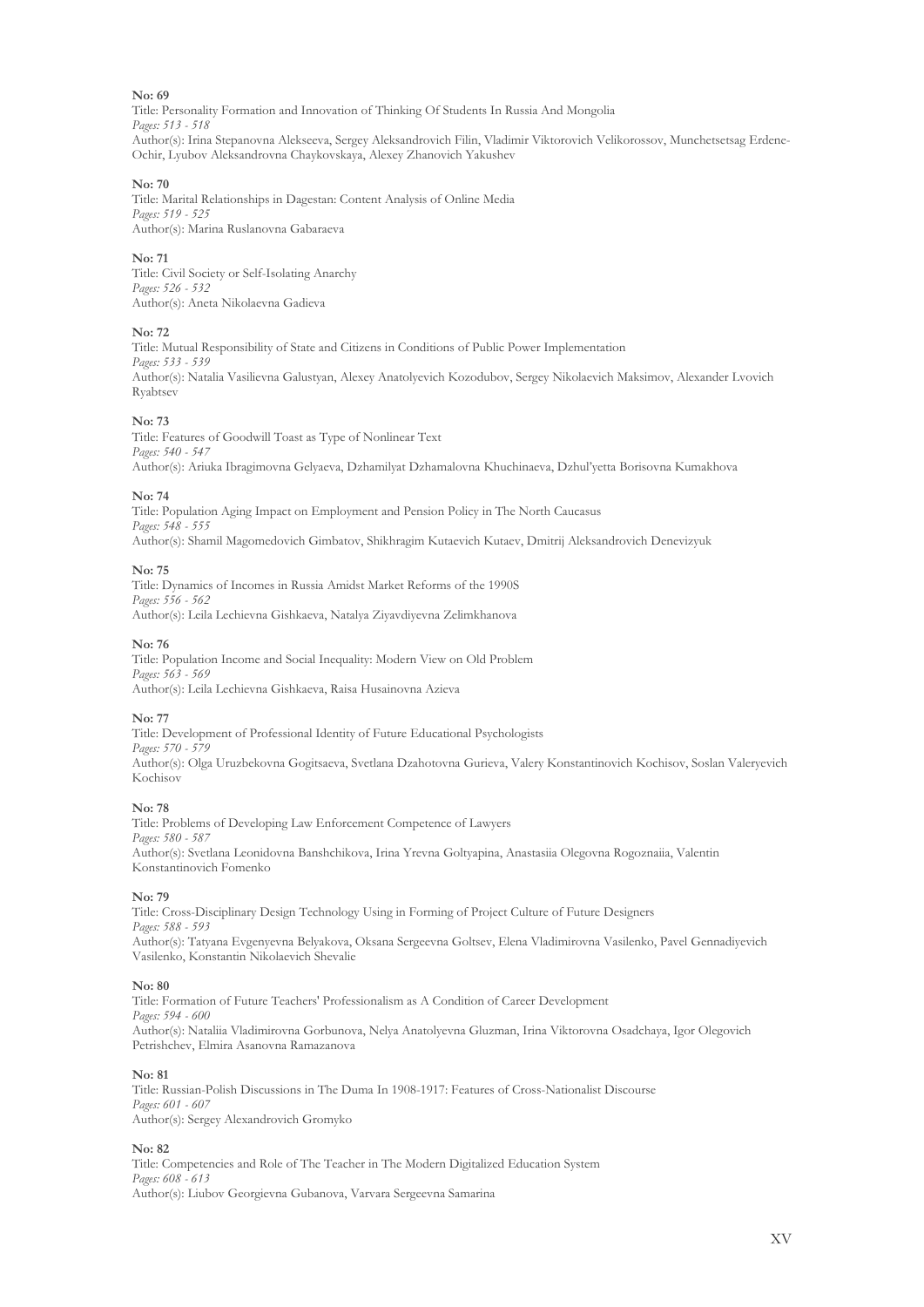**No: 69**

Title: Personality Formation and Innovation of Thinking Of Students In Russia And Mongolia

*Pages: 513 - 518*

Author(s): Irina Stepanovna Alekseeva, Sergey Aleksandrovich Filin, Vladimir Viktorovich Velikorossov, Munchetsetsag Erdene-Ochir, Lyubov Aleksandrovna Chaykovskaya, Alexey Zhanovich Yakushev

**No: 70**

Title: Marital Relationships in Dagestan: Content Analysis of Online Media

*Pages: 519 - 525*

Author(s): Marina Ruslanovna Gabaraeva

**No: 71**

Title: Civil Society or Self-Isolating Anarchy

*Pages: 526 - 532*

Author(s): Aneta Nikolaevna Gadieva

**No: 72**

Title: Mutual Responsibility of State and Citizens in Conditions of Public Power Implementation

*Pages: 533 - 539*

Author(s): Natalia Vasilievna Galustyan, Alexey Anatolyevich Kozodubov, Sergey Nikolaevich Maksimov, Alexander Lvovich Ryabtsev

**No: 73**

Title: Features of Goodwill Toast as Type of Nonlinear Text

*Pages: 540 - 547*

Author(s): Ariuka Ibragimovna Gelyaeva, Dzhamilyat Dzhamalovna Khuchinaeva, Dzhul'yetta Borisovna Kumakhova

**No: 74**

Title: Population Aging Impact on Employment and Pension Policy in The North Caucasus

*Pages: 548 - 555*

Author(s): Shamil Magomedovich Gimbatov, Shikhragim Kutaevich Kutaev, Dmitrij Aleksandrovich Denevizyuk

**No: 75**

Title: Dynamics of Incomes in Russia Amidst Market Reforms of the 1990S

*Pages: 556 - 562*

Author(s): Leila Lechievna Gishkaeva, Natalya Ziyavdiyevna Zelimkhanova

**No: 76**

Title: Population Income and Social Inequality: Modern View on Old Problem

*Pages: 563 - 569*

Author(s): Leila Lechievna Gishkaeva, Raisa Husainovna Azieva

**No: 77**

Title: Development of Professional Identity of Future Educational Psychologists

*Pages: 570 - 579*

Author(s): Olga Uruzbekovna Gogitsaeva, Svetlana Dzahotovna Gurieva, Valery Konstantinovich Kochisov, Soslan Valeryevich Kochisov

**No: 78**

Title: Problems of Developing Law Enforcement Competence of Lawyers

*Pages: 580 - 587*

Author(s): Svetlana Leonidovna Banshchikova, Irina Yrevna Goltyapina, Anastasiia Olegovna Rogoznaiia, Valentin Konstantinovich Fomenko

**No: 79**

Title: Cross-Disciplinary Design Technology Using in Forming of Project Culture of Future Designers

*Pages: 588 - 593*

Author(s): Tatyana Evgenyevna Belyakova, Oksana Sergeevna Goltsev, Elena Vladimirovna Vasilenko, Pavel Gennadiyevich Vasilenko, Konstantin Nikolaevich Shevalie

**No: 80**

Title: Formation of Future Teachers' Professionalism as A Condition of Career Development

*Pages: 594 - 600*

Author(s): Nataliia Vladimirovna Gorbunova, Nelya Anatolyevna Gluzman, Irina Viktorovna Osadchaya, Igor Olegovich Petrishchev, Elmira Asanovna Ramazanova

**No: 81**

Title: Russian-Polish Discussions in The Duma In 1908-1917: Features of Cross-Nationalist Discourse

*Pages: 601 - 607*

Author(s): Sergey Alexandrovich Gromyko

**No: 82**

Title: Competencies and Role of The Teacher in The Modern Digitalized Education System

*Pages: 608 - 613*

Author(s): Liubov Georgievna Gubanova, Varvara Sergeevna Samarina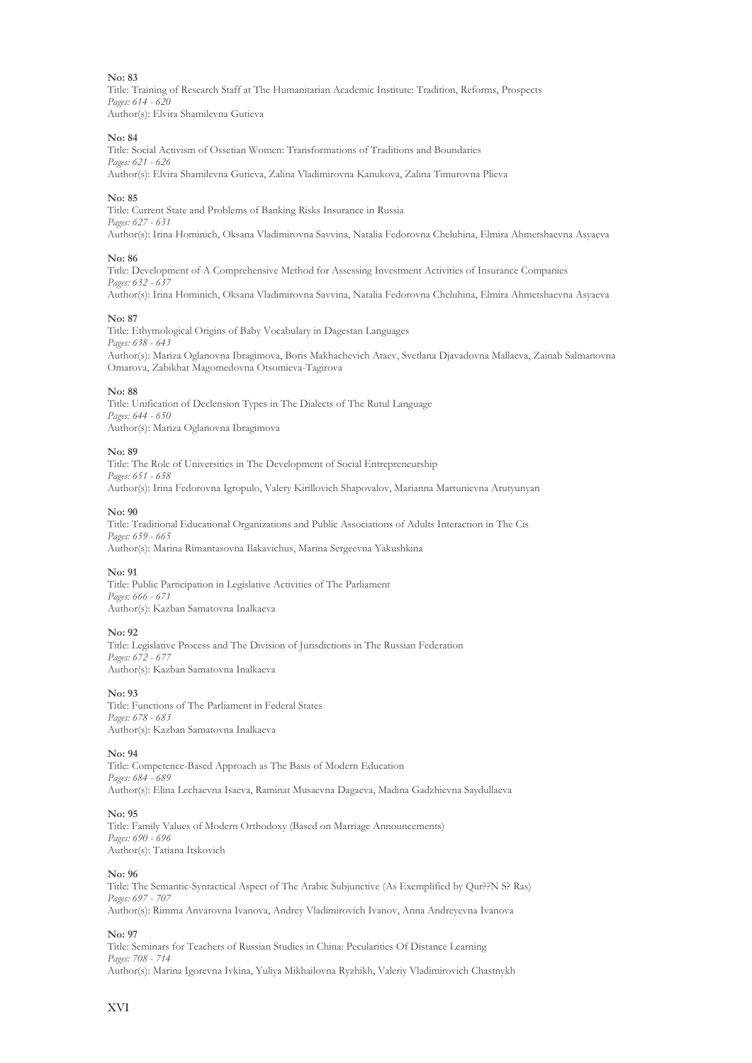**No: 83**

Title: Training of Research Staff at The Humanitarian Academic Institute: Tradition, Reforms, Prospects

*Pages: 614 - 620*

Author(s): Elvira Shamilevna Gutieva

**No: 84**

Title: Social Activism of Ossetian Women: Transformations of Traditions and Boundaries

*Pages: 621 - 626*

Author(s): Elvira Shamilevna Gutieva, Zalina Vladimirovna Kanukova, Zalina Timurovna Plieva

**No: 85**

Title: Current State and Problems of Banking Risks Insurance in Russia

*Pages: 627 - 631*

Author(s): Irina Hominich, Oksana Vladimirovna Savvina, Natalia Fedorovna Cheluhina, Elmira Ahmetshaevna Asyaeva

**No: 86**

Title: Development of A Comprehensive Method for Assessing Investment Activities of Insurance Companies

*Pages: 632 - 637*

Author(s): Irina Hominich, Oksana Vladimirovna Savvina, Natalia Fedorovna Cheluhina, Elmira Ahmetshaevna Asyaeva

**No: 87**

Title: Ethymological Origins of Baby Vocabulary in Dagestan Languages

*Pages: 638 - 643*

Author(s): Mariza Oglanovna Ibragimova, Boris Makhachevich Ataev, Svetlana Djavadovna Mallaeva, Zainab Salmanovna Omarova, Zabikhat Magomedovna Otsomieva-Tagirova

**No: 88**

Title: Unification of Declension Types in The Dialects of The Rutul Language

*Pages: 644 - 650*

Author(s): Mariza Oglanovna Ibragimova

**No: 89**

Title: The Role of Universities in The Development of Social Entrepreneurship

*Pages: 651 - 658*

Author(s): Irina Fedorovna Igropulo, Valery Kirillovich Shapovalov, Marianna Martunievna Arutyunyan

**No: 90**

Title: Traditional Educational Organizations and Public Associations of Adults Interaction in The Cis

*Pages: 659 - 665*

Author(s): Marina Rimantasovna Ilakavichus, Marina Sergeevna Yakushkina

**No: 91**

Title: Public Participation in Legislative Activities of The Parliament

*Pages: 666 - 671*

Author(s): Kazban Samatovna Inalkaeva

**No: 92**

Title: Legislative Process and The Division of Jurisdictions in The Russian Federation

*Pages: 672 - 677*

Author(s): Kazban Samatovna Inalkaeva

**No: 93**

Title: Functions of The Parliament in Federal States

*Pages: 678 - 683*

Author(s): Kazban Samatovna Inalkaeva

**No: 94**

Title: Competence-Based Approach as The Basis of Modern Education

*Pages: 684 - 689*

Author(s): Elina Lechaevna Isaeva, Raminat Musaevna Dagaeva, Madina Gadzhievna Saydullaeva

**No: 95**

Title: Family Values of Modern Orthodoxy (Based on Marriage Announcements)

*Pages: 690 - 696*

Author(s): Tatiana Itskovich

**No: 96**

Title: The Semantic-Syntactical Aspect of The Arabic Subjunctive (As Exemplified by Qur??N S? Ras)

*Pages: 697 - 707*

Author(s): Rimma Anvarovna Ivanova, Andrey Vladimirovich Ivanov, Anna Andreyevna Ivanova

**No: 97**

Title: Seminars for Teachers of Russian Studies in China: Pecularities Of Distance Learning

*Pages: 708 - 714*

Author(s): Marina Igorevna Ivkina, Yuliya Mikhailovna Ryzhikh, Valeriy Vladimirovich Chastnykh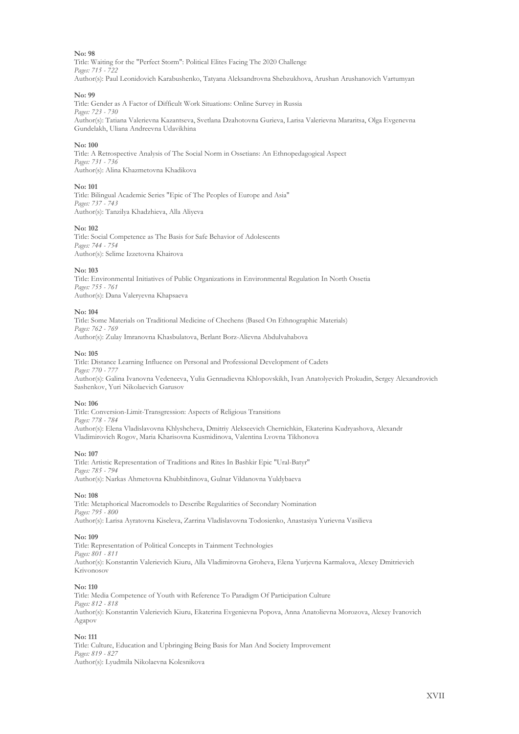**No: 98**

Title: Waiting for the "Perfect Storm": Political Elites Facing The 2020 Challenge
*Pages: 715 - 722*
Author(s): Paul Leonidovich Karabushenko, Tatyana Aleksandrovna Shebzukhova, Arushan Arushanovich Vartumyan

**No: 99**

Title: Gender as A Factor of Difficult Work Situations: Online Survey in Russia
*Pages: 723 - 730*
Author(s): Tatiana Valerievna Kazantseva, Svetlana Dzahotovna Gurieva, Larisa Valerievna Mararitsa, Olga Evgenevna Gundelakh, Uliana Andreevna Udavikhina

**No: 100**

Title: A Retrospective Analysis of The Social Norm in Ossetians: An Ethnopedagogical Aspect
*Pages: 731 - 736*
Author(s): Alina Khazmetovna Khadikova

**No: 101**

Title: Bilingual Academic Series "Epic of The Peoples of Europe and Asia"
*Pages: 737 - 743*
Author(s): Tanzilya Khadzhieva, Alla Aliyeva

**No: 102**

Title: Social Competence as The Basis for Safe Behavior of Adolescents
*Pages: 744 - 754*
Author(s): Selime Izzetovna Khairova

**No: 103**

Title: Environmental Initiatives of Public Organizations in Environmental Regulation In North Ossetia
*Pages: 755 - 761*
Author(s): Dana Valeryevna Khapsaeva

**No: 104**

Title: Some Materials on Traditional Medicine of Chechens (Based On Ethnographic Materials)
*Pages: 762 - 769*
Author(s): Zulay Imranovna Khasbulatova, Berlant Borz-Alievna Abdulvahabova

**No: 105**

Title: Distance Learning Influence on Personal and Professional Development of Cadets
*Pages: 770 - 777*
Author(s): Galina Ivanovna Vedeneeva, Yulia Gennadievna Khlopovskikh, Ivan Anatolyevich Prokudin, Sergey Alexandrovich Sashenkov, Yuri Nikolaevich Garusov

**No: 106**

Title: Conversion-Limit-Transgression: Aspects of Religious Transitions
*Pages: 778 - 784*
Author(s): Elena Vladislavovna Khlyshcheva, Dmitriy Alekseevich Chernichkin, Ekaterina Kudryashova, Alexandr Vladimirovich Rogov, Maria Kharisovna Kusmidinova, Valentina Lvovna Tikhonova

**No: 107**

Title: Artistic Representation of Traditions and Rites In Bashkir Epic "Ural-Batyr"
*Pages: 785 - 794*
Author(s): Narkas Ahmetovna Khubbitdinova, Gulnar Vildanovna Yuldybaeva

**No: 108**

Title: Metaphorical Macromodels to Describe Regularities of Secondary Nomination
*Pages: 795 - 800*
Author(s): Larisa Ayratovna Kiseleva, Zarrina Vladislavovna Todosienko, Anastasiya Yurievna Vasilieva

**No: 109**

Title: Representation of Political Concepts in Tainment Technologies
*Pages: 801 - 811*
Author(s): Konstantin Valerievich Kiuru, Alla Vladimirovna Groheva, Elena Yurjevna Karmalova, Alexey Dmitrievich Krivonosov

**No: 110**

Title: Media Competence of Youth with Reference To Paradigm Of Participation Culture
*Pages: 812 - 818*
Author(s): Konstantin Valerievich Kiuru, Ekaterina Evgenievna Popova, Anna Anatolievna Morozova, Alexey Ivanovich Agapov

**No: 111**

Title: Culture, Education and Upbringing Being Basis for Man And Society Improvement
*Pages: 819 - 827*
Author(s): Lyudmila Nikolaevna Kolesnikova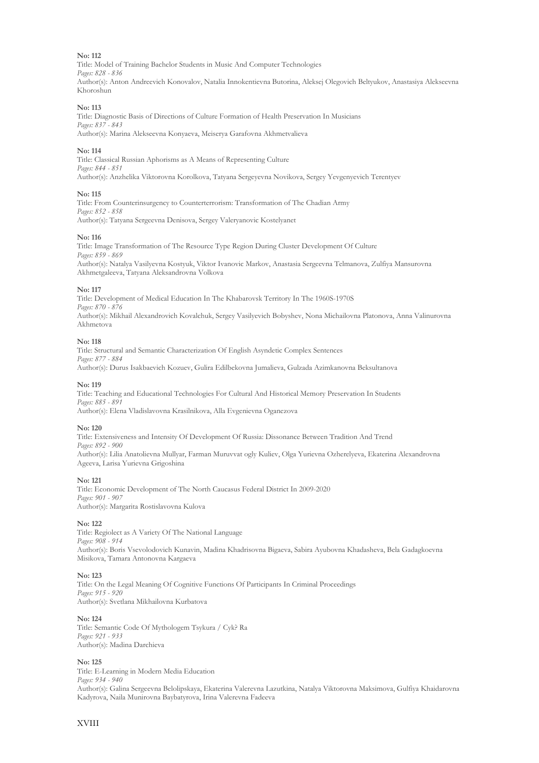**No: 112**

Title: Model of Training Bachelor Students in Music And Computer Technologies

*Pages: 828 - 836*

Author(s): Anton Andreevich Konovalov, Natalia Innokentievna Butorina, Aleksej Olegovich Beltyukov, Anastasiya Alekseevna Khoroshun

**No: 113**

Title: Diagnostic Basis of Directions of Culture Formation of Health Preservation In Musicians

*Pages: 837 - 843*

Author(s): Marina Alekseevna Konyaeva, Meiserya Garafovna Akhmetvalieva

**No: 114**

Title: Classical Russian Aphorisms as A Means of Representing Culture

*Pages: 844 - 851*

Author(s): Anzhelika Viktorovna Korolkova, Tatyana Sergeyevna Novikova, Sergey Yevgenyevich Terentyev

**No: 115**

Title: From Counterinsurgency to Counterterrorism: Transformation of The Chadian Army

*Pages: 852 - 858*

Author(s): Tatyana Sergeevna Denisova, Sergey Valeryanovic Kostelyanet

**No: 116**

Title: Image Transformation of The Resource Type Region During Cluster Development Of Culture

*Pages: 859 - 869*

Author(s): Natalya Vasilyevna Kostyuk, Viktor Ivanovic Markov, Anastasia Sergeevna Telmanova, Zulfiya Mansurovna Akhmetgaleeva, Tatyana Aleksandrovna Volkova

**No: 117**

Title: Development of Medical Education In The Khabarovsk Territory In The 1960S-1970S

*Pages: 870 - 876*

Author(s): Mikhail Alexandrovich Kovalchuk, Sergey Vasilyevich Bobyshev, Nona Michailovna Platonova, Anna Valinurovna Akhmetova

**No: 118**

Title: Structural and Semantic Characterization Of English Asyndetic Complex Sentences

*Pages: 877 - 884*

Author(s): Durus Isakbaevich Kozuev, Gulira Edilbekovna Jumalieva, Gulzada Azimkanovna Beksultanova

**No: 119**

Title: Teaching and Educational Technologies For Cultural And Historical Memory Preservation In Students

*Pages: 885 - 891*

Author(s): Elena Vladislavovna Krasilnikova, Alla Evgenievna Oganezova

**No: 120**

Title: Extensiveness and Intensity Of Development Of Russia: Dissonance Between Tradition And Trend

*Pages: 892 - 900*

Author(s): Lilia Anatolievna Mullyar, Farman Muruvvat ogly Kuliev, Olga Yurievna Ozherelyeva, Ekaterina Alexandrovna Ageeva, Larisa Yurievna Grigoshina

**No: 121**

Title: Economic Development of The North Caucasus Federal District In 2009-2020

*Pages: 901 - 907*

Author(s): Margarita Rostislavovna Kulova

**No: 122**

Title: Regiolect as A Variety Of The National Language

*Pages: 908 - 914*

Author(s): Boris Vsevolodovich Kunavin, Madina Khadrisovna Bigaeva, Sabira Ayubovna Khadasheva, Bela Gadagkoevna Misikova, Tamara Antonovna Kargaeva

**No: 123**

Title: On the Legal Meaning Of Cognitive Functions Of Participants In Criminal Proceedings

*Pages: 915 - 920*

Author(s): Svetlana Mikhailovna Kurbatova

**No: 124**

Title: Semantic Code Of Mythologem Tsykura / Cyk? Ra

*Pages: 921 - 933*

Author(s): Madina Darchieva

**No: 125**

Title: E-Learning in Modern Media Education

*Pages: 934 - 940*

Author(s): Galina Sergeevna Belolipskaya, Ekaterina Valerevna Lazutkina, Natalya Viktorovna Maksimova, Gulfiya Khaidarovna Kadyrova, Naila Munirovna Baybatyrova, Irina Valerevna Fadeeva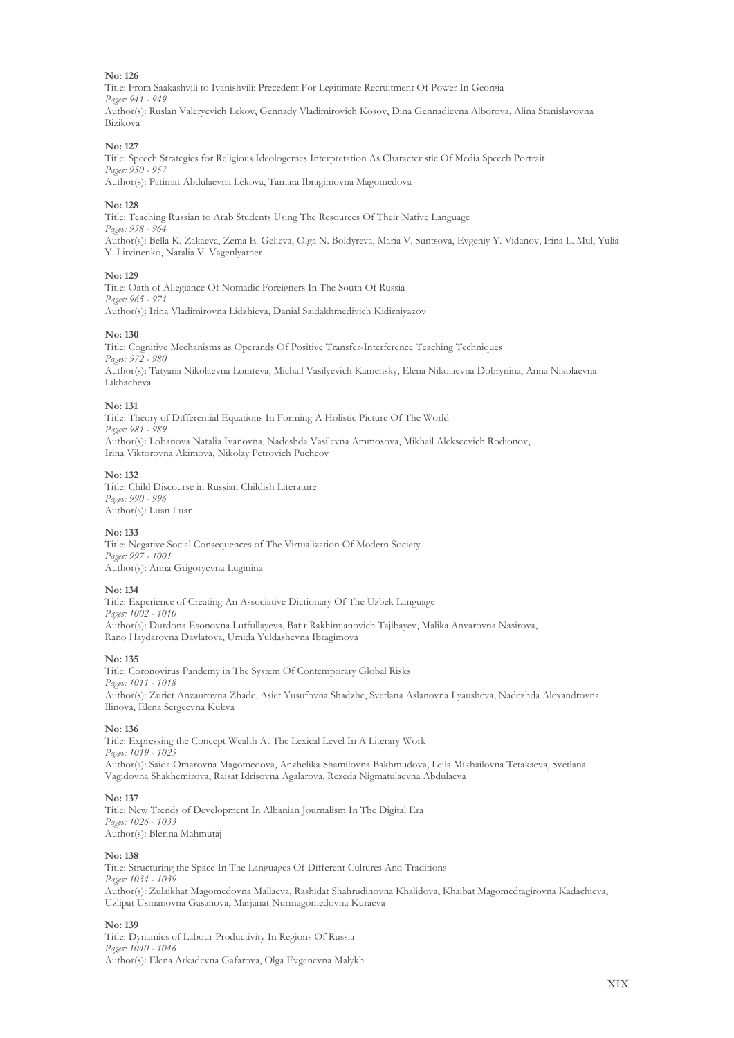**No: 126**

Title: From Saakashvili to Ivanishvili: Precedent For Legitimate Recruitment Of Power In Georgia

*Pages: 941 - 949*

Author(s): Ruslan Valeryevich Lekov, Gennady Vladimirovich Kosov, Dina Gennadievna Alborova, Alina Stanislavovna Bizikova

**No: 127**

Title: Speech Strategies for Religious Ideologemes Interpretation As Characteristic Of Media Speech Portrait

*Pages: 950 - 957*

Author(s): Patimat Abdulaevna Lekova, Tamara Ibragimovna Magomedova

**No: 128**

Title: Teaching Russian to Arab Students Using The Resources Of Their Native Language

*Pages: 958 - 964*

Author(s): Bella K. Zakaeva, Zema E. Gelieva, Olga N. Boldyreva, Maria V. Suntsova, Evgeniy Y. Vidanov, Irina L. Mul, Yulia Y. Litvinenko, Natalia V. Vagenlyatner

**No: 129**

Title: Oath of Allegiance Of Nomadic Foreigners In The South Of Russia

*Pages: 965 - 971*

Author(s): Irina Vladimirovna Lidzhieva, Danial Saidakhmedivich Kidirniyazov

**No: 130**

Title: Cognitive Mechanisms as Operands Of Positive Transfer-Interference Teaching Techniques

*Pages: 972 - 980*

Author(s): Tatyana Nikolaevna Lomteva, Michail Vasilyevich Kamensky, Elena Nikolaevna Dobrynina, Anna Nikolaevna Likhacheva

**No: 131**

Title: Theory of Differential Equations In Forming A Holistic Picture Of The World

*Pages: 981 - 989*

Author(s): Lobanova Natalia Ivanovna, Nadeshda Vasilevna Ammosova, Mikhail Alekseevich Rodionov, Irina Viktorovna Akimova, Nikolay Petrovich Puchcov

**No: 132**

Title: Child Discourse in Russian Childish Literature

*Pages: 990 - 996*

Author(s): Luan Luan

**No: 133**

Title: Negative Social Consequences of The Virtualization Of Modern Society

*Pages: 997 - 1001*

Author(s): Anna Grigoryevna Luginina

**No: 134**

Title: Experience of Creating An Associative Dictionary Of The Uzbek Language

*Pages: 1002 - 1010*

Author(s): Durdona Esonovna Lutfullayeva, Batir Rakhimjanovich Tajibayev, Malika Anvarovna Nasirova, Rano Haydarovna Davlatova, Umida Yuldashevna Ibragimova

**No: 135**

Title: Coronovirus Pandemy in The System Of Contemporary Global Risks

*Pages: 1011 - 1018*

Author(s): Zuriet Anzaurovna Zhade, Asiet Yusufovna Shadzhe, Svetlana Aslanovna Lyausheva, Nadezhda Alexandrovna Ilinova, Elena Sergeevna Kukva

**No: 136**

Title: Expressing the Concept Wealth At The Lexical Level In A Literary Work

*Pages: 1019 - 1025*

Author(s): Saida Omarovna Magomedova, Anzhelika Shamilovna Bakhmudova, Leila Mikhailovna Tetakaeva, Svetlana Vagidovna Shakhemirova, Raisat Idrisovna Agalarova, Rezeda Nigmatulaevna Abdulaeva

**No: 137**

Title: New Trends of Development In Albanian Journalism In The Digital Era

*Pages: 1026 - 1033*

Author(s): Blerina Mahmutaj

**No: 138**

Title: Structuring the Space In The Languages Of Different Cultures And Traditions

*Pages: 1034 - 1039*

Author(s): Zulaikhat Magomedovna Mallaeva, Rashidat Shahrudinovna Khalidova, Khaibat Magomedtagirovna Kadachieva, Uzlipat Usmanovna Gasanova, Marjanat Nurmagomedovna Kuraeva

**No: 139**

Title: Dynamics of Labour Productivity In Regions Of Russia

*Pages: 1040 - 1046*

Author(s): Elena Arkadevna Gafarova, Olga Evgenevna Malykh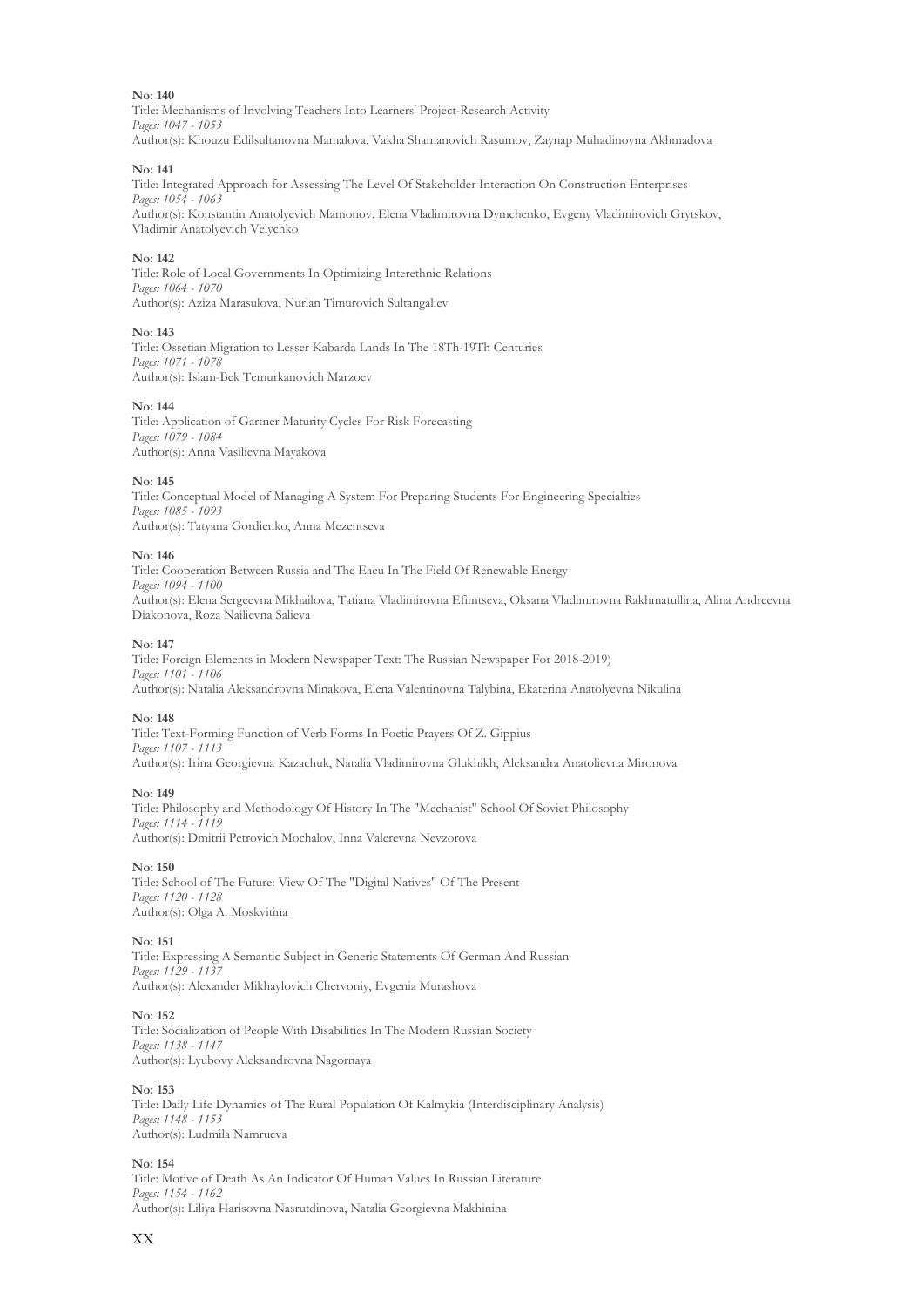**No: 140**
Title: Mechanisms of Involving Teachers Into Learners' Project-Research Activity
*Pages: 1047 - 1053*
Author(s): Khouzu Edilsultanovna Mamalova, Vakha Shamanovich Rasumov, Zaynap Muhadinovna Akhmadova

**No: 141**
Title: Integrated Approach for Assessing The Level Of Stakeholder Interaction On Construction Enterprises
*Pages: 1054 - 1063*
Author(s): Konstantin Anatolyevich Mamonov, Elena Vladimirovna Dymchenko, Evgeny Vladimirovich Grytskov, Vladimir Anatolyevich Velychko

**No: 142**
Title: Role of Local Governments In Optimizing Interethnic Relations
*Pages: 1064 - 1070*
Author(s): Aziza Marasulova, Nurlan Timurovich Sultangaliev

**No: 143**
Title: Ossetian Migration to Lesser Kabarda Lands In The 18Th-19Th Centuries
*Pages: 1071 - 1078*
Author(s): Islam-Bek Temurkanovich Marzoev

**No: 144**
Title: Application of Gartner Maturity Cycles For Risk Forecasting
*Pages: 1079 - 1084*
Author(s): Anna Vasilievna Mayakova

**No: 145**
Title: Conceptual Model of Managing A System For Preparing Students For Engineering Specialties
*Pages: 1085 - 1093*
Author(s): Tatyana Gordienko, Anna Mezentseva

**No: 146**
Title: Cooperation Between Russia and The Eaeu In The Field Of Renewable Energy
*Pages: 1094 - 1100*
Author(s): Elena Sergeevna Mikhailova, Tatiana Vladimirovna Efimtseva, Oksana Vladimirovna Rakhmatullina, Alina Andreevna Diakonova, Roza Nailievna Salieva

**No: 147**
Title: Foreign Elements in Modern Newspaper Text: The Russian Newspaper For 2018-2019)
*Pages: 1101 - 1106*
Author(s): Natalia Aleksandrovna Minakova, Elena Valentinovna Talybina, Ekaterina Anatolyevna Nikulina

**No: 148**
Title: Text-Forming Function of Verb Forms In Poetic Prayers Of Z. Gippius
*Pages: 1107 - 1113*
Author(s): Irina Georgievna Kazachuk, Natalia Vladimirovna Glukhikh, Aleksandra Anatolievna Mironova

**No: 149**
Title: Philosophy and Methodology Of History In The "Mechanist" School Of Soviet Philosophy
*Pages: 1114 - 1119*
Author(s): Dmitrii Petrovich Mochalov, Inna Valerevna Nevzorova

**No: 150**
Title: School of The Future: View Of The "Digital Natives" Of The Present
*Pages: 1120 - 1128*
Author(s): Olga A. Moskvitina

**No: 151**
Title: Expressing A Semantic Subject in Generic Statements Of German And Russian
*Pages: 1129 - 1137*
Author(s): Alexander Mikhaylovich Chervoniy, Evgenia Murashova

**No: 152**
Title: Socialization of People With Disabilities In The Modern Russian Society
*Pages: 1138 - 1147*
Author(s): Lyubovy Aleksandrovna Nagornaya

**No: 153**
Title: Daily Life Dynamics of The Rural Population Of Kalmykia (Interdisciplinary Analysis)
*Pages: 1148 - 1153*
Author(s): Ludmila Namrueva

**No: 154**
Title: Motive of Death As An Indicator Of Human Values In Russian Literature
*Pages: 1154 - 1162*
Author(s): Liliya Harisovna Nasrutdinova, Natalia Georgievna Makhinina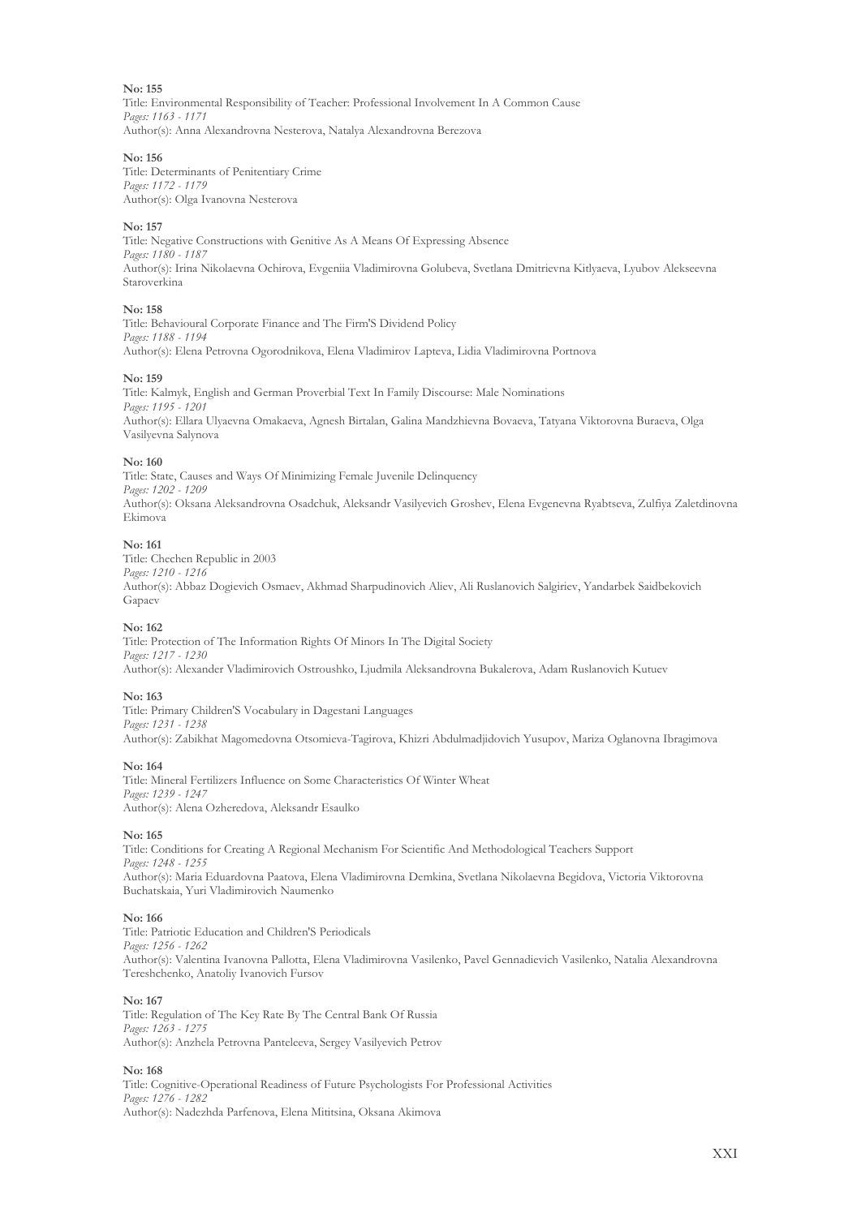**No: 155**
Title: Environmental Responsibility of Teacher: Professional Involvement In A Common Cause
*Pages: 1163 - 1171*
Author(s): Anna Alexandrovna Nesterova, Natalya Alexandrovna Berezova

**No: 156**
Title: Determinants of Penitentiary Crime
*Pages: 1172 - 1179*
Author(s): Olga Ivanovna Nesterova

**No: 157**
Title: Negative Constructions with Genitive As A Means Of Expressing Absence
*Pages: 1180 - 1187*
Author(s): Irina Nikolaevna Ochirova, Evgeniia Vladimirovna Golubeva, Svetlana Dmitrievna Kitlyaeva, Lyubov Alekseevna Staroverkina

**No: 158**
Title: Behavioural Corporate Finance and The Firm'S Dividend Policy
*Pages: 1188 - 1194*
Author(s): Elena Petrovna Ogorodnikova, Elena Vladimirov Lapteva, Lidia Vladimirovna Portnova

**No: 159**
Title: Kalmyk, English and German Proverbial Text In Family Discourse: Male Nominations
*Pages: 1195 - 1201*
Author(s): Ellara Ulyaevna Omakaeva, Agnesh Birtalan, Galina Mandzhievna Bovaeva, Tatyana Viktorovna Buraeva, Olga Vasilyevna Salynova

**No: 160**
Title: State, Causes and Ways Of Minimizing Female Juvenile Delinquency
*Pages: 1202 - 1209*
Author(s): Oksana Aleksandrovna Osadchuk, Aleksandr Vasilyevich Groshev, Elena Evgenevna Ryabtseva, Zulfiya Zaletdinovna Ekimova

**No: 161**
Title: Chechen Republic in 2003
*Pages: 1210 - 1216*
Author(s): Abbaz Dogievich Osmaev, Akhmad Sharpudinovich Aliev, Ali Ruslanovich Salgiriev, Yandarbek Saidbekovich Gapaev

**No: 162**
Title: Protection of The Information Rights Of Minors In The Digital Society
*Pages: 1217 - 1230*
Author(s): Alexander Vladimirovich Ostroushko, Ljudmila Aleksandrovna Bukalerova, Adam Ruslanovich Kutuev

**No: 163**
Title: Primary Children'S Vocabulary in Dagestani Languages
*Pages: 1231 - 1238*
Author(s): Zabikhat Magomedovna Otsomieva-Tagirova, Khizri Abdulmadjidovich Yusupov, Mariza Oglanovna Ibragimova

**No: 164**
Title: Mineral Fertilizers Influence on Some Characteristics Of Winter Wheat
*Pages: 1239 - 1247*
Author(s): Alena Ozheredova, Aleksandr Esaulko

**No: 165**
Title: Conditions for Creating A Regional Mechanism For Scientific And Methodological Teachers Support
*Pages: 1248 - 1255*
Author(s): Maria Eduardovna Paatova, Elena Vladimirovna Demkina, Svetlana Nikolaevna Begidova, Victoria Viktorovna Buchatskaia, Yuri Vladimirovich Naumenko

**No: 166**
Title: Patriotic Education and Children'S Periodicals
*Pages: 1256 - 1262*
Author(s): Valentina Ivanovna Pallotta, Elena Vladimirovna Vasilenko, Pavel Gennadievich Vasilenko, Natalia Alexandrovna Tereshchenko, Anatoliy Ivanovich Fursov

**No: 167**
Title: Regulation of The Key Rate By The Central Bank Of Russia
*Pages: 1263 - 1275*
Author(s): Anzhela Petrovna Panteleeva, Sergey Vasilyevich Petrov

**No: 168**
Title: Cognitive-Operational Readiness of Future Psychologists For Professional Activities
*Pages: 1276 - 1282*
Author(s): Nadezhda Parfenova, Elena Mititsina, Oksana Akimova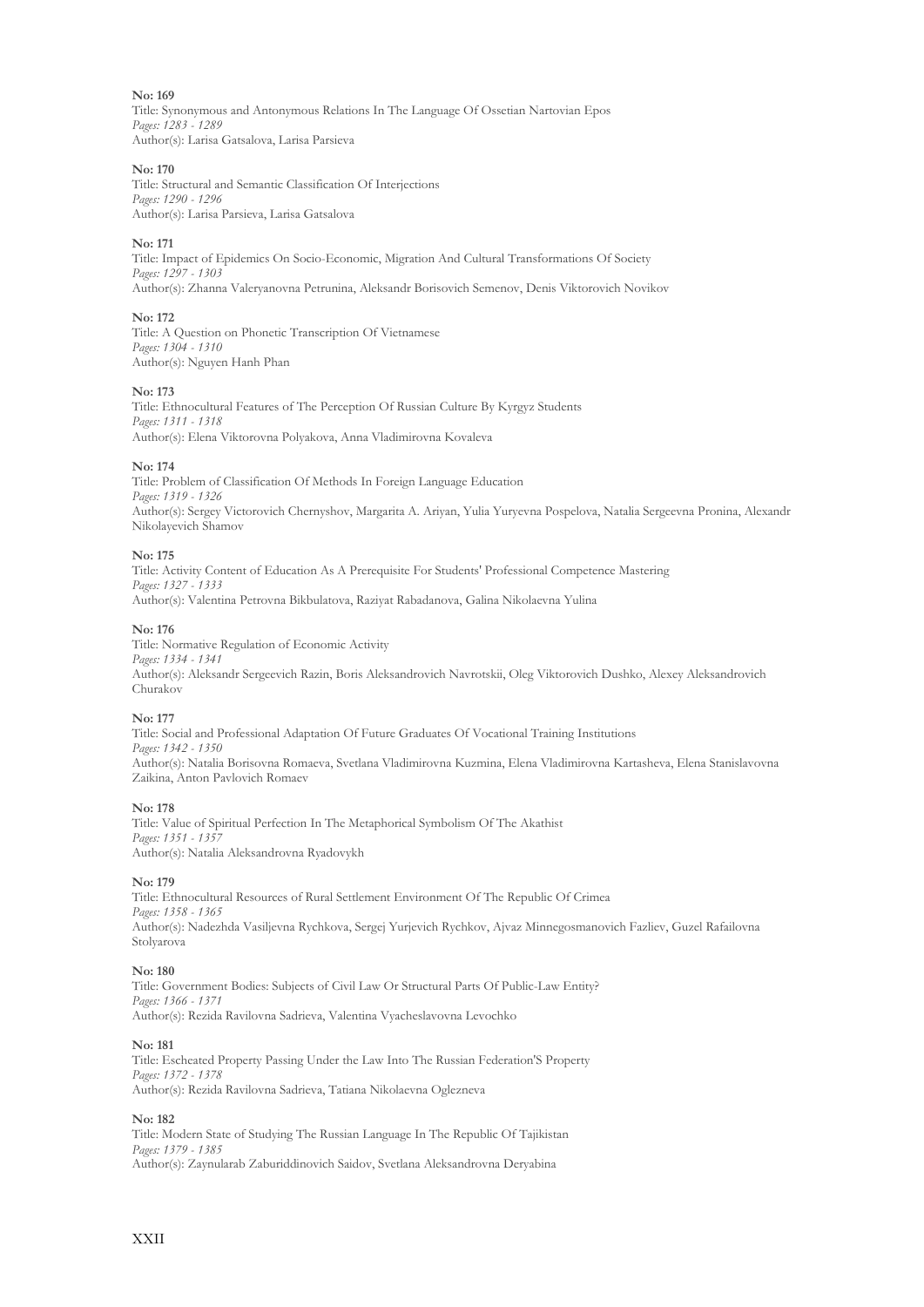**No: 169**
Title: Synonymous and Antonymous Relations In The Language Of Ossetian Nartovian Epos
*Pages: 1283 - 1289*
Author(s): Larisa Gatsalova, Larisa Parsieva

**No: 170**
Title: Structural and Semantic Classification Of Interjections
*Pages: 1290 - 1296*
Author(s): Larisa Parsieva, Larisa Gatsalova

**No: 171**
Title: Impact of Epidemics On Socio-Economic, Migration And Cultural Transformations Of Society
*Pages: 1297 - 1303*
Author(s): Zhanna Valeryanovna Petrunina, Aleksandr Borisovich Semenov, Denis Viktorovich Novikov

**No: 172**
Title: A Question on Phonetic Transcription Of Vietnamese
*Pages: 1304 - 1310*
Author(s): Nguyen Hanh Phan

**No: 173**
Title: Ethnocultural Features of The Perception Of Russian Culture By Kyrgyz Students
*Pages: 1311 - 1318*
Author(s): Elena Viktorovna Polyakova, Anna Vladimirovna Kovaleva

**No: 174**
Title: Problem of Classification Of Methods In Foreign Language Education
*Pages: 1319 - 1326*
Author(s): Sergey Victorovich Chernyshov, Margarita A. Ariyan, Yulia Yuryevna Pospelova, Natalia Sergeevna Pronina, Alexandr Nikolayevich Shamov

**No: 175**
Title: Activity Content of Education As A Prerequisite For Students' Professional Competence Mastering
*Pages: 1327 - 1333*
Author(s): Valentina Petrovna Bikbulatova, Raziyat Rabadanova, Galina Nikolaevna Yulina

**No: 176**
Title: Normative Regulation of Economic Activity
*Pages: 1334 - 1341*
Author(s): Aleksandr Sergeevich Razin, Boris Aleksandrovich Navrotskii, Oleg Viktorovich Dushko, Alexey Aleksandrovich Churakov

**No: 177**
Title: Social and Professional Adaptation Of Future Graduates Of Vocational Training Institutions
*Pages: 1342 - 1350*
Author(s): Natalia Borisovna Romaeva, Svetlana Vladimirovna Kuzmina, Elena Vladimirovna Kartasheva, Elena Stanislavovna Zaikina, Anton Pavlovich Romaev

**No: 178**
Title: Value of Spiritual Perfection In The Metaphorical Symbolism Of The Akathist
*Pages: 1351 - 1357*
Author(s): Natalia Aleksandrovna Ryadovykh

**No: 179**
Title: Ethnocultural Resources of Rural Settlement Environment Of The Republic Of Crimea
*Pages: 1358 - 1365*
Author(s): Nadezhda Vasiljevna Rychkova, Sergej Yurjevich Rychkov, Ajvaz Minnegosmanovich Fazliev, Guzel Rafailovna Stolyarova

**No: 180**
Title: Government Bodies: Subjects of Civil Law Or Structural Parts Of Public-Law Entity?
*Pages: 1366 - 1371*
Author(s): Rezida Ravilovna Sadrieva, Valentina Vyacheslavovna Levochko

**No: 181**
Title: Escheated Property Passing Under the Law Into The Russian Federation'S Property
*Pages: 1372 - 1378*
Author(s): Rezida Ravilovna Sadrieva, Tatiana Nikolaevna Oglezneva

**No: 182**
Title: Modern State of Studying The Russian Language In The Republic Of Tajikistan
*Pages: 1379 - 1385*
Author(s): Zaynularab Zaburiddinovich Saidov, Svetlana Aleksandrovna Deryabina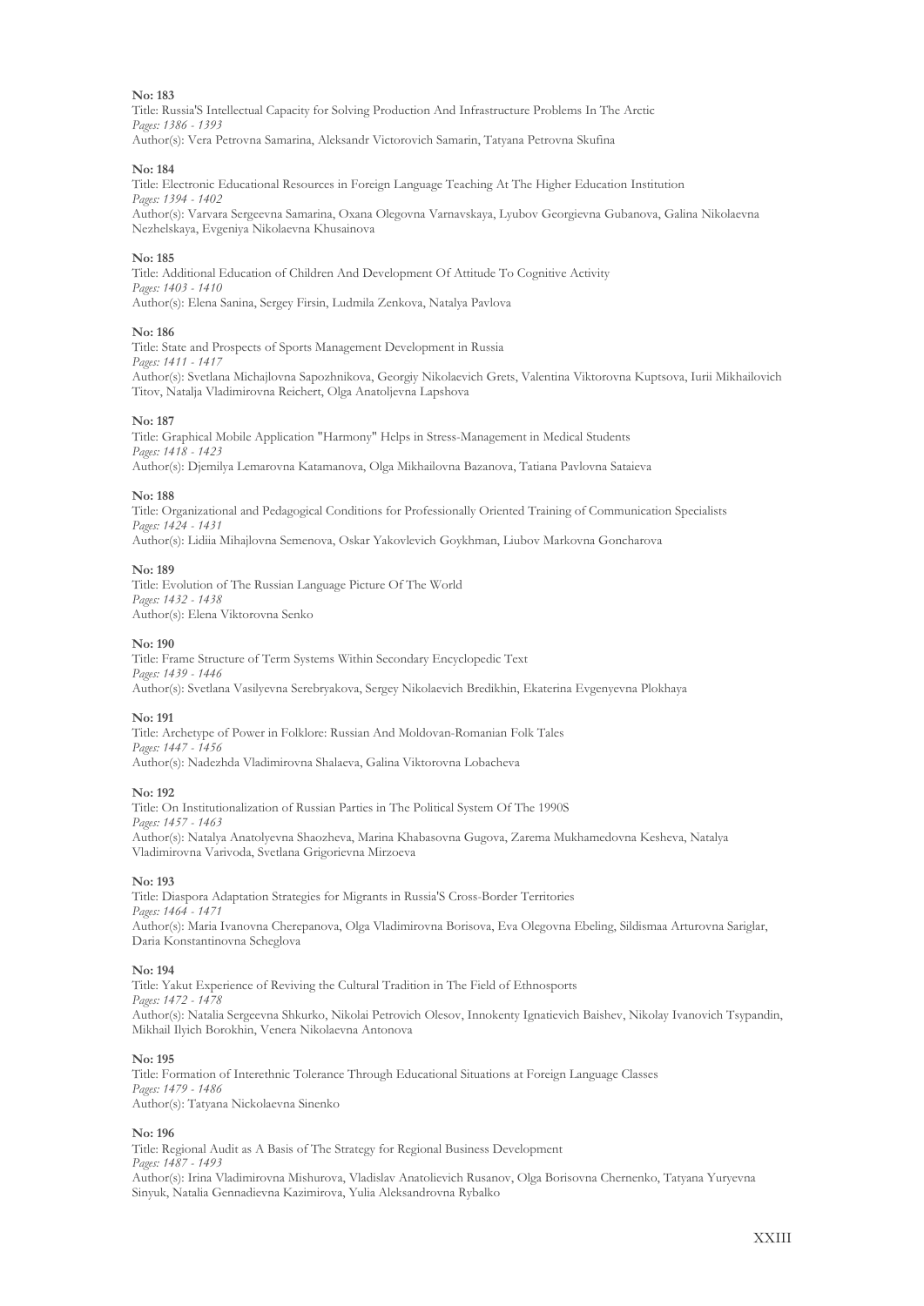**No: 183**

Title: Russia'S Intellectual Capacity for Solving Production And Infrastructure Problems In The Arctic

*Pages: 1386 - 1393*

Author(s): Vera Petrovna Samarina, Aleksandr Victorovich Samarin, Tatyana Petrovna Skufina

**No: 184**

Title: Electronic Educational Resources in Foreign Language Teaching At The Higher Education Institution

*Pages: 1394 - 1402*

Author(s): Varvara Sergeevna Samarina, Oxana Olegovna Varnavskaya, Lyubov Georgievna Gubanova, Galina Nikolaevna Nezhelskaya, Evgeniya Nikolaevna Khusainova

**No: 185**

Title: Additional Education of Children And Development Of Attitude To Cognitive Activity

*Pages: 1403 - 1410*

Author(s): Elena Sanina, Sergey Firsin, Ludmila Zenkova, Natalya Pavlova

**No: 186**

Title: State and Prospects of Sports Management Development in Russia

*Pages: 1411 - 1417*

Author(s): Svetlana Michajlovna Sapozhnikova, Georgiy Nikolaevich Grets, Valentina Viktorovna Kuptsova, Iurii Mikhailovich Titov, Natalja Vladimirovna Reichert, Olga Anatoljevna Lapshova

**No: 187**

Title: Graphical Mobile Application "Harmony" Helps in Stress-Management in Medical Students

*Pages: 1418 - 1423*

Author(s): Djemilya Lemarovna Katamanova, Olga Mikhailovna Bazanova, Tatiana Pavlovna Sataieva

**No: 188**

Title: Organizational and Pedagogical Conditions for Professionally Oriented Training of Communication Specialists

*Pages: 1424 - 1431*

Author(s): Lidiia Mihajlovna Semenova, Oskar Yakovlevich Goykhman, Liubov Markovna Goncharova

**No: 189**

Title: Evolution of The Russian Language Picture Of The World

*Pages: 1432 - 1438*

Author(s): Elena Viktorovna Senko

**No: 190**

Title: Frame Structure of Term Systems Within Secondary Encyclopedic Text

*Pages: 1439 - 1446*

Author(s): Svetlana Vasilyevna Serebryakova, Sergey Nikolaevich Bredikhin, Ekaterina Evgenyevna Plokhaya

**No: 191**

Title: Archetype of Power in Folklore: Russian And Moldovan-Romanian Folk Tales

*Pages: 1447 - 1456*

Author(s): Nadezhda Vladimirovna Shalaeva, Galina Viktorovna Lobacheva

**No: 192**

Title: On Institutionalization of Russian Parties in The Political System Of The 1990S

*Pages: 1457 - 1463*

Author(s): Natalya Anatolyevna Shaozheva, Marina Khabasovna Gugova, Zarema Mukhamedovna Kesheva, Natalya Vladimirovna Varivoda, Svetlana Grigorievna Mirzoeva

**No: 193**

Title: Diaspora Adaptation Strategies for Migrants in Russia'S Cross-Border Territories

*Pages: 1464 - 1471*

Author(s): Maria Ivanovna Cherepanova, Olga Vladimirovna Borisova, Eva Olegovna Ebeling, Sildismaa Arturovna Sariglar, Daria Konstantinovna Scheglova

**No: 194**

Title: Yakut Experience of Reviving the Cultural Tradition in The Field of Ethnosports

*Pages: 1472 - 1478*

Author(s): Natalia Sergeevna Shkurko, Nikolai Petrovich Olesov, Innokenty Ignatievich Baishev, Nikolay Ivanovich Tsypandin, Mikhail Ilyich Borokhin, Venera Nikolaevna Antonova

**No: 195**

Title: Formation of Interethnic Tolerance Through Educational Situations at Foreign Language Classes

*Pages: 1479 - 1486*

Author(s): Tatyana Nickolaevna Sinenko

**No: 196**

Title: Regional Audit as A Basis of The Strategy for Regional Business Development

*Pages: 1487 - 1493*

Author(s): Irina Vladimirovna Mishurova, Vladislav Anatolievich Rusanov, Olga Borisovna Chernenko, Tatyana Yuryevna Sinyuk, Natalia Gennadievna Kazimirova, Yulia Aleksandrovna Rybalko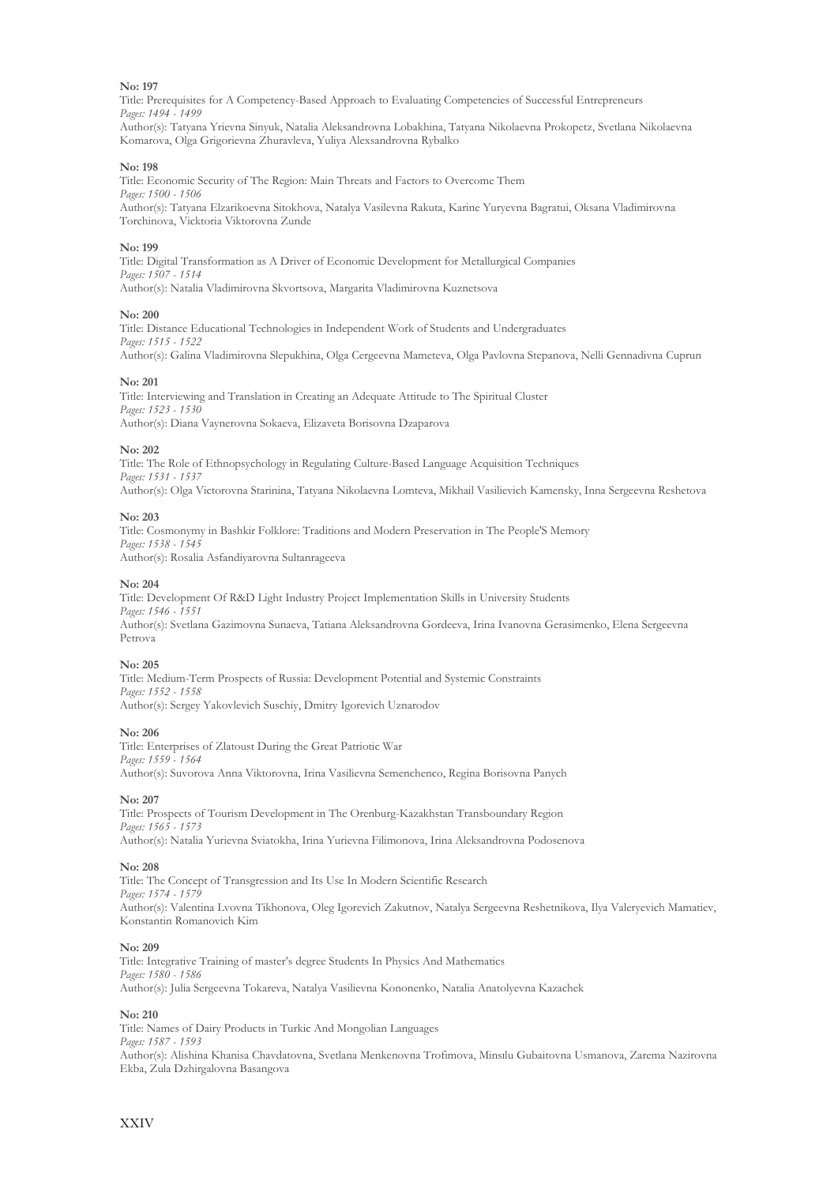**No: 197**

Title: Prerequisites for A Competency-Based Approach to Evaluating Competencies of Successful Entrepreneurs

*Pages: 1494 - 1499*

Author(s): Tatyana Yrievna Sinyuk, Natalia Aleksandrovna Lobakhina, Tatyana Nikolaevna Prokopetz, Svetlana Nikolaevna Komarova, Olga Grigorievna Zhuravleva, Yuliya Alexsandrovna Rybalko

**No: 198**

Title: Economic Security of The Region: Main Threats and Factors to Overcome Them

*Pages: 1500 - 1506*

Author(s): Tatyana Elzarikoevna Sitokhova, Natalya Vasilevna Rakuta, Karine Yuryevna Bagratui, Oksana Vladimirovna Torchinova, Vicktoria Viktorovna Zunde

**No: 199**

Title: Digital Transformation as A Driver of Economic Development for Metallurgical Companies

*Pages: 1507 - 1514*

Author(s): Natalia Vladimirovna Skvortsova, Margarita Vladimirovna Kuznetsova

**No: 200**

Title: Distance Educational Technologies in Independent Work of Students and Undergraduates

*Pages: 1515 - 1522*

Author(s): Galina Vladimirovna Slepukhina, Olga Cergeevna Mameteva, Olga Pavlovna Stepanova, Nelli Gennadivna Cuprun

**No: 201**

Title: Interviewing and Translation in Creating an Adequate Attitude to The Spiritual Cluster

*Pages: 1523 - 1530*

Author(s): Diana Vaynerovna Sokaeva, Elizaveta Borisovna Dzaparova

**No: 202**

Title: The Role of Ethnopsychology in Regulating Culture-Based Language Acquisition Techniques

*Pages: 1531 - 1537*

Author(s): Olga Victorovna Starinina, Tatyana Nikolaevna Lomteva, Mikhail Vasilievich Kamensky, Inna Sergeevna Reshetova

**No: 203**

Title: Cosmonymy in Bashkir Folklore: Traditions and Modern Preservation in The People'S Memory

*Pages: 1538 - 1545*

Author(s): Rosalia Asfandiyarovna Sultanrageeva

**No: 204**

Title: Development Of R&D Light Industry Project Implementation Skills in University Students

*Pages: 1546 - 1551*

Author(s): Svetlana Gazimovna Sunaeva, Tatiana Aleksandrovna Gordeeva, Irina Ivanovna Gerasimenko, Elena Sergeevna Petrova

**No: 205**

Title: Medium-Term Prospects of Russia: Development Potential and Systemic Constraints

*Pages: 1552 - 1558*

Author(s): Sergey Yakovlevich Suschiy, Dmitry Igorevich Uznarodov

**No: 206**

Title: Enterprises of Zlatoust During the Great Patriotic War

*Pages: 1559 - 1564*

Author(s): Suvorova Anna Viktorovna, Irina Vasilievna Semenchenco, Regina Borisovna Panych

**No: 207**

Title: Prospects of Tourism Development in The Orenburg-Kazakhstan Transboundary Region

*Pages: 1565 - 1573*

Author(s): Natalia Yurievna Sviatokha, Irina Yurievna Filimonova, Irina Aleksandrovna Podosenova

**No: 208**

Title: The Concept of Transgression and Its Use In Modern Scientific Research

*Pages: 1574 - 1579*

Author(s): Valentina Lvovna Tikhonova, Oleg Igorevich Zakutnov, Natalya Sergeevna Reshetnikova, Ilya Valeryevich Mamatiev, Konstantin Romanovich Kim

**No: 209**

Title: Integrative Training of master's degree Students In Physics And Mathematics

*Pages: 1580 - 1586*

Author(s): Julia Sergeevna Tokareva, Natalya Vasilievna Kononenko, Natalia Anatolyevna Kazachek

**No: 210**

Title: Names of Dairy Products in Turkic And Mongolian Languages

*Pages: 1587 - 1593*

Author(s): Alishina Khanisa Chavdatovna, Svetlana Menkenovna Trofimova, Minsılu Gubaitovna Usmanova, Zarema Nazirovna Ekba, Zula Dzhirgalovna Basangova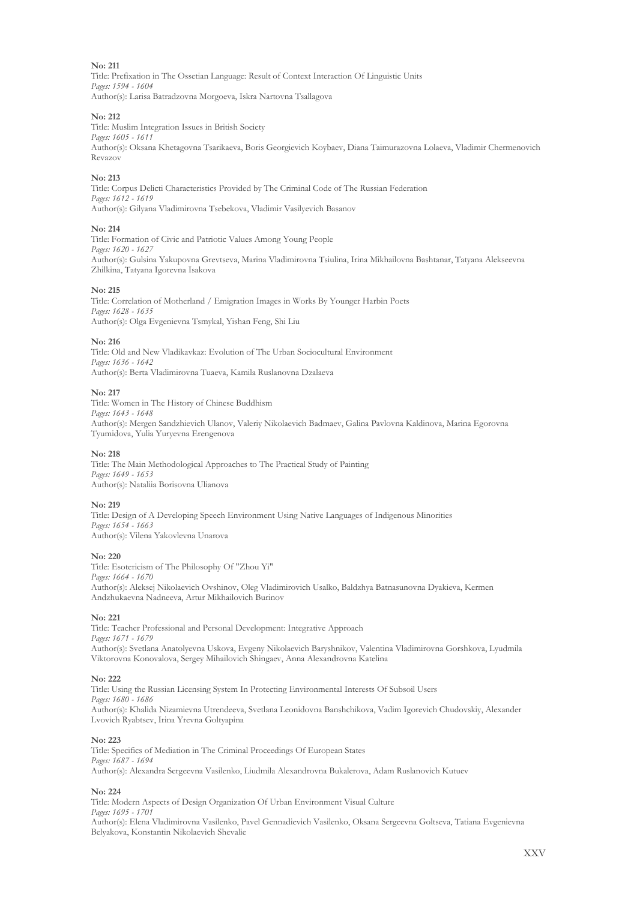**No: 211**

Title: Prefixation in The Ossetian Language: Result of Context Interaction Of Linguistic Units

*Pages: 1594 - 1604*

Author(s): Larisa Batradzovna Morgoeva, Iskra Nartovna Tsallagova

**No: 212**

Title: Muslim Integration Issues in British Society

*Pages: 1605 - 1611*

Author(s): Oksana Khetagovna Tsarikaeva, Boris Georgievich Koybaev, Diana Taimurazovna Lolaeva, Vladimir Chermenovich Revazov

**No: 213**

Title: Corpus Delicti Characteristics Provided by The Criminal Code of The Russian Federation

*Pages: 1612 - 1619*

Author(s): Gilyana Vladimirovna Tsebekova, Vladimir Vasilyevich Basanov

**No: 214**

Title: Formation of Civic and Patriotic Values Among Young People

*Pages: 1620 - 1627*

Author(s): Gulsina Yakupovna Grevtseva, Marina Vladimirovna Tsiulina, Irina Mikhailovna Bashtanar, Tatyana Alekseevna Zhilkina, Tatyana Igorevna Isakova

**No: 215**

Title: Correlation of Motherland / Emigration Images in Works By Younger Harbin Poets

*Pages: 1628 - 1635*

Author(s): Olga Evgenievna Tsmykal, Yishan Feng, Shi Liu

**No: 216**

Title: Old and New Vladikavkaz: Evolution of The Urban Sociocultural Environment

*Pages: 1636 - 1642*

Author(s): Berta Vladimirovna Tuaeva, Kamila Ruslanovna Dzalaeva

**No: 217**

Title: Women in The History of Chinese Buddhism

*Pages: 1643 - 1648*

Author(s): Mergen Sandzhievich Ulanov, Valeriy Nikolaevich Badmaev, Galina Pavlovna Kaldinova, Marina Egorovna Tyumidova, Yulia Yuryevna Erengenova

**No: 218**

Title: The Main Methodological Approaches to The Practical Study of Painting

*Pages: 1649 - 1653*

Author(s): Nataliia Borisovna Ulianova

**No: 219**

Title: Design of A Developing Speech Environment Using Native Languages of Indigenous Minorities

*Pages: 1654 - 1663*

Author(s): Vilena Yakovlevna Unarova

**No: 220**

Title: Esotericism of The Philosophy Of "Zhou Yi"

*Pages: 1664 - 1670*

Author(s): Aleksej Nikolaevich Ovshinov, Oleg Vladimirovich Usalko, Baldzhya Batnasunovna Dyakieva, Kermen Andzhukaevna Nadneeva, Artur Mikhailovich Burinov

**No: 221**

Title: Teacher Professional and Personal Development: Integrative Approach

*Pages: 1671 - 1679*

Author(s): Svetlana Anatolyevna Uskova, Evgeny Nikolaevich Baryshnikov, Valentina Vladimirovna Gorshkova, Lyudmila Viktorovna Konovalova, Sergey Mihailovich Shingaev, Anna Alexandrovna Katelina

**No: 222**

Title: Using the Russian Licensing System In Protecting Environmental Interests Of Subsoil Users

*Pages: 1680 - 1686*

Author(s): Khalida Nizamievna Utrendeeva, Svetlana Leonidovna Banshchikova, Vadim Igorevich Chudovskiy, Alexander Lvovich Ryabtsev, Irina Yrevna Goltyapina

**No: 223**

Title: Specifics of Mediation in The Criminal Proceedings Of European States

*Pages: 1687 - 1694*

Author(s): Alexandra Sergeevna Vasilenko, Liudmila Alexandrovna Bukalerova, Adam Ruslanovich Kutuev

**No: 224**

Title: Modern Aspects of Design Organization Of Urban Environment Visual Culture

*Pages: 1695 - 1701*

Author(s): Elena Vladimirovna Vasilenko, Pavel Gennadievich Vasilenko, Oksana Sergeevna Goltseva, Tatiana Evgenievna Belyakova, Konstantin Nikolaevich Shevalie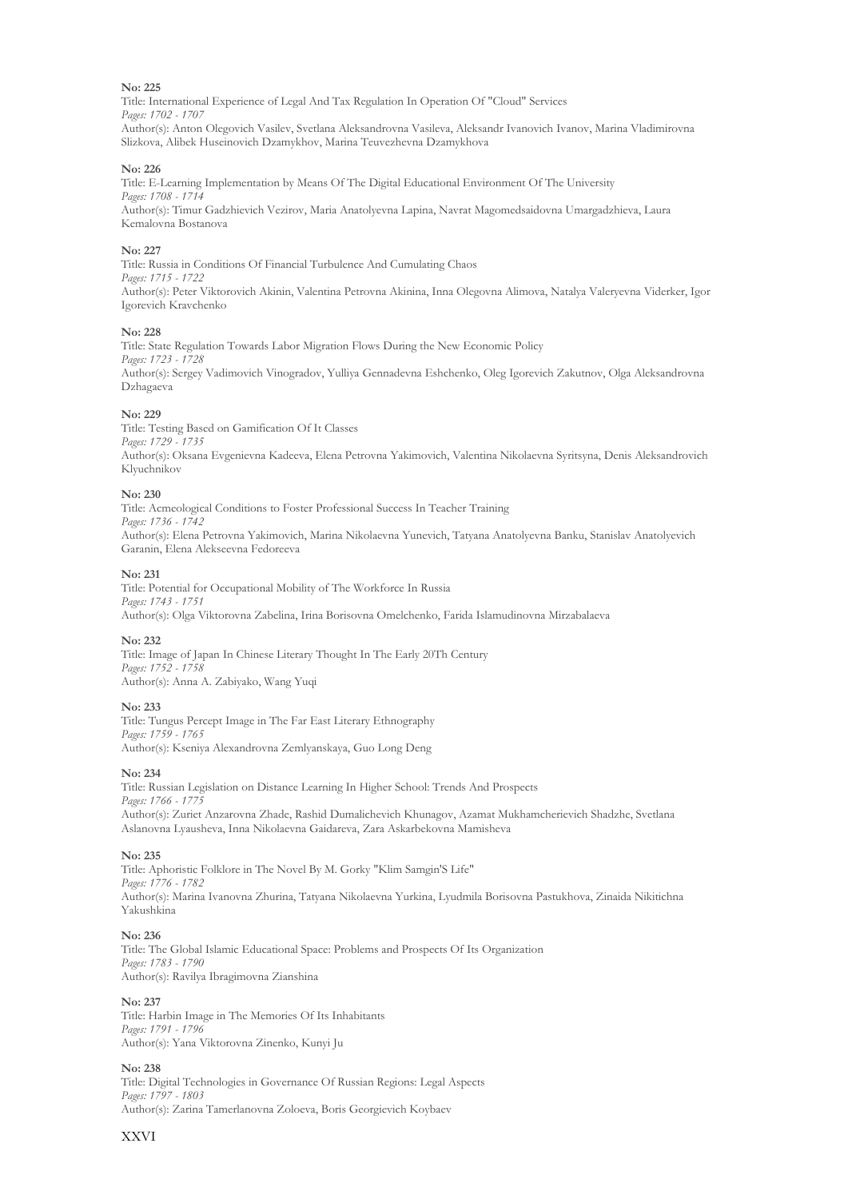**No: 225**

Title: International Experience of Legal And Tax Regulation In Operation Of "Cloud" Services

*Pages: 1702 - 1707*

Author(s): Anton Olegovich Vasilev, Svetlana Aleksandrovna Vasileva, Aleksandr Ivanovich Ivanov, Marina Vladimirovna Slizkova, Alibek Huseinovich Dzamykhov, Marina Teuvezhevna Dzamykhova

**No: 226**

Title: E-Learning Implementation by Means Of The Digital Educational Environment Of The University

*Pages: 1708 - 1714*

Author(s): Timur Gadzhievich Vezirov, Maria Anatolyevna Lapina, Navrat Magomedsaidovna Umargadzhieva, Laura Kemalovna Bostanova

**No: 227**

Title: Russia in Conditions Of Financial Turbulence And Cumulating Chaos

*Pages: 1715 - 1722*

Author(s): Peter Viktorovich Akinin, Valentina Petrovna Akinina, Inna Olegovna Alimova, Natalya Valeryevna Viderker, Igor Igorevich Kravchenko

**No: 228**

Title: State Regulation Towards Labor Migration Flows During the New Economic Policy

*Pages: 1723 - 1728*

Author(s): Sergey Vadimovich Vinogradov, Yulliya Gennadevna Eshchenko, Oleg Igorevich Zakutnov, Olga Aleksandrovna Dzhagaeva

**No: 229**

Title: Testing Based on Gamification Of It Classes

*Pages: 1729 - 1735*

Author(s): Oksana Evgenievna Kadeeva, Elena Petrovna Yakimovich, Valentina Nikolaevna Syritsyna, Denis Aleksandrovich Klyuchnikov

**No: 230**

Title: Acmeological Conditions to Foster Professional Success In Teacher Training

*Pages: 1736 - 1742*

Author(s): Elena Petrovna Yakimovich, Marina Nikolaevna Yunevich, Tatyana Anatolyevna Banku, Stanislav Anatolyevich Garanin, Elena Alekseevna Fedoreeva

**No: 231**

Title: Potential for Occupational Mobility of The Workforce In Russia

*Pages: 1743 - 1751*

Author(s): Olga Viktorovna Zabelina, Irina Borisovna Omelchenko, Farida Islamudinovna Mirzabalaeva

**No: 232**

Title: Image of Japan In Chinese Literary Thought In The Early 20Th Century

*Pages: 1752 - 1758*

Author(s): Anna A. Zabiyako, Wang Yuqi

**No: 233**

Title: Tungus Percept Image in The Far East Literary Ethnography

*Pages: 1759 - 1765*

Author(s): Kseniya Alexandrovna Zemlyanskaya, Guo Long Deng

**No: 234**

Title: Russian Legislation on Distance Learning In Higher School: Trends And Prospects

*Pages: 1766 - 1775*

Author(s): Zuriet Anzarovna Zhade, Rashid Dumalichevich Khunagov, Azamat Mukhamcherievich Shadzhe, Svetlana Aslanovna Lyausheva, Inna Nikolaevna Gaidareva, Zara Askarbekovna Mamisheva

**No: 235**

Title: Aphoristic Folklore in The Novel By M. Gorky "Klim Samgin'S Life"

*Pages: 1776 - 1782*

Author(s): Marina Ivanovna Zhurina, Tatyana Nikolaevna Yurkina, Lyudmila Borisovna Pastukhova, Zinaida Nikitichna Yakushkina

**No: 236**

Title: The Global Islamic Educational Space: Problems and Prospects Of Its Organization

*Pages: 1783 - 1790*

Author(s): Ravilya Ibragimovna Zianshina

**No: 237**

Title: Harbin Image in The Memories Of Its Inhabitants

*Pages: 1791 - 1796*

Author(s): Yana Viktorovna Zinenko, Kunyi Ju

**No: 238**

Title: Digital Technologies in Governance Of Russian Regions: Legal Aspects

*Pages: 1797 - 1803*

Author(s): Zarina Tamerlanovna Zoloeva, Boris Georgievich Koybaev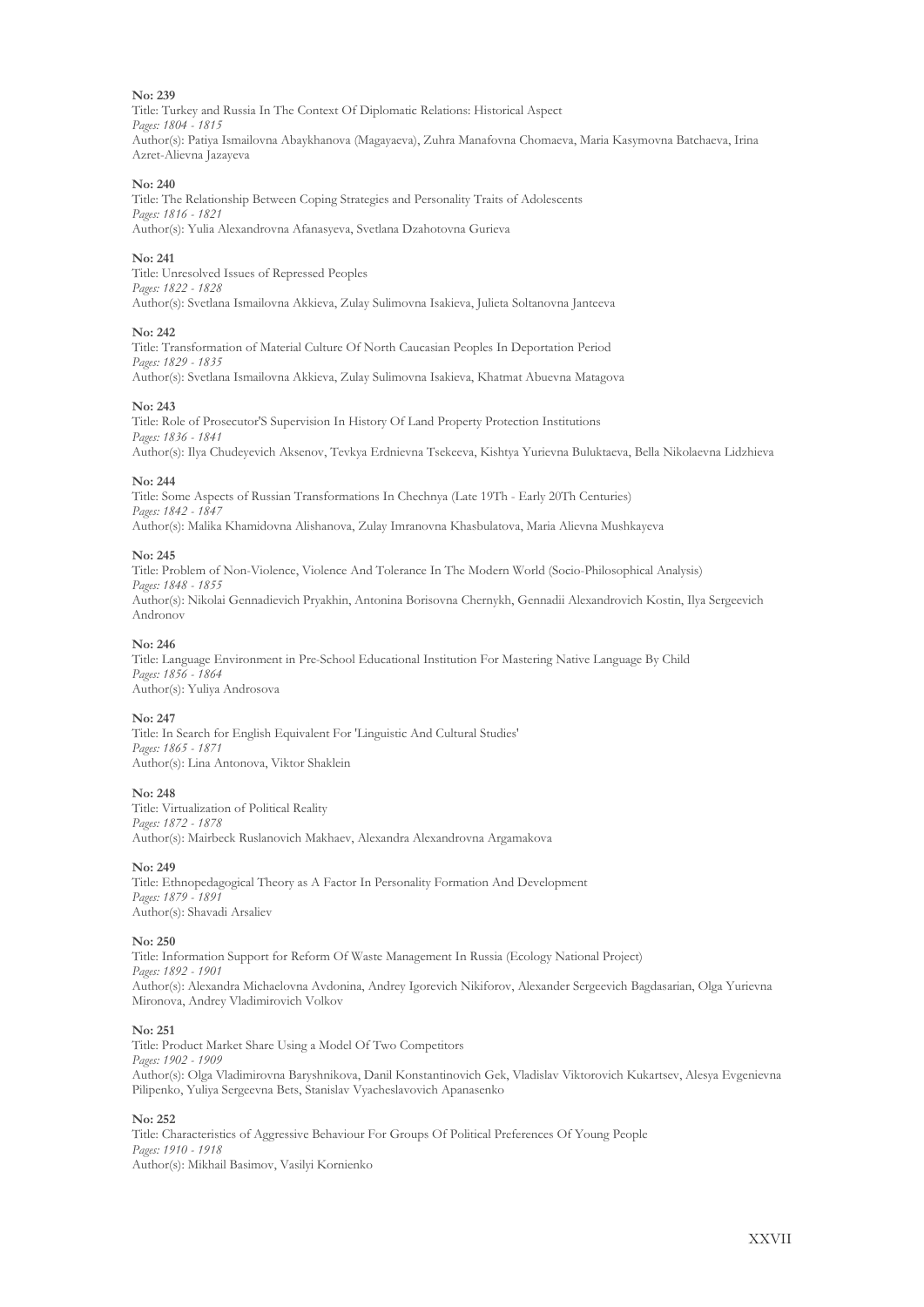**No: 239**

Title: Turkey and Russia In The Context Of Diplomatic Relations: Historical Aspect
*Pages: 1804 - 1815*
Author(s): Patiya Ismailovna Abaykhanova (Magayaeva), Zuhra Manafovna Chomaeva, Maria Kasymovna Batchaeva, Irina Azret-Alievna Jazayeva

**No: 240**

Title: The Relationship Between Coping Strategies and Personality Traits of Adolescents
*Pages: 1816 - 1821*
Author(s): Yulia Alexandrovna Afanasyeva, Svetlana Dzahotovna Gurieva

**No: 241**

Title: Unresolved Issues of Repressed Peoples
*Pages: 1822 - 1828*
Author(s): Svetlana Ismailovna Akkieva, Zulay Sulimovna Isakieva, Julieta Soltanovna Janteeva

**No: 242**

Title: Transformation of Material Culture Of North Caucasian Peoples In Deportation Period
*Pages: 1829 - 1835*
Author(s): Svetlana Ismailovna Akkieva, Zulay Sulimovna Isakieva, Khatmat Abuevna Matagova

**No: 243**

Title: Role of Prosecutor'S Supervision In History Of Land Property Protection Institutions
*Pages: 1836 - 1841*
Author(s): Ilya Chudeyevich Aksenov, Tevkya Erdnievna Tsekeeva, Kishtya Yurievna Buluktaeva, Bella Nikolaevna Lidzhieva

**No: 244**

Title: Some Aspects of Russian Transformations In Chechnya (Late 19Th - Early 20Th Centuries)
*Pages: 1842 - 1847*
Author(s): Malika Khamidovna Alishanova, Zulay Imranovna Khasbulatova, Maria Alievna Mushkayeva

**No: 245**

Title: Problem of Non-Violence, Violence And Tolerance In The Modern World (Socio-Philosophical Analysis)
*Pages: 1848 - 1855*
Author(s): Nikolai Gennadievich Pryakhin, Antonina Borisovna Chernykh, Gennadii Alexandrovich Kostin, Ilya Sergeevich Andronov

**No: 246**

Title: Language Environment in Pre-School Educational Institution For Mastering Native Language By Child
*Pages: 1856 - 1864*
Author(s): Yuliya Androsova

**No: 247**

Title: In Search for English Equivalent For 'Linguistic And Cultural Studies'
*Pages: 1865 - 1871*
Author(s): Lina Antonova, Viktor Shaklein

**No: 248**

Title: Virtualization of Political Reality
*Pages: 1872 - 1878*
Author(s): Mairbeck Ruslanovich Makhaev, Alexandra Alexandrovna Argamakova

**No: 249**

Title: Ethnopedagogical Theory as A Factor In Personality Formation And Development
*Pages: 1879 - 1891*
Author(s): Shavadi Arsaliev

**No: 250**

Title: Information Support for Reform Of Waste Management In Russia (Ecology National Project)
*Pages: 1892 - 1901*
Author(s): Alexandra Michaelovna Avdonina, Andrey Igorevich Nikiforov, Alexander Sergeevich Bagdasarian, Olga Yurievna Mironova, Andrey Vladimirovich Volkov

**No: 251**

Title: Product Market Share Using a Model Of Two Competitors
*Pages: 1902 - 1909*
Author(s): Olga Vladimirovna Baryshnikova, Danil Konstantinovich Gek, Vladislav Viktorovich Kukartsev, Alesya Evgenievna Pilipenko, Yuliya Sergeevna Bets, Stanislav Vyacheslavovich Apanasenko

**No: 252**

Title: Characteristics of Aggressive Behaviour For Groups Of Political Preferences Of Young People
*Pages: 1910 - 1918*
Author(s): Mikhail Basimov, Vasilyi Kornienko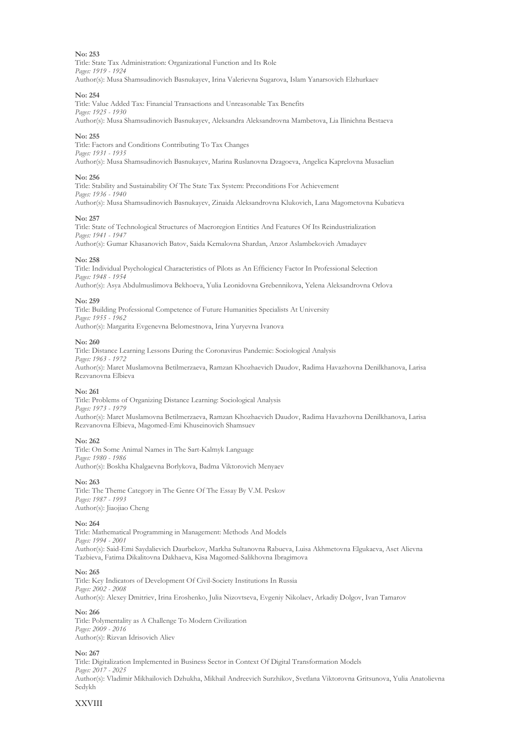**No: 253**
Title: State Tax Administration: Organizational Function and Its Role
*Pages: 1919 - 1924*
Author(s): Musa Shamsudinovich Basnukayev, Irina Valerievna Sugarova, Islam Yanarsovich Elzhurkaev

**No: 254**
Title: Value Added Tax: Financial Transactions and Unreasonable Tax Benefits
*Pages: 1925 - 1930*
Author(s): Musa Shamsudinovich Basnukayev, Aleksandra Aleksandrovna Mambetova, Lia Ilinichna Bestaeva

**No: 255**
Title: Factors and Conditions Contributing To Tax Changes
*Pages: 1931 - 1935*
Author(s): Musa Shamsudinovich Basnukayev, Marina Ruslanovna Dzagoeva, Angelica Kaprelovna Musaelian

**No: 256**
Title: Stability and Sustainability Of The State Tax System: Preconditions For Achievement
*Pages: 1936 - 1940*
Author(s): Musa Shamsudinovich Basnukayev, Zinaida Aleksandrovna Klukovich, Lana Magometovna Kubatieva

**No: 257**
Title: State of Technological Structures of Macroregion Entities And Features Of Its Reindustrialization
*Pages: 1941 - 1947*
Author(s): Gumar Khasanovich Batov, Saida Kemalovna Shardan, Anzor Aslambekovich Amadayev

**No: 258**
Title: Individual Psychological Characteristics of Pilots as An Efficiency Factor In Professional Selection
*Pages: 1948 - 1954*
Author(s): Asya Abdulmuslimova Bekhoeva, Yulia Leonidovna Grebennikova, Yelena Aleksandrovna Orlova

**No: 259**
Title: Building Professional Competence of Future Humanities Specialists At University
*Pages: 1955 - 1962*
Author(s): Margarita Evgenevna Belomestnova, Irina Yuryevna Ivanova

**No: 260**
Title: Distance Learning Lessons During the Coronavirus Pandemic: Sociological Analysis
*Pages: 1963 - 1972*
Author(s): Maret Muslamovna Betilmerzaeva, Ramzan Khozhaevich Daudov, Radima Havazhovna Denilkhanova, Larisa Rezvanovna Elbieva

**No: 261**
Title: Problems of Organizing Distance Learning: Sociological Analysis
*Pages: 1973 - 1979*
Author(s): Maret Muslamovna Betilmerzaeva, Ramzan Khozhaevich Daudov, Radima Havazhovna Denilkhanova, Larisa Rezvanovna Elbieva, Magomed-Emi Khuseinovich Shamsuev

**No: 262**
Title: On Some Animal Names in The Sart-Kalmyk Language
*Pages: 1980 - 1986*
Author(s): Boskha Khalgaevna Borlykova, Badma Viktorovich Menyaev

**No: 263**
Title: The Theme Category in The Genre Of The Essay By V.M. Peskov
*Pages: 1987 - 1993*
Author(s): Jiaojiao Cheng

**No: 264**
Title: Mathematical Programming in Management: Methods And Models
*Pages: 1994 - 2001*
Author(s): Said-Emi Saydalievich Daurbekov, Markha Sultanovna Rabueva, Luisa Akhmetovna Elgukaeva, Aset Alievna Tazbieva, Fatima Dikalitovna Dakhaeva, Kisa Magomed-Salikhovna Ibragimova

**No: 265**
Title: Key Indicators of Development Of Civil-Society Institutions In Russia
*Pages: 2002 - 2008*
Author(s): Alexey Dmitriev, Irina Eroshenko, Julia Nizovtseva, Evgeniy Nikolaev, Arkadiy Dolgov, Ivan Tamarov

**No: 266**
Title: Polymentality as A Challenge To Modern Civilization
*Pages: 2009 - 2016*
Author(s): Rizvan Idrisovich Aliev

**No: 267**
Title: Digitalization Implemented in Business Sector in Context Of Digital Transformation Models
*Pages: 2017 - 2025*
Author(s): Vladimir Mikhailovich Dzhukha, Mikhail Andreevich Surzhikov, Svetlana Viktorovna Gritsunova, Yulia Anatolievna Sedykh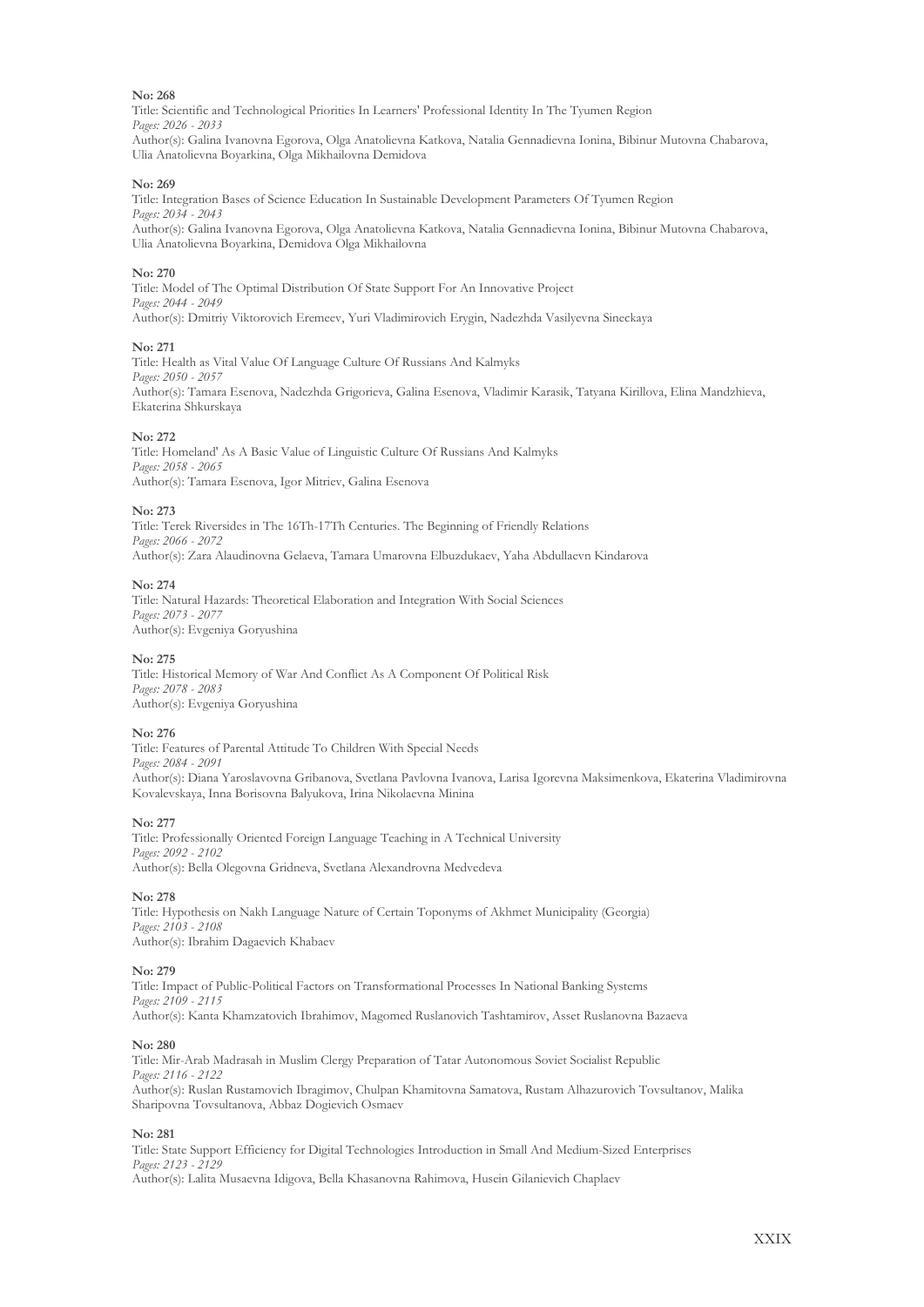**No: 268**

Title: Scientific and Technological Priorities In Learners' Professional Identity In The Tyumen Region

*Pages: 2026 - 2033*

Author(s): Galina Ivanovna Egorova, Olga Anatolievna Katkova, Natalia Gennadievna Ionina, Bibinur Mutovna Chabarova, Ulia Anatolievna Boyarkina, Olga Mikhailovna Demidova

**No: 269**

Title: Integration Bases of Science Education In Sustainable Development Parameters Of Tyumen Region

*Pages: 2034 - 2043*

Author(s): Galina Ivanovna Egorova, Olga Anatolievna Katkova, Natalia Gennadievna Ionina, Bibinur Mutovna Chabarova, Ulia Anatolievna Boyarkina, Demidova Olga Mikhailovna

**No: 270**

Title: Model of The Optimal Distribution Of State Support For An Innovative Project

*Pages: 2044 - 2049*

Author(s): Dmitriy Viktorovich Eremeev, Yuri Vladimirovich Erygin, Nadezhda Vasilyevna Sineckaya

**No: 271**

Title: Health as Vital Value Of Language Culture Of Russians And Kalmyks

*Pages: 2050 - 2057*

Author(s): Tamara Esenova, Nadezhda Grigorieva, Galina Esenova, Vladimir Karasik, Tatyana Kirillova, Elina Mandzhieva, Ekaterina Shkurskaya

**No: 272**

Title: Homeland' As A Basic Value of Linguistic Culture Of Russians And Kalmyks

*Pages: 2058 - 2065*

Author(s): Tamara Esenova, Igor Mitriev, Galina Esenova

**No: 273**

Title: Terek Riversides in The 16Th-17Th Centuries. The Beginning of Friendly Relations

*Pages: 2066 - 2072*

Author(s): Zara Alaudinovna Gelaeva, Tamara Umarovna Elbuzdukaev, Yaha Abdullaevn Kindarova

**No: 274**

Title: Natural Hazards: Theoretical Elaboration and Integration With Social Sciences

*Pages: 2073 - 2077*

Author(s): Evgeniya Goryushina

**No: 275**

Title: Historical Memory of War And Conflict As A Component Of Political Risk

*Pages: 2078 - 2083*

Author(s): Evgeniya Goryushina

**No: 276**

Title: Features of Parental Attitude To Children With Special Needs

*Pages: 2084 - 2091*

Author(s): Diana Yaroslavovna Gribanova, Svetlana Pavlovna Ivanova, Larisa Igorevna Maksimenkova, Ekaterina Vladimirovna Kovalevskaya, Inna Borisovna Balyukova, Irina Nikolaevna Minina

**No: 277**

Title: Professionally Oriented Foreign Language Teaching in A Technical University

*Pages: 2092 - 2102*

Author(s): Bella Olegovna Gridneva, Svetlana Alexandrovna Medvedeva

**No: 278**

Title: Hypothesis on Nakh Language Nature of Certain Toponyms of Akhmet Municipality (Georgia)

*Pages: 2103 - 2108*

Author(s): Ibrahim Dagaevich Khabaev

**No: 279**

Title: Impact of Public-Political Factors on Transformational Processes In National Banking Systems

*Pages: 2109 - 2115*

Author(s): Kanta Khamzatovich Ibrahimov, Magomed Ruslanovich Tashtamirov, Asset Ruslanovna Bazaeva

**No: 280**

Title: Mir-Arab Madrasah in Muslim Clergy Preparation of Tatar Autonomous Soviet Socialist Republic

*Pages: 2116 - 2122*

Author(s): Ruslan Rustamovich Ibragimov, Chulpan Khamitovna Samatova, Rustam Alhazurovich Tovsultanov, Malika Sharipovna Tovsultanova, Abbaz Dogievich Osmaev

**No: 281**

Title: State Support Efficiency for Digital Technologies Introduction in Small And Medium-Sized Enterprises

*Pages: 2123 - 2129*

Author(s): Lalita Musaevna Idigova, Bella Khasanovna Rahimova, Husein Gilanievich Chaplaev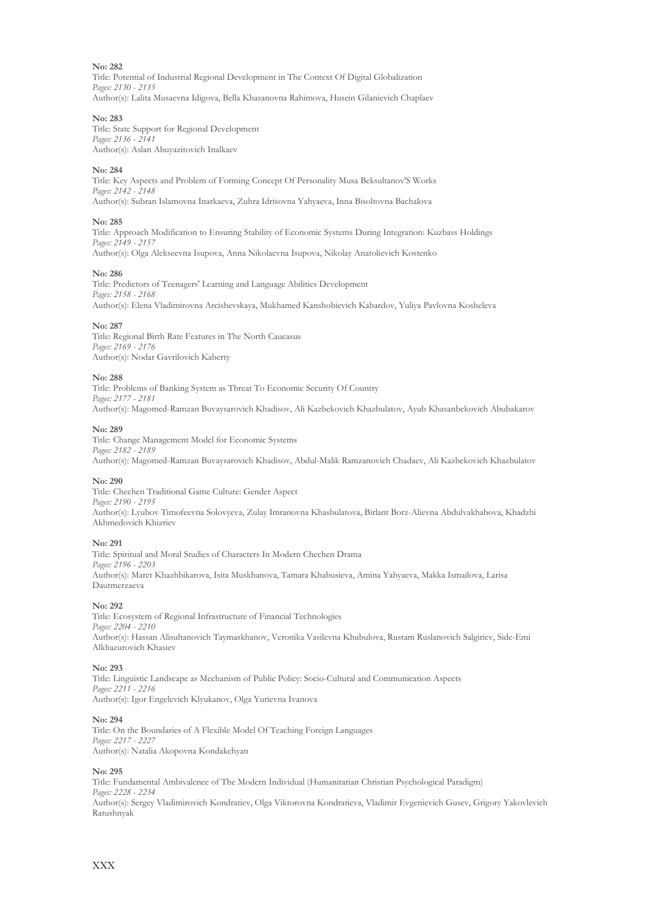**No: 282**
Title: Potential of Industrial Regional Development in The Context Of Digital Globalization
*Pages: 2130 - 2135*
Author(s): Lalita Musaevna Idigova, Bella Khasanovna Rahimova, Husein Gilanievich Chaplaev

**No: 283**
Title: State Support for Regional Development
*Pages: 2136 - 2141*
Author(s): Aslan Abuyazitovich Inalkaev

**No: 284**
Title: Key Aspects and Problem of Forming Concept Of Personality Musa Beksultanov'S Works
*Pages: 2142 - 2148*
Author(s): Subran Islamovna Inarkaeva, Zuhra Idrisovna Yahyaeva, Inna Bisoltovna Bachalova

**No: 285**
Title: Approach Modification to Ensuring Stability of Economic Systems During Integration: Kuzbass Holdings
*Pages: 2149 - 2157*
Author(s): Olga Alekseevna Isupova, Anna Nikolaevna Isupova, Nikolay Anatolievich Kostenko

**No: 286**
Title: Predictors of Teenagers' Learning and Language Abilities Development
*Pages: 2158 - 2168*
Author(s): Elena Vladimirovna Arcishevskaya, Mukhamed Kanshobievich Kabardov, Yuliya Pavlovna Kosheleva

**No: 287**
Title: Regional Birth Rate Features in The North Caucasus
*Pages: 2169 - 2176*
Author(s): Nodar Gavrilovich Kaberty

**No: 288**
Title: Problems of Banking System as Threat To Economic Security Of Country
*Pages: 2177 - 2181*
Author(s): Magomed-Ramzan Buvaysarovich Khadisov, Ali Kazbekovich Khazbulatov, Ayub Khasanbekovich Abubakarov

**No: 289**
Title: Change Management Model for Economic Systems
*Pages: 2182 - 2189*
Author(s): Magomed-Ramzan Buvaysarovich Khadisov, Abdul-Malik Ramzanovich Chadaev, Ali Kazbekovich Khazbulatov

**No: 290**
Title: Chechen Traditional Game Culture: Gender Aspect
*Pages: 2190 - 2195*
Author(s): Lyubov Timofeevna Solovyeva, Zulay Imranovna Khasbulatova, Birlant Borz-Alievna Abdulvakhabova, Khadzhi Akhmedovich Khizriev

**No: 291**
Title: Spiritual and Moral Studies of Characters In Modern Chechen Drama
*Pages: 2196 - 2203*
Author(s): Maret Khazhbikarova, Isita Muskhanova, Tamara Khabusieva, Amina Yahyaeva, Makka Ismailova, Larisa Dautmerzaeva

**No: 292**
Title: Ecosystem of Regional Infrastructure of Financial Technologies
*Pages: 2204 - 2210*
Author(s): Hassan Alisultanovich Taymaskhanov, Veronika Vasilevna Khubulova, Rustam Ruslanovich Salgiriev, Side-Emi Alkhazurovich Khasiev

**No: 293**
Title: Linguistic Landscape as Mechanism of Public Policy: Socio-Cultural and Communication Aspects
*Pages: 2211 - 2216*
Author(s): Igor Engelevich Klyukanov, Olga Yurievna Ivanova

**No: 294**
Title: On the Boundaries of A Flexible Model Of Teaching Foreign Languages
*Pages: 2217 - 2227*
Author(s): Natalia Akopovna Kondakchyan

**No: 295**
Title: Fundamental Ambivalence of The Modern Individual (Humanitarian Christian Psychological Paradigm)
*Pages: 2228 - 2234*
Author(s): Sergey Vladimirovich Kondratiev, Olga Viktorovna Kondratieva, Vladimir Evgenievich Gusev, Grigory Yakovlevich Ratushnyak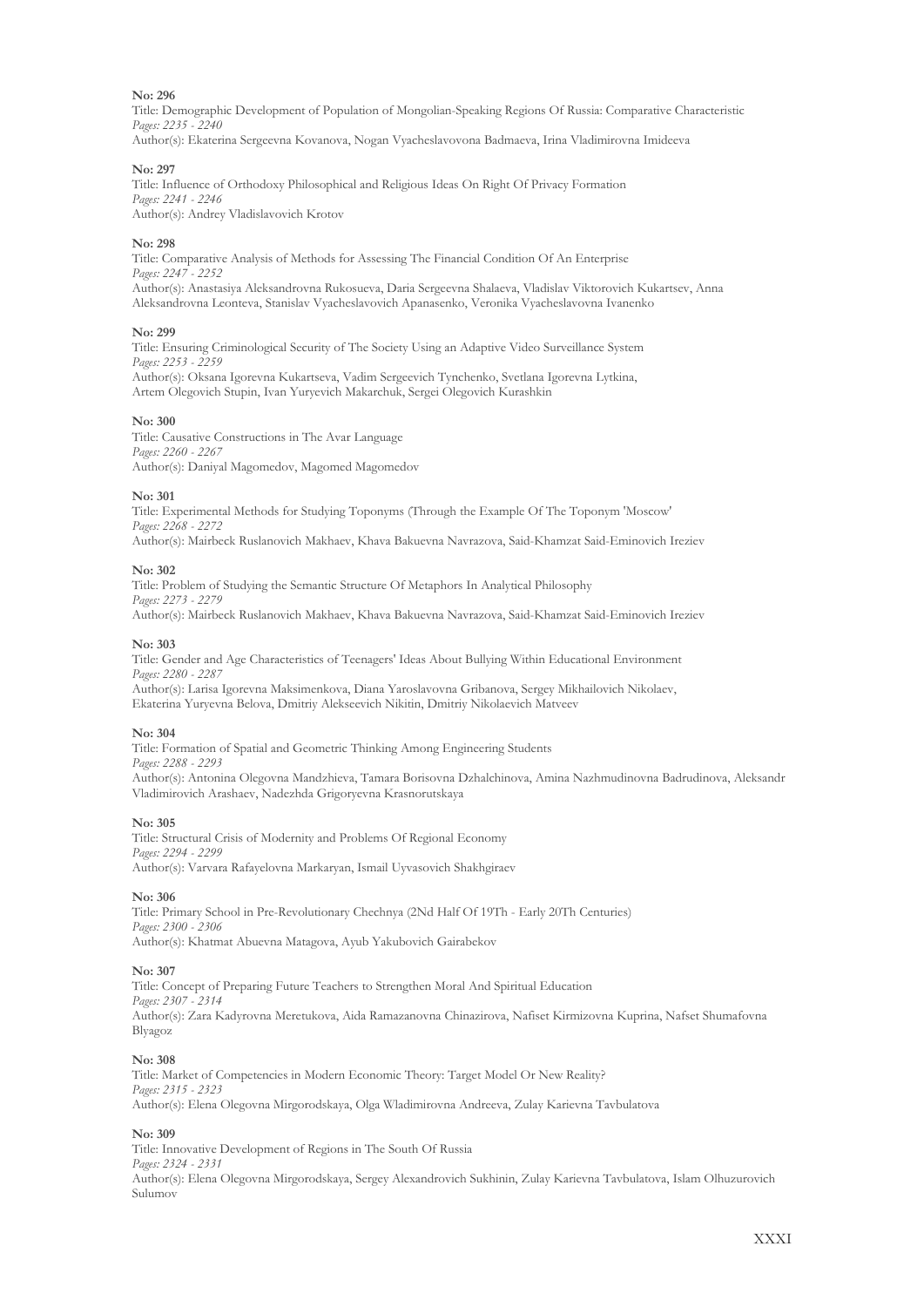**No: 296**

Title: Demographic Development of Population of Mongolian-Speaking Regions Of Russia: Comparative Characteristic

*Pages: 2235 - 2240*

Author(s): Ekaterina Sergeevna Kovanova, Nogan Vyacheslavovona Badmaeva, Irina Vladimirovna Imideeva

**No: 297**

Title: Influence of Orthodoxy Philosophical and Religious Ideas On Right Of Privacy Formation

*Pages: 2241 - 2246*

Author(s): Andrey Vladislavovich Krotov

**No: 298**

Title: Comparative Analysis of Methods for Assessing The Financial Condition Of An Enterprise

*Pages: 2247 - 2252*

Author(s): Anastasiya Aleksandrovna Rukosueva, Daria Sergeevna Shalaeva, Vladislav Viktorovich Kukartsev, Anna Aleksandrovna Leonteva, Stanislav Vyacheslavovich Apanasenko, Veronika Vyacheslavovna Ivanenko

**No: 299**

Title: Ensuring Criminological Security of The Society Using an Adaptive Video Surveillance System

*Pages: 2253 - 2259*

Author(s): Oksana Igorevna Kukartseva, Vadim Sergeevich Tynchenko, Svetlana Igorevna Lytkina, Artem Olegovich Stupin, Ivan Yuryevich Makarchuk, Sergei Olegovich Kurashkin

**No: 300**

Title: Causative Constructions in The Avar Language

*Pages: 2260 - 2267*

Author(s): Daniyal Magomedov, Magomed Magomedov

**No: 301**

Title: Experimental Methods for Studying Toponyms (Through the Example Of The Toponym 'Moscow'

*Pages: 2268 - 2272*

Author(s): Mairbeck Ruslanovich Makhaev, Khava Bakuevna Navrazova, Said-Khamzat Said-Eminovich Ireziev

**No: 302**

Title: Problem of Studying the Semantic Structure Of Metaphors In Analytical Philosophy

*Pages: 2273 - 2279*

Author(s): Mairbeck Ruslanovich Makhaev, Khava Bakuevna Navrazova, Said-Khamzat Said-Eminovich Ireziev

**No: 303**

Title: Gender and Age Characteristics of Teenagers' Ideas About Bullying Within Educational Environment

*Pages: 2280 - 2287*

Author(s): Larisa Igorevna Maksimenkova, Diana Yaroslavovna Gribanova, Sergey Mikhailovich Nikolaev, Ekaterina Yuryevna Belova, Dmitriy Alekseevich Nikitin, Dmitriy Nikolaevich Matveev

**No: 304**

Title: Formation of Spatial and Geometric Thinking Among Engineering Students

*Pages: 2288 - 2293*

Author(s): Antonina Olegovna Mandzhieva, Tamara Borisovna Dzhalchinova, Amina Nazhmudinovna Badrudinova, Aleksandr Vladimirovich Arashaev, Nadezhda Grigoryevna Krasnorutskaya

**No: 305**

Title: Structural Crisis of Modernity and Problems Of Regional Economy

*Pages: 2294 - 2299*

Author(s): Varvara Rafayelovna Markaryan, Ismail Uyvasovich Shakhgiraev

**No: 306**

Title: Primary School in Pre-Revolutionary Chechnya (2Nd Half Of 19Th - Early 20Th Centuries)

*Pages: 2300 - 2306*

Author(s): Khatmat Abuevna Matagova, Ayub Yakubovich Gairabekov

**No: 307**

Title: Concept of Preparing Future Teachers to Strengthen Moral And Spiritual Education

*Pages: 2307 - 2314*

Author(s): Zara Kadyrovna Meretukova, Aida Ramazanovna Chinazirova, Nafiset Kirmizovna Kuprina, Nafset Shumafovna Blyagoz

**No: 308**

Title: Market of Competencies in Modern Economic Theory: Target Model Or New Reality?

*Pages: 2315 - 2323*

Author(s): Elena Olegovna Mirgorodskaya, Olga Wladimirovna Andreeva, Zulay Karievna Tavbulatova

**No: 309**

Title: Innovative Development of Regions in The South Of Russia

*Pages: 2324 - 2331*

Author(s): Elena Olegovna Mirgorodskaya, Sergey Alexandrovich Sukhinin, Zulay Karievna Tavbulatova, Islam Olhuzurovich Sulumov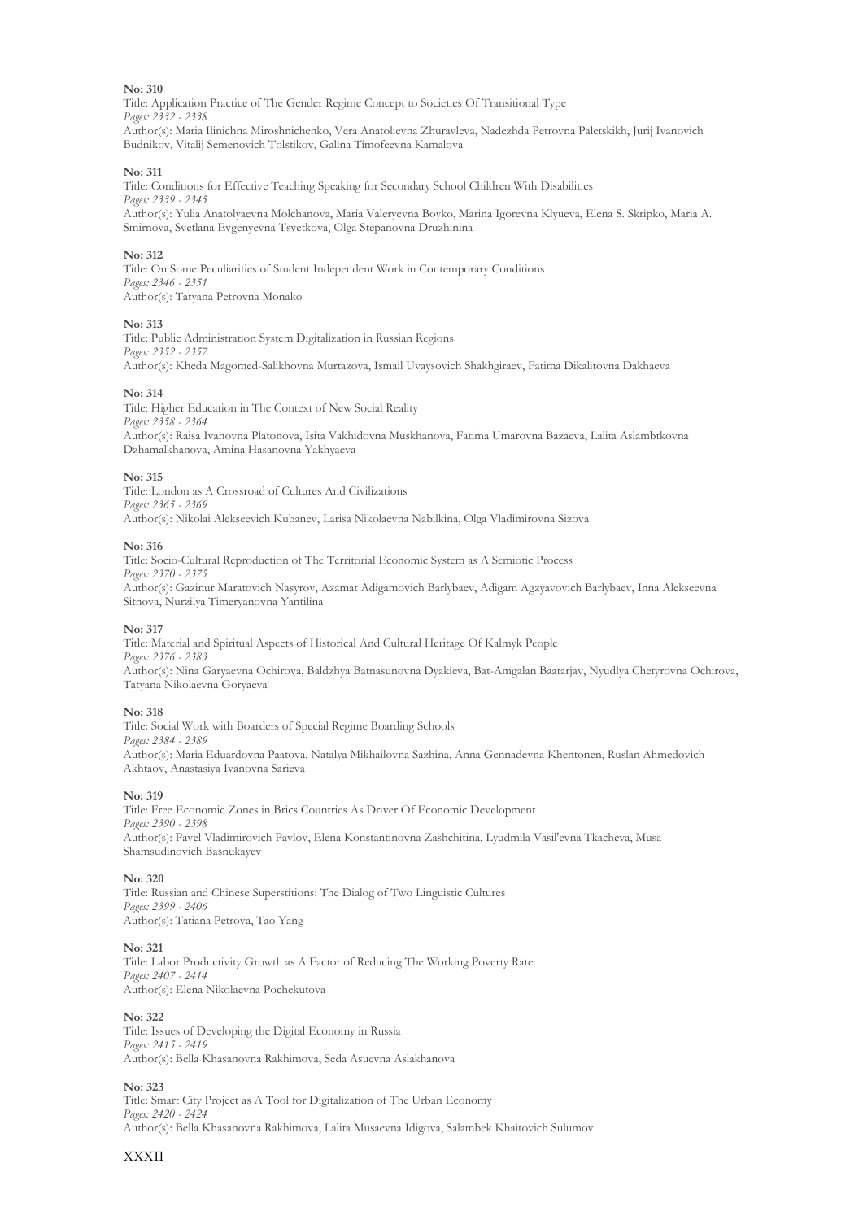**No: 310**

Title: Application Practice of The Gender Regime Concept to Societies Of Transitional Type

*Pages: 2332 - 2338*

Author(s): Maria Ilinichna Miroshnichenko, Vera Anatolievna Zhuravleva, Nadezhda Petrovna Paletskikh, Jurij Ivanovich Budnikov, Vitalij Semenovich Tolstikov, Galina Timofeevna Kamalova

**No: 311**

Title: Conditions for Effective Teaching Speaking for Secondary School Children With Disabilities

*Pages: 2339 - 2345*

Author(s): Yulia Anatolyaevna Molchanova, Maria Valeryevna Boyko, Marina Igorevna Klyueva, Elena S. Skripko, Maria A. Smirnova, Svetlana Evgenyevna Tsvetkova, Olga Stepanovna Druzhinina

**No: 312**

Title: On Some Peculiarities of Student Independent Work in Contemporary Conditions

*Pages: 2346 - 2351*

Author(s): Tatyana Petrovna Monako

**No: 313**

Title: Public Administration System Digitalization in Russian Regions

*Pages: 2352 - 2357*

Author(s): Kheda Magomed-Salikhovna Murtazova, Ismail Uvaysovich Shakhgiraev, Fatima Dikalitovna Dakhaeva

**No: 314**

Title: Higher Education in The Context of New Social Reality

*Pages: 2358 - 2364*

Author(s): Raisa Ivanovna Platonova, Isita Vakhidovna Muskhanova, Fatima Umarovna Bazaeva, Lalita Aslambtkovna Dzhamalkhanova, Amina Hasanovna Yakhyaeva

**No: 315**

Title: London as A Crossroad of Cultures And Civilizations

*Pages: 2365 - 2369*

Author(s): Nikolai Alekseevich Kubanev, Larisa Nikolaevna Nabilkina, Olga Vladimirovna Sizova

**No: 316**

Title: Socio-Cultural Reproduction of The Territorial Economic System as A Semiotic Process

*Pages: 2370 - 2375*

Author(s): Gazinur Maratovich Nasyrov, Azamat Adigamovich Barlybaev, Adigam Agzyavovich Barlybaev, Inna Alekseevna Sitnova, Nurzilya Timeryanovna Yantilina

**No: 317**

Title: Material and Spiritual Aspects of Historical And Cultural Heritage Of Kalmyk People

*Pages: 2376 - 2383*

Author(s): Nina Garyaevna Ochirova, Baldzhya Batnasunovna Dyakieva, Bat-Amgalan Baatarjav, Nyudlya Chetyrovna Ochirova, Tatyana Nikolaevna Goryaeva

**No: 318**

Title: Social Work with Boarders of Special Regime Boarding Schools

*Pages: 2384 - 2389*

Author(s): Maria Eduardovna Paatova, Natalya Mikhailovna Sazhina, Anna Gennadevna Khentonen, Ruslan Ahmedovich Akhtaov, Anastasiya Ivanovna Sarieva

**No: 319**

Title: Free Economic Zones in Brics Countries As Driver Of Economic Development

*Pages: 2390 - 2398*

Author(s): Pavel Vladimirovich Pavlov, Elena Konstantinovna Zashchitina, Lyudmila Vasil'evna Tkacheva, Musa Shamsudinovich Basnukayev

**No: 320**

Title: Russian and Chinese Superstitions: The Dialog of Two Linguistic Cultures

*Pages: 2399 - 2406*

Author(s): Tatiana Petrova, Tao Yang

**No: 321**

Title: Labor Productivity Growth as A Factor of Reducing The Working Poverty Rate

*Pages: 2407 - 2414*

Author(s): Elena Nikolaevna Pochekutova

**No: 322**

Title: Issues of Developing the Digital Economy in Russia

*Pages: 2415 - 2419*

Author(s): Bella Khasanovna Rakhimova, Seda Asuevna Aslakhanova

**No: 323**

Title: Smart City Project as A Tool for Digitalization of The Urban Economy

*Pages: 2420 - 2424*

Author(s): Bella Khasanovna Rakhimova, Lalita Musaevna Idigova, Salambek Khaitovich Sulumov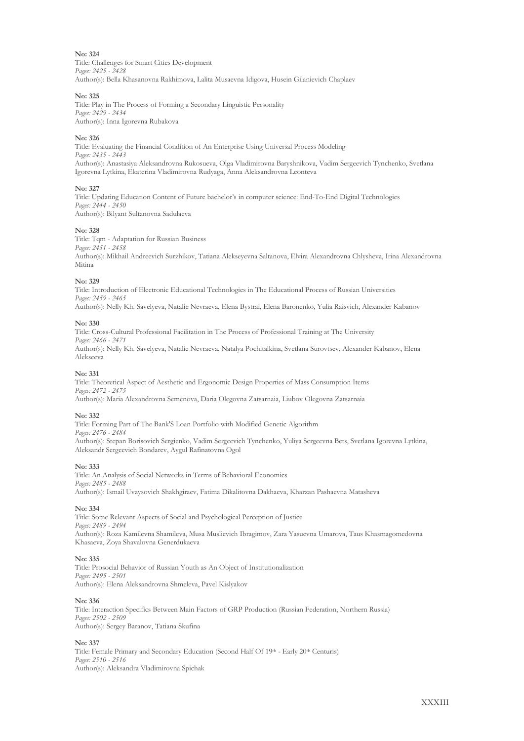**No: 324**
Title: Challenges for Smart Cities Development
*Pages: 2425 - 2428*
Author(s): Bella Khasanovna Rakhimova, Lalita Musaevna Idigova, Husein Gilanievich Chaplaev

**No: 325**
Title: Play in The Process of Forming a Secondary Linguistic Personality
*Pages: 2429 - 2434*
Author(s): Inna Igorevna Rubakova

**No: 326**
Title: Evaluating the Financial Condition of An Enterprise Using Universal Process Modeling
*Pages: 2435 - 2443*
Author(s): Anastasiya Aleksandrovna Rukosueva, Olga Vladimirovna Baryshnikova, Vadim Sergeevich Tynchenko, Svetlana Igorevna Lytkina, Ekaterina Vladimirovna Rudyaga, Anna Aleksandrovna Leonteva

**No: 327**
Title: Updating Education Content of Future bachelor's in computer science: End-To-End Digital Technologies
*Pages: 2444 - 2450*
Author(s): Bilyant Sultanovna Sadulaeva

**No: 328**
Title: Tqm - Adaptation for Russian Business
*Pages: 2451 - 2458*
Author(s): Mikhail Andreevich Surzhikov, Tatiana Alekseyevna Saltanova, Elvira Alexandrovna Chlysheva, Irina Alexandrovna Mitina

**No: 329**
Title: Introduction of Electronic Educational Technologies in The Educational Process of Russian Universities
*Pages: 2459 - 2465*
Author(s): Nelly Kh. Savelyeva, Natalie Nevraeva, Elena Bystrai, Elena Baronenko, Yulia Raisvich, Alexander Kabanov

**No: 330**
Title: Cross-Cultural Professional Facilitation in The Process of Professional Training at The University
*Pages: 2466 - 2471*
Author(s): Nelly Kh. Savelyeva, Natalie Nevraeva, Natalya Pochitalkina, Svetlana Surovtsev, Alexander Kabanov, Elena Alekseeva

**No: 331**
Title: Theoretical Aspect of Aesthetic and Ergonomic Design Properties of Mass Consumption Items
*Pages: 2472 - 2475*
Author(s): Maria Alexandrovna Semenova, Daria Olegovna Zatsarnaia, Liubov Olegovna Zatsarnaia

**No: 332**
Title: Forming Part of The Bank'S Loan Portfolio with Modified Genetic Algorithm
*Pages: 2476 - 2484*
Author(s): Stepan Borisovich Sergienko, Vadim Sergeevich Tynchenko, Yuliya Sergeevna Bets, Svetlana Igorevna Lytkina, Aleksandr Sergeevich Bondarev, Aygul Rafinatovna Ogol

**No: 333**
Title: An Analysis of Social Networks in Terms of Behavioral Economics
*Pages: 2485 - 2488*
Author(s): Ismail Uvaysovich Shakhgiraev, Fatima Dikalitovna Dakhaeva, Kharzan Pashaevna Matasheva

**No: 334**
Title: Some Relevant Aspects of Social and Psychological Perception of Justice
*Pages: 2489 - 2494*
Author(s): Roza Kamilevna Shamileva, Musa Muslievich Ibragimov, Zara Yasuevna Umarova, Taus Khasmagomedovna Khasaeva, Zoya Shavalovna Generdukaeva

**No: 335**
Title: Prosocial Behavior of Russian Youth as An Object of Institutionalization
*Pages: 2495 - 2501*
Author(s): Elena Aleksandrovna Shmeleva, Pavel Kislyakov

**No: 336**
Title: Interaction Specifics Between Main Factors of GRP Production (Russian Federation, Northern Russia)
*Pages: 2502 - 2509*
Author(s): Sergey Baranov, Tatiana Skufina

**No: 337**
Title: Female Primary and Secondary Education (Second Half Of 19th - Early 20th Centuris)
*Pages: 2510 - 2516*
Author(s): Aleksandra Vladimirovna Spichak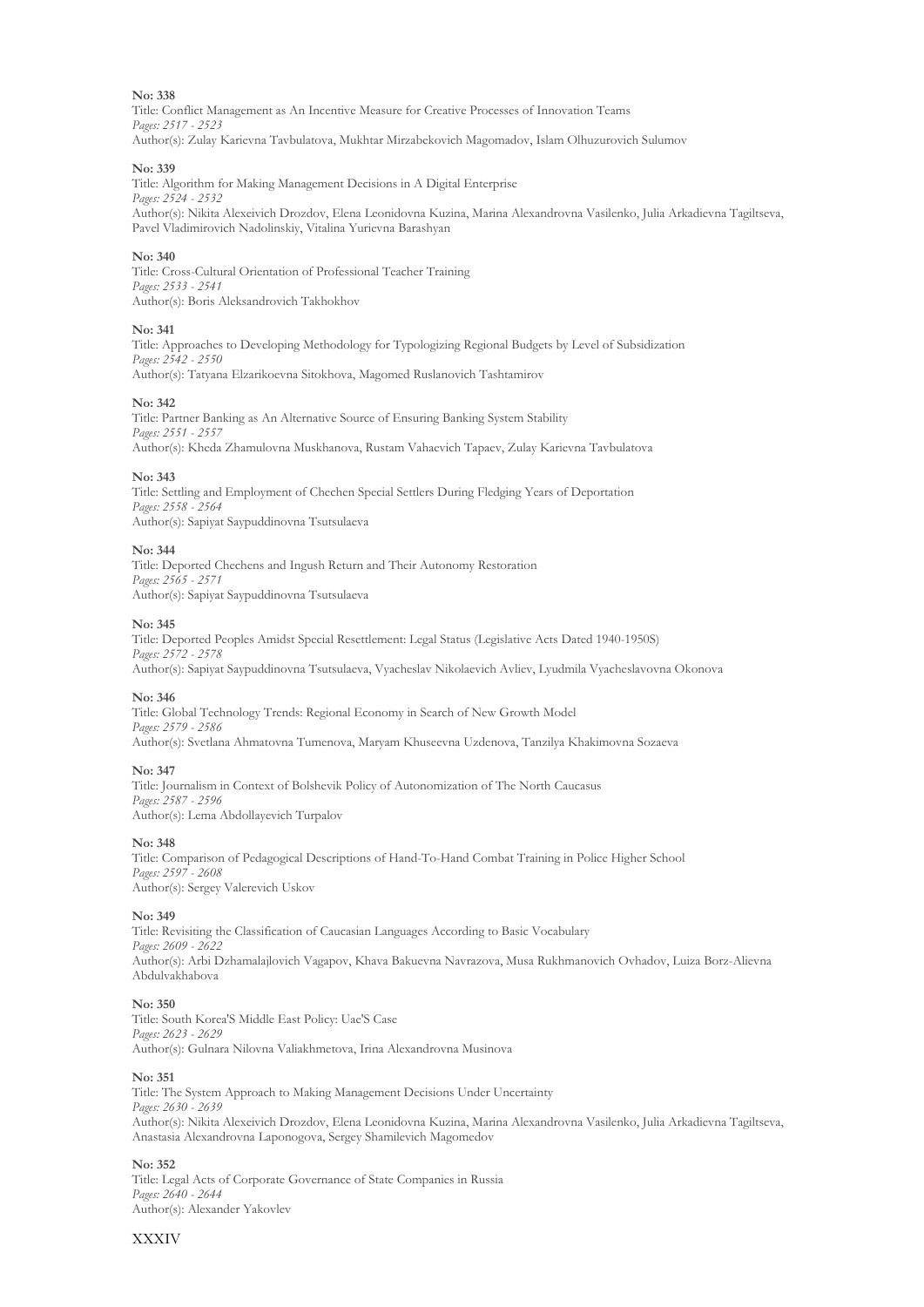**No: 338**
Title: Conflict Management as An Incentive Measure for Creative Processes of Innovation Teams
*Pages: 2517 - 2523*
Author(s): Zulay Karievna Tavbulatova, Mukhtar Mirzabekovich Magomadov, Islam Olhuzurovich Sulumov

**No: 339**
Title: Algorithm for Making Management Decisions in A Digital Enterprise
*Pages: 2524 - 2532*
Author(s): Nikita Alexeivich Drozdov, Elena Leonidovna Kuzina, Marina Alexandrovna Vasilenko, Julia Arkadievna Tagiltseva, Pavel Vladimirovich Nadolinskiy, Vitalina Yurievna Barashyan

**No: 340**
Title: Cross-Cultural Orientation of Professional Teacher Training
*Pages: 2533 - 2541*
Author(s): Boris Aleksandrovich Takhokhov

**No: 341**
Title: Approaches to Developing Methodology for Typologizing Regional Budgets by Level of Subsidization
*Pages: 2542 - 2550*
Author(s): Tatyana Elzarikoevna Sitokhova, Magomed Ruslanovich Tashtamirov

**No: 342**
Title: Partner Banking as An Alternative Source of Ensuring Banking System Stability
*Pages: 2551 - 2557*
Author(s): Kheda Zhamulovna Muskhanova, Rustam Vahaevich Tapaev, Zulay Karievna Tavbulatova

**No: 343**
Title: Settling and Employment of Chechen Special Settlers During Fledging Years of Deportation
*Pages: 2558 - 2564*
Author(s): Sapiyat Saypuddinovna Tsutsulaeva

**No: 344**
Title: Deported Chechens and Ingush Return and Their Autonomy Restoration
*Pages: 2565 - 2571*
Author(s): Sapiyat Saypuddinovna Tsutsulaeva

**No: 345**
Title: Deported Peoples Amidst Special Resettlement: Legal Status (Legislative Acts Dated 1940-1950S)
*Pages: 2572 - 2578*
Author(s): Sapiyat Saypuddinovna Tsutsulaeva, Vyacheslav Nikolaevich Avliev, Lyudmila Vyacheslavovna Okonova

**No: 346**
Title: Global Technology Trends: Regional Economy in Search of New Growth Model
*Pages: 2579 - 2586*
Author(s): Svetlana Ahmatovna Tumenova, Maryam Khuseevna Uzdenova, Tanzilya Khakimovna Sozaeva

**No: 347**
Title: Journalism in Context of Bolshevik Policy of Autonomization of The North Caucasus
*Pages: 2587 - 2596*
Author(s): Lema Abdollayevich Turpalov

**No: 348**
Title: Comparison of Pedagogical Descriptions of Hand-To-Hand Combat Training in Police Higher School
*Pages: 2597 - 2608*
Author(s): Sergey Valerevich Uskov

**No: 349**
Title: Revisiting the Classification of Caucasian Languages According to Basic Vocabulary
*Pages: 2609 - 2622*
Author(s): Arbi Dzhamalajlovich Vagapov, Khava Bakuevna Navrazova, Musa Rukhmanovich Ovhadov, Luiza Borz-Alievna Abdulvakhabova

**No: 350**
Title: South Korea'S Middle East Policy: Uae'S Case
*Pages: 2623 - 2629*
Author(s): Gulnara Nilovna Valiakhmetova, Irina Alexandrovna Musinova

**No: 351**
Title: The System Approach to Making Management Decisions Under Uncertainty
*Pages: 2630 - 2639*
Author(s): Nikita Alexeivich Drozdov, Elena Leonidovna Kuzina, Marina Alexandrovna Vasilenko, Julia Arkadievna Tagiltseva, Anastasia Alexandrovna Laponogova, Sergey Shamilevich Magomedov

**No: 352**
Title: Legal Acts of Corporate Governance of State Companies in Russia
*Pages: 2640 - 2644*
Author(s): Alexander Yakovlev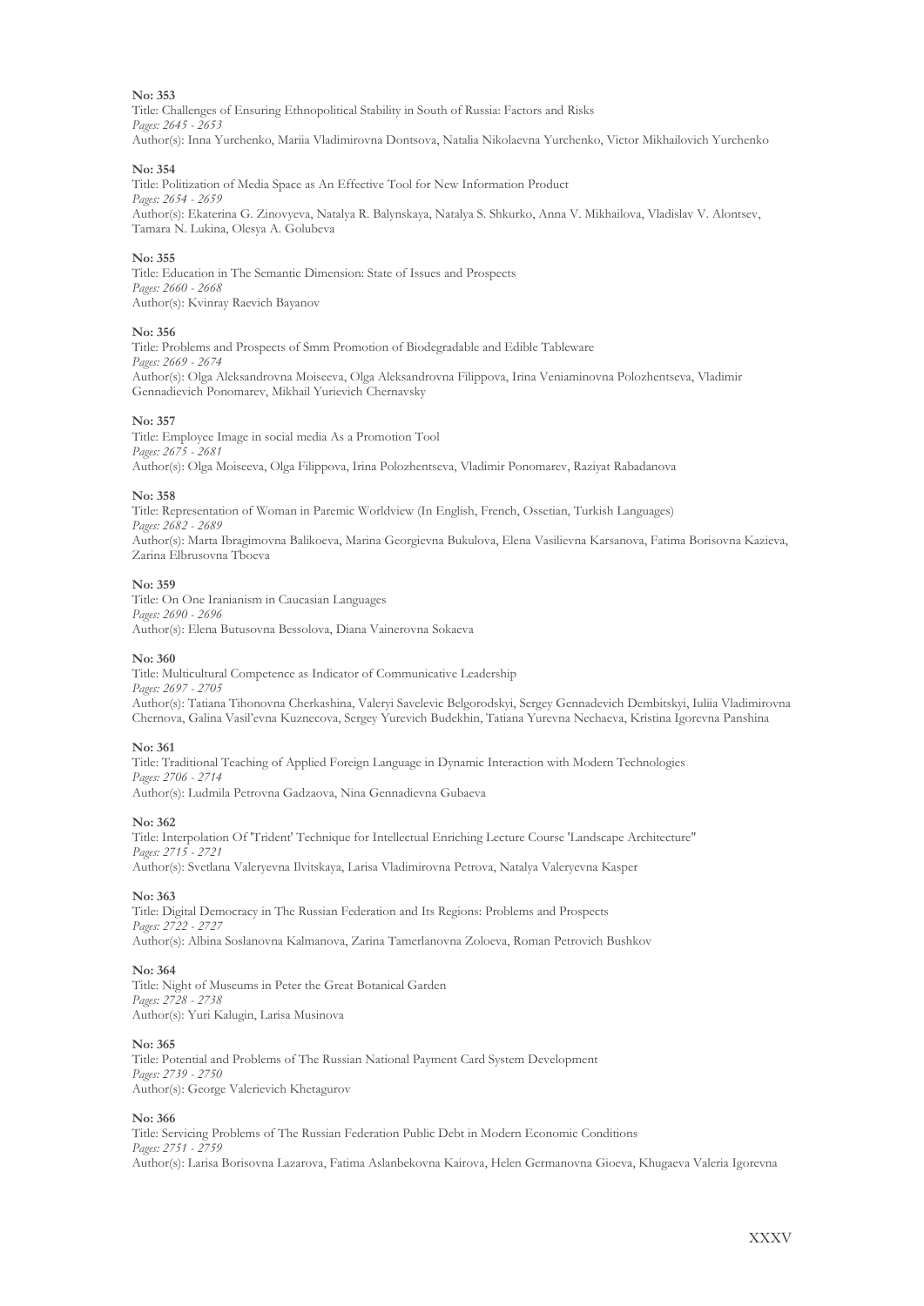**No: 353**

Title: Challenges of Ensuring Ethnopolitical Stability in South of Russia: Factors and Risks
*Pages: 2645 - 2653*
Author(s): Inna Yurchenko, Mariia Vladimirovna Dontsova, Natalia Nikolaevna Yurchenko, Victor Mikhailovich Yurchenko

**No: 354**

Title: Politization of Media Space as An Effective Tool for New Information Product
*Pages: 2654 - 2659*
Author(s): Ekaterina G. Zinovyeva, Natalya R. Balynskaya, Natalya S. Shkurko, Anna V. Mikhailova, Vladislav V. Alontsev, Tamara N. Lukina, Olesya A. Golubeva

**No: 355**

Title: Education in The Semantic Dimension: State of Issues and Prospects
*Pages: 2660 - 2668*
Author(s): Kvinray Raevich Bayanov

**No: 356**

Title: Problems and Prospects of Smm Promotion of Biodegradable and Edible Tableware
*Pages: 2669 - 2674*
Author(s): Olga Aleksandrovna Moiseeva, Olga Aleksandrovna Filippova, Irina Veniaminovna Polozhentseva, Vladimir Gennadievich Ponomarev, Mikhail Yurievich Chernavsky

**No: 357**

Title: Employee Image in social media As a Promotion Tool
*Pages: 2675 - 2681*
Author(s): Olga Moiseeva, Olga Filippova, Irina Polozhentseva, Vladimir Ponomarev, Raziyat Rabadanova

**No: 358**

Title: Representation of Woman in Paremic Worldview (In English, French, Ossetian, Turkish Languages)
*Pages: 2682 - 2689*
Author(s): Marta Ibragimovna Balikoeva, Marina Georgievna Bukulova, Elena Vasilievna Karsanova, Fatima Borisovna Kazieva, Zarina Elbrusovna Tboeva

**No: 359**

Title: On One Iranianism in Caucasian Languages
*Pages: 2690 - 2696*
Author(s): Elena Butusovna Bessolova, Diana Vainerovna Sokaeva

**No: 360**

Title: Multicultural Competence as Indicator of Communicative Leadership
*Pages: 2697 - 2705*
Author(s): Tatiana Tihonovna Cherkashina, Valeryi Savelevic Belgorodskyi, Sergey Gennadevich Dembitskyi, Iuliia Vladimirovna Chernova, Galina Vasil'evna Kuznecova, Sergey Yurevich Budekhin, Tatiana Yurevna Nechaeva, Kristina Igorevna Panshina

**No: 361**

Title: Traditional Teaching of Applied Foreign Language in Dynamic Interaction with Modern Technologies
*Pages: 2706 - 2714*
Author(s): Ludmila Petrovna Gadzaova, Nina Gennadievna Gubaeva

**No: 362**

Title: Interpolation Of "Trident' Technique for Intellectual Enriching Lecture Course 'Landscape Architecture"
*Pages: 2715 - 2721*
Author(s): Svetlana Valeryevna Ilvitskaya, Larisa Vladimirovna Petrova, Natalya Valeryevna Kasper

**No: 363**

Title: Digital Democracy in The Russian Federation and Its Regions: Problems and Prospects
*Pages: 2722 - 2727*
Author(s): Albina Soslanovna Kalmanova, Zarina Tamerlanovna Zoloeva, Roman Petrovich Bushkov

**No: 364**

Title: Night of Museums in Peter the Great Botanical Garden
*Pages: 2728 - 2738*
Author(s): Yuri Kalugin, Larisa Musinova

**No: 365**

Title: Potential and Problems of The Russian National Payment Card System Development
*Pages: 2739 - 2750*
Author(s): George Valerievich Khetagurov

**No: 366**

Title: Servicing Problems of The Russian Federation Public Debt in Modern Economic Conditions
*Pages: 2751 - 2759*
Author(s): Larisa Borisovna Lazarova, Fatima Aslanbekovna Kairova, Helen Germanovna Gioeva, Khugaeva Valeria Igorevna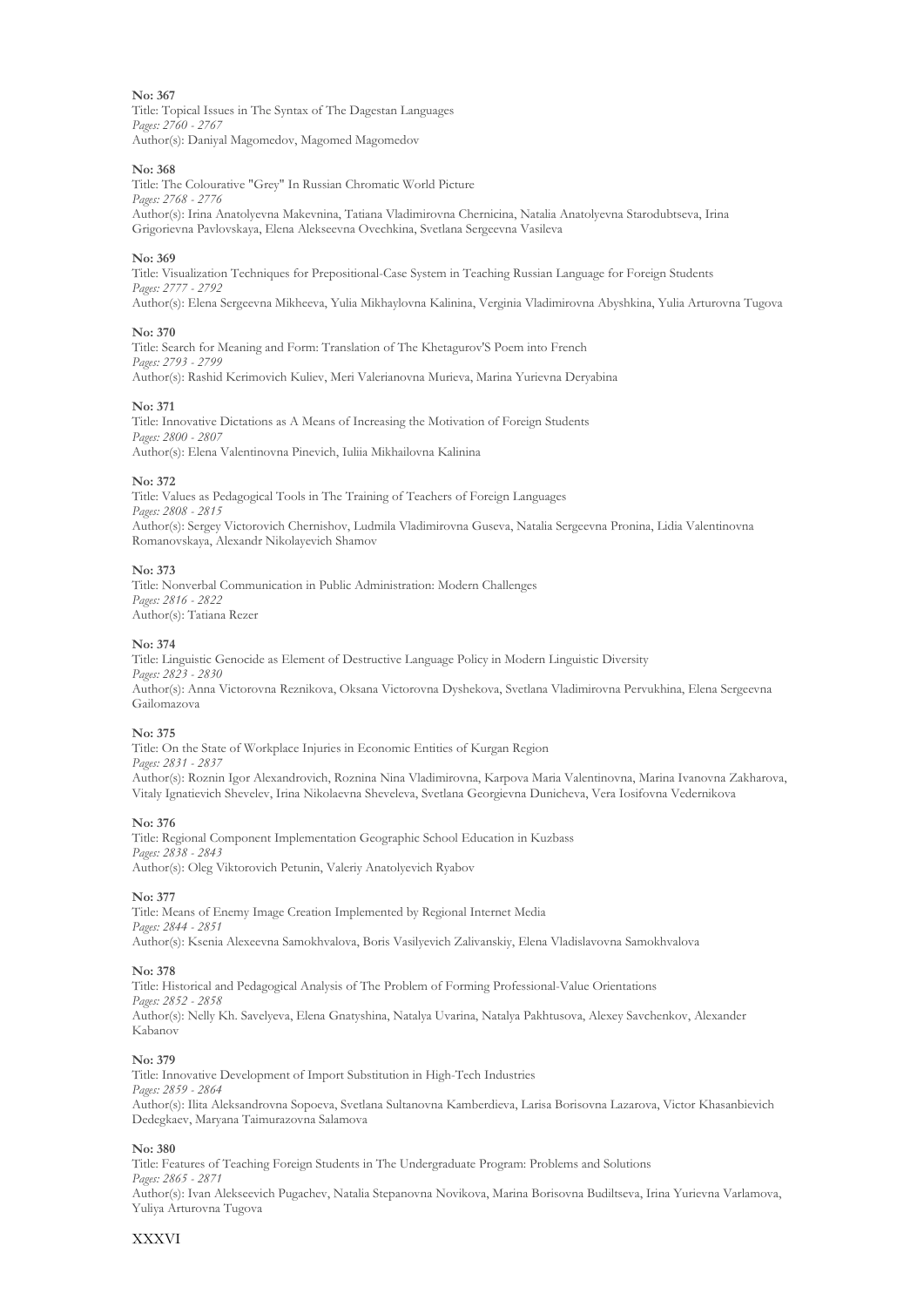**No: 367**
Title: Topical Issues in The Syntax of The Dagestan Languages
*Pages: 2760 - 2767*
Author(s): Daniyal Magomedov, Magomed Magomedov

**No: 368**
Title: The Colourative "Grey" In Russian Chromatic World Picture
*Pages: 2768 - 2776*
Author(s): Irina Anatolyevna Makevnina, Tatiana Vladimirovna Chernicina, Natalia Anatolyevna Starodubtseva, Irina Grigorievna Pavlovskaya, Elena Alekseevna Ovechkina, Svetlana Sergeevna Vasileva

**No: 369**
Title: Visualization Techniques for Prepositional-Case System in Teaching Russian Language for Foreign Students
*Pages: 2777 - 2792*
Author(s): Elena Sergeevna Mikheeva, Yulia Mikhaylovna Kalinina, Verginia Vladimirovna Abyshkina, Yulia Arturovna Tugova

**No: 370**
Title: Search for Meaning and Form: Translation of The Khetagurov'S Poem into French
*Pages: 2793 - 2799*
Author(s): Rashid Kerimovich Kuliev, Meri Valerianovna Murieva, Marina Yurievna Deryabina

**No: 371**
Title: Innovative Dictations as A Means of Increasing the Motivation of Foreign Students
*Pages: 2800 - 2807*
Author(s): Elena Valentinovna Pinevich, Iuliia Mikhailovna Kalinina

**No: 372**
Title: Values as Pedagogical Tools in The Training of Teachers of Foreign Languages
*Pages: 2808 - 2815*
Author(s): Sergey Victorovich Chernishov, Ludmila Vladimirovna Guseva, Natalia Sergeevna Pronina, Lidia Valentinovna Romanovskaya, Alexandr Nikolayevich Shamov

**No: 373**
Title: Nonverbal Communication in Public Administration: Modern Challenges
*Pages: 2816 - 2822*
Author(s): Tatiana Rezer

**No: 374**
Title: Linguistic Genocide as Element of Destructive Language Policy in Modern Linguistic Diversity
*Pages: 2823 - 2830*
Author(s): Anna Victorovna Reznikova, Oksana Victorovna Dyshekova, Svetlana Vladimirovna Pervukhina, Elena Sergeevna Gailomazova

**No: 375**
Title: On the State of Workplace Injuries in Economic Entities of Kurgan Region
*Pages: 2831 - 2837*
Author(s): Roznin Igor Alexandrovich, Roznina Nina Vladimirovna, Karpova Maria Valentinovna, Marina Ivanovna Zakharova, Vitaly Ignatievich Shevelev, Irina Nikolaevna Sheveleva, Svetlana Georgievna Dunicheva, Vera Iosifovna Vedernikova

**No: 376**
Title: Regional Component Implementation Geographic School Education in Kuzbass
*Pages: 2838 - 2843*
Author(s): Oleg Viktorovich Petunin, Valeriy Anatolyevich Ryabov

**No: 377**
Title: Means of Enemy Image Creation Implemented by Regional Internet Media
*Pages: 2844 - 2851*
Author(s): Ksenia Alexeevna Samokhvalova, Boris Vasilyevich Zalivanskiy, Elena Vladislavovna Samokhvalova

**No: 378**
Title: Historical and Pedagogical Analysis of The Problem of Forming Professional-Value Orientations
*Pages: 2852 - 2858*
Author(s): Nelly Kh. Savelyeva, Elena Gnatyshina, Natalya Uvarina, Natalya Pakhtusova, Alexey Savchenkov, Alexander Kabanov

**No: 379**
Title: Innovative Development of Import Substitution in High-Tech Industries
*Pages: 2859 - 2864*
Author(s): Ilita Aleksandrovna Sopoeva, Svetlana Sultanovna Kamberdieva, Larisa Borisovna Lazarova, Victor Khasanbievich Dedegkaev, Maryana Taimurazovna Salamova

**No: 380**
Title: Features of Teaching Foreign Students in The Undergraduate Program: Problems and Solutions
*Pages: 2865 - 2871*
Author(s): Ivan Alekseevich Pugachev, Natalia Stepanovna Novikova, Marina Borisovna Budiltseva, Irina Yurievna Varlamova, Yuliya Arturovna Tugova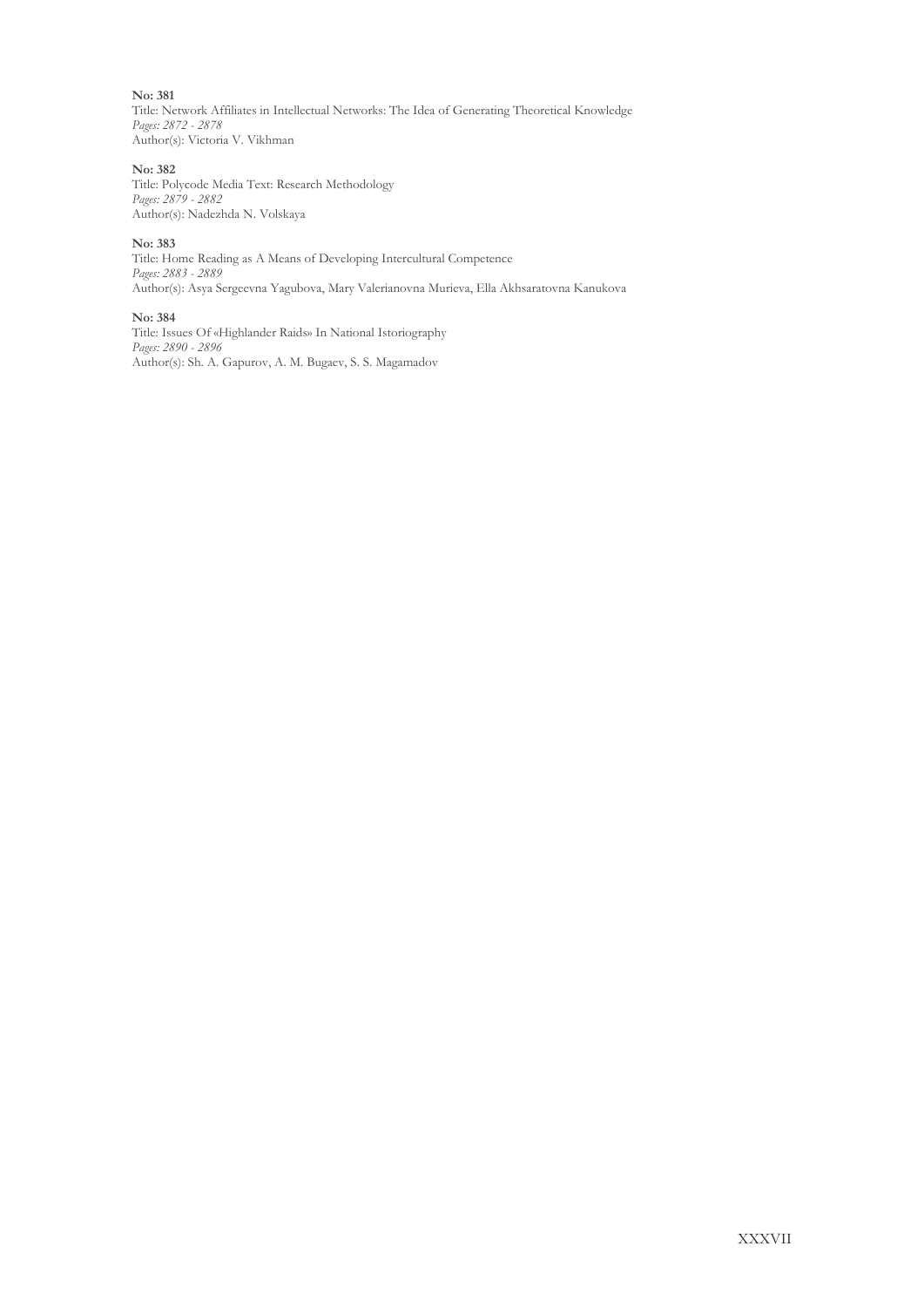**No: 381**
Title: Network Affiliates in Intellectual Networks: The Idea of Generating Theoretical Knowledge
*Pages: 2872 - 2878*
Author(s): Victoria V. Vikhman

**No: 382**
Title: Polycode Media Text: Research Methodology
*Pages: 2879 - 2882*
Author(s): Nadezhda N. Volskaya

**No: 383**
Title: Home Reading as A Means of Developing Intercultural Competence
*Pages: 2883 - 2889*
Author(s): Asya Sergeevna Yagubova, Mary Valerianovna Murieva, Ella Akhsaratovna Kanukova

**No: 384**
Title: Issues Of «Highlander Raids» In National Istoriography
*Pages: 2890 - 2896*
Author(s): Sh. A. Gapurov, A. M. Bugaev, S. S. Magamadov